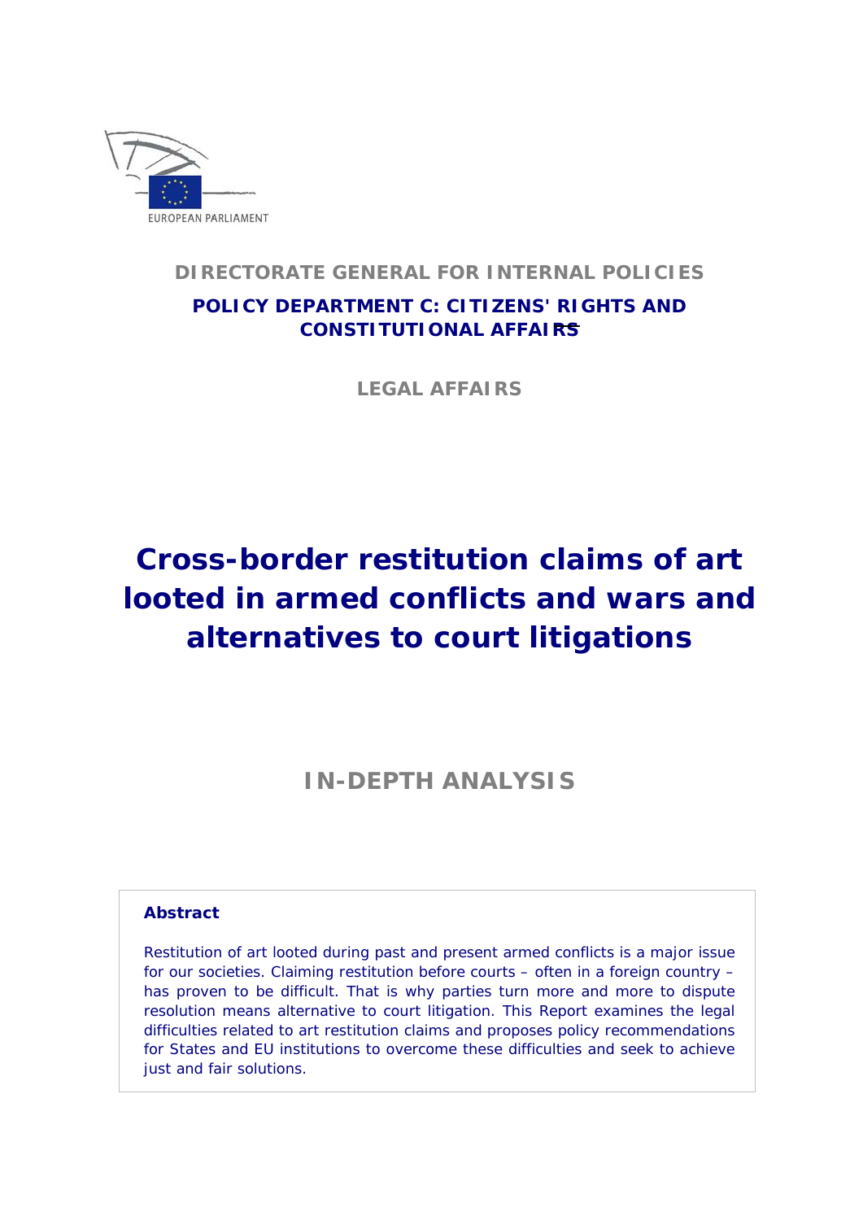EUROPEAN PARLIAMENT

**DIRECTORATE GENERAL FOR INTERNAL POLICIES**

**POLICY DEPARTMENT C: CITIZENS' RIGHTS AND CONSTITUTIONAL AFFAIRS**

**LEGAL AFFAIRS**

# Cross-border restitution claims of art looted in armed conflicts and wars and alternatives to court litigations

## IN-DEPTH ANALYSIS

**Abstract**

Restitution of art looted during past and present armed conflicts is a major issue for our societies. Claiming restitution before courts – often in a foreign country – has proven to be difficult. That is why parties turn more and more to dispute resolution means alternative to court litigation. This Report examines the legal difficulties related to art restitution claims and proposes policy recommendations for States and EU institutions to overcome these difficulties and seek to achieve just and fair solutions.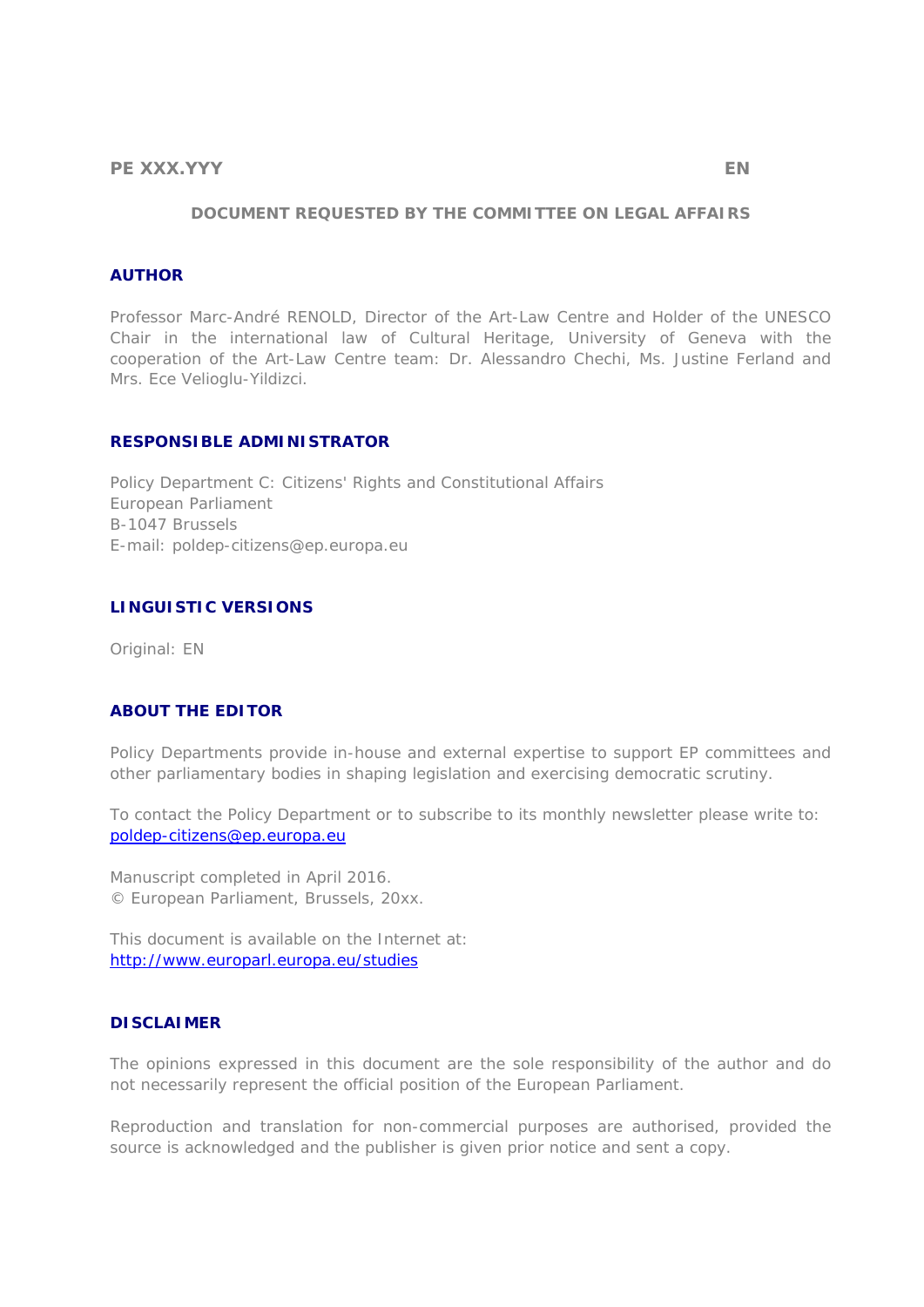PE XXX.YYY EN

DOCUMENT REQUESTED BY THE COMMITTEE ON LEGAL AFFAIRS

## AUTHOR

Professor Marc-André RENOLD, Director of the Art-Law Centre and Holder of the UNESCO Chair in the international law of Cultural Heritage, University of Geneva with the cooperation of the Art-Law Centre team: Dr. Alessandro Chechi, Ms. Justine Ferland and Mrs. Ece Velioglu-Yildizci.

## RESPONSIBLE ADMINISTRATOR

Policy Department C: Citizens' Rights and Constitutional Affairs
European Parliament
B-1047 Brussels
E-mail: poldep-citizens@ep.europa.eu

## LINGUISTIC VERSIONS

Original: EN

## ABOUT THE EDITOR

Policy Departments provide in-house and external expertise to support EP committees and other parliamentary bodies in shaping legislation and exercising democratic scrutiny.

To contact the Policy Department or to subscribe to its monthly newsletter please write to:
poldep-citizens@ep.europa.eu

Manuscript completed in April 2016.
© European Parliament, Brussels, 20xx.

This document is available on the Internet at:
http://www.europarl.europa.eu/studies

## DISCLAIMER

The opinions expressed in this document are the sole responsibility of the author and do not necessarily represent the official position of the European Parliament.

Reproduction and translation for non-commercial purposes are authorised, provided the source is acknowledged and the publisher is given prior notice and sent a copy.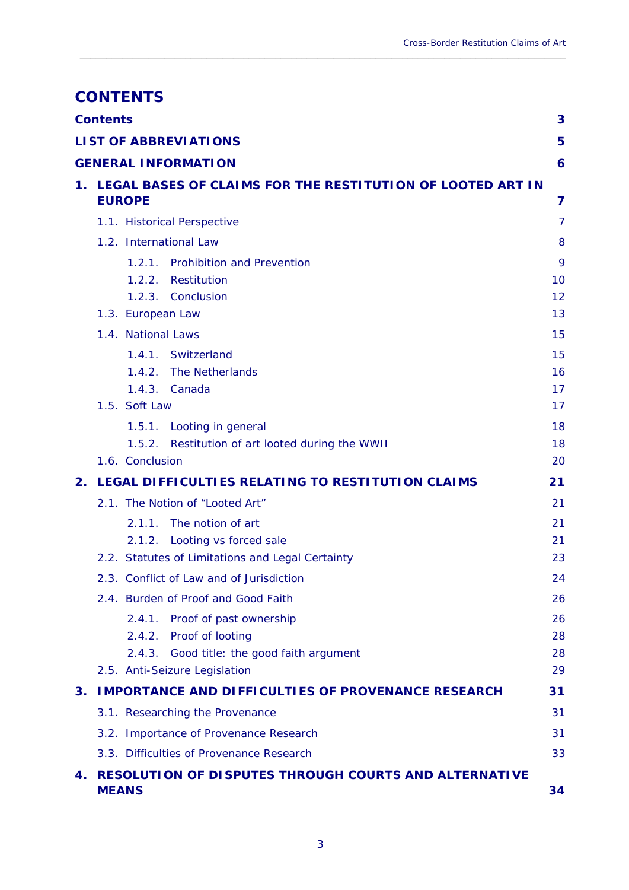# CONTENTS

**Contents** 3

**LIST OF ABBREVIATIONS** 5

**GENERAL INFORMATION** 6

**1. LEGAL BASES OF CLAIMS FOR THE RESTITUTION OF LOOTED ART IN EUROPE** 7

- 1.1. Historical Perspective 7
- 1.2. International Law 8
  - 1.2.1. Prohibition and Prevention 9
  - 1.2.2. Restitution 10
  - 1.2.3. Conclusion 12
- 1.3. European Law 13
- 1.4. National Laws 15
  - 1.4.1. Switzerland 15
  - 1.4.2. The Netherlands 16
  - 1.4.3. Canada 17
- 1.5. Soft Law 17
  - 1.5.1. Looting in general 18
  - 1.5.2. Restitution of art looted during the WWII 18
- 1.6. Conclusion 20

**2. LEGAL DIFFICULTIES RELATING TO RESTITUTION CLAIMS** 21

- 2.1. The Notion of “Looted Art” 21
  - 2.1.1. The notion of art 21
  - 2.1.2. Looting vs forced sale 21
- 2.2. Statutes of Limitations and Legal Certainty 23
- 2.3. Conflict of Law and of Jurisdiction 24
- 2.4. Burden of Proof and Good Faith 26
  - 2.4.1. Proof of past ownership 26
  - 2.4.2. Proof of looting 28
  - 2.4.3. Good title: the good faith argument 28
- 2.5. Anti-Seizure Legislation 29

**3. IMPORTANCE AND DIFFICULTIES OF PROVENANCE RESEARCH** 31

- 3.1. Researching the Provenance 31
- 3.2. Importance of Provenance Research 31
- 3.3. Difficulties of Provenance Research 33

**4. RESOLUTION OF DISPUTES THROUGH COURTS AND ALTERNATIVE MEANS** 34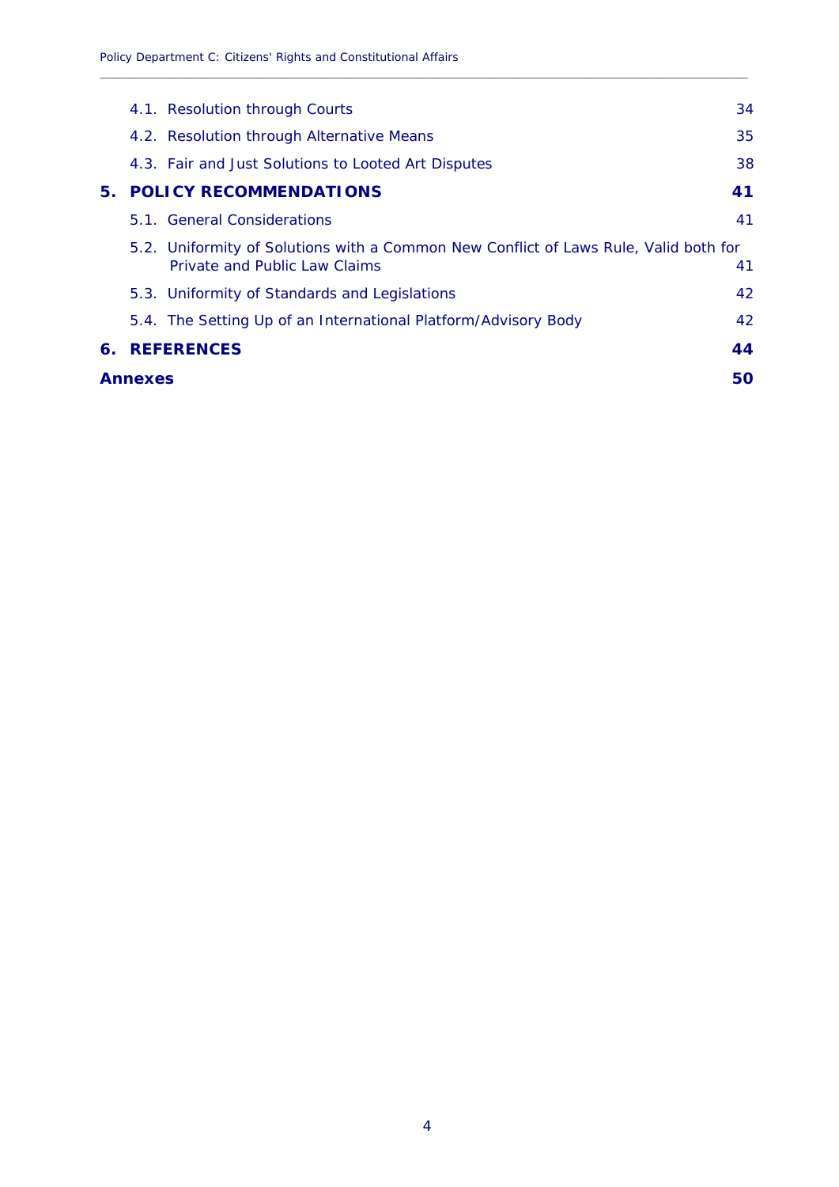4.1. Resolution through Courts 34

4.2. Resolution through Alternative Means 35

4.3. Fair and Just Solutions to Looted Art Disputes 38

**5. POLICY RECOMMENDATIONS 41**

5.1. General Considerations 41

5.2. Uniformity of Solutions with a Common New Conflict of Laws Rule, Valid both for Private and Public Law Claims 41

5.3. Uniformity of Standards and Legislations 42

5.4. The Setting Up of an International Platform/Advisory Body 42

**6. REFERENCES 44**

**Annexes 50**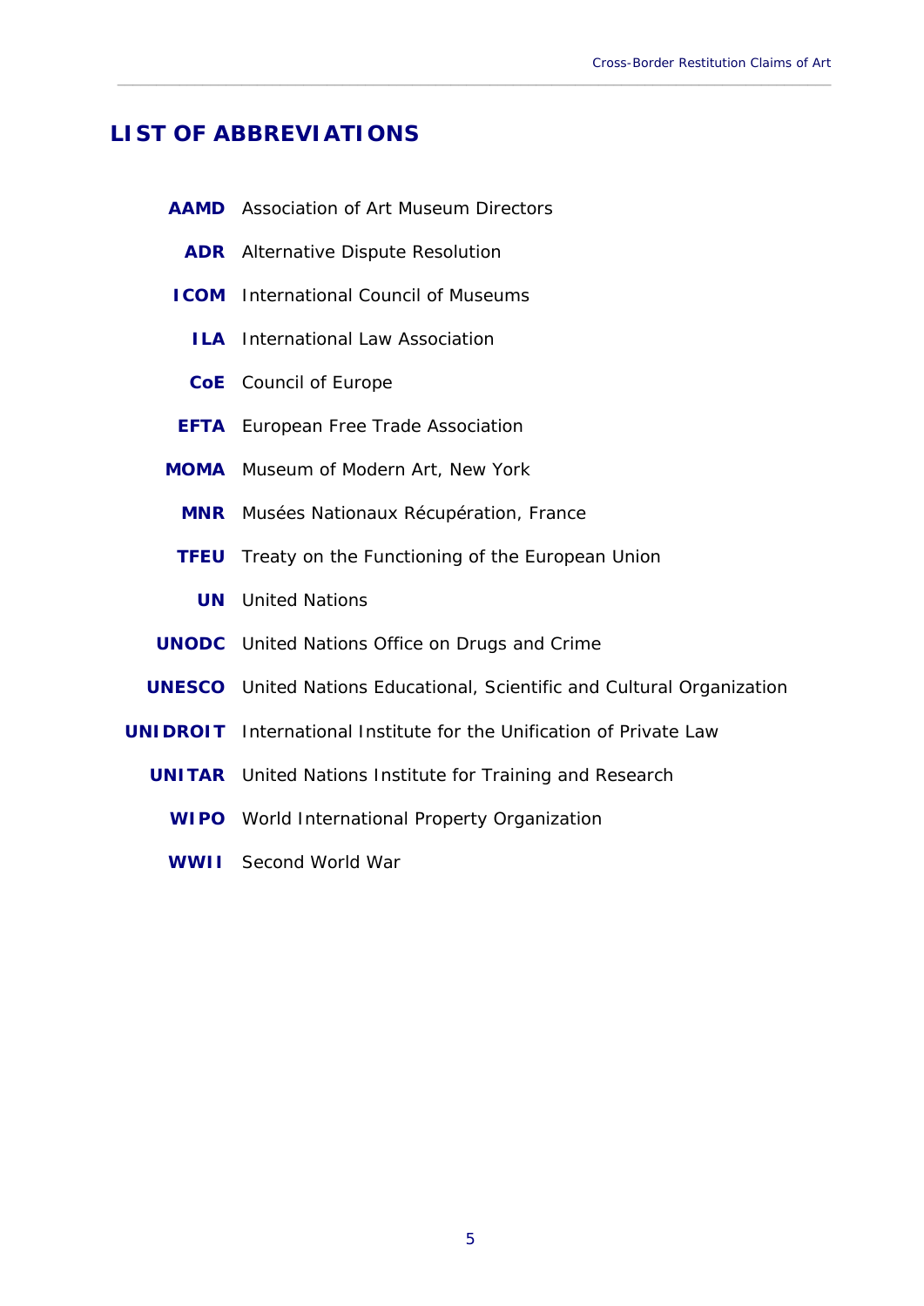## LIST OF ABBREVIATIONS

| | |
|---|---|
| **AAMD** | Association of Art Museum Directors |
| **ADR** | Alternative Dispute Resolution |
| **ICOM** | International Council of Museums |
| **ILA** | International Law Association |
| **CoE** | Council of Europe |
| **EFTA** | European Free Trade Association |
| **MOMA** | Museum of Modern Art, New York |
| **MNR** | Musées Nationaux Récupération, France |
| **TFEU** | Treaty on the Functioning of the European Union |
| **UN** | United Nations |
| **UNODC** | United Nations Office on Drugs and Crime |
| **UNESCO** | United Nations Educational, Scientific and Cultural Organization |
| **UNIDROIT** | International Institute for the Unification of Private Law |
| **UNITAR** | United Nations Institute for Training and Research |
| **WIPO** | World International Property Organization |
| **WWII** | Second World War |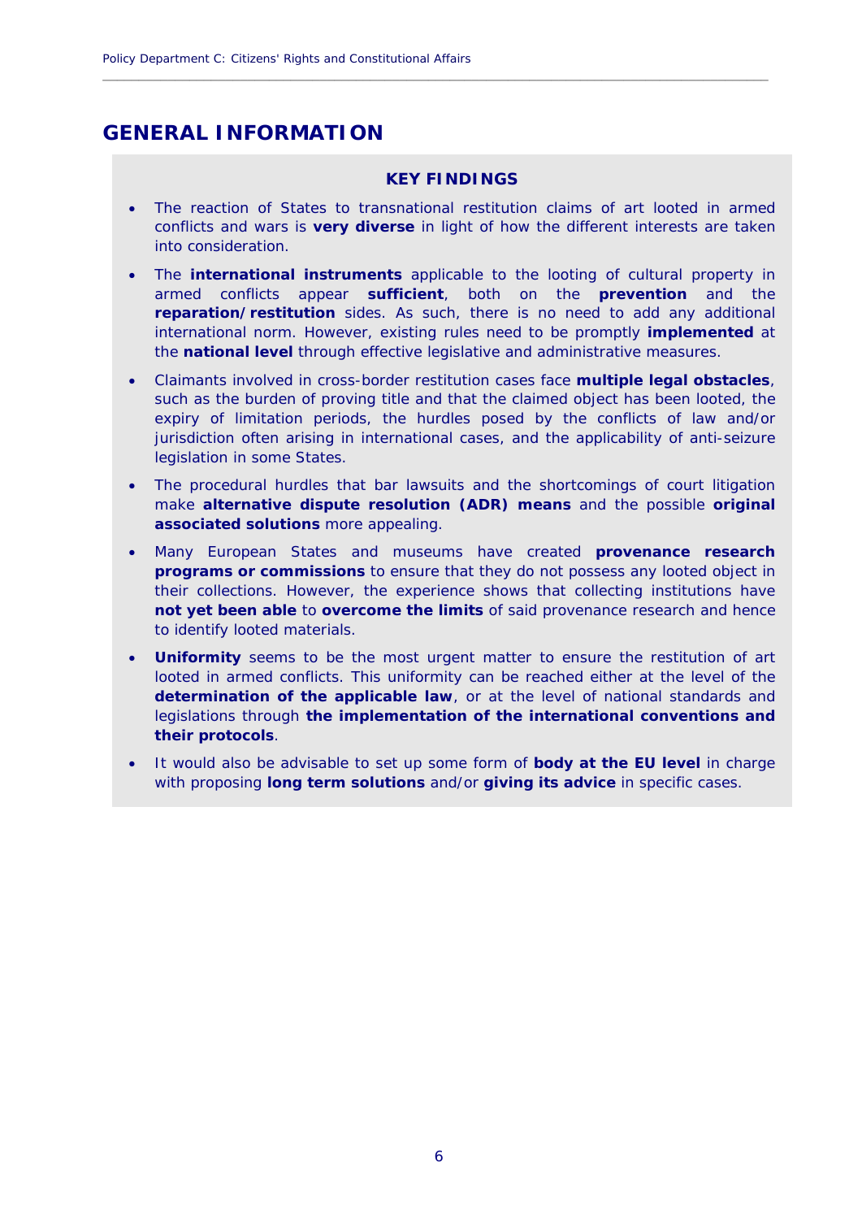# GENERAL INFORMATION

**KEY FINDINGS**

- The reaction of States to transnational restitution claims of art looted in armed conflicts and wars is **very diverse** in light of how the different interests are taken into consideration.
- The **international instruments** applicable to the looting of cultural property in armed conflicts appear **sufficient**, both on the **prevention** and the **reparation/restitution** sides. As such, there is no need to add any additional international norm. However, existing rules need to be promptly **implemented** at the **national level** through effective legislative and administrative measures.
- Claimants involved in cross-border restitution cases face **multiple legal obstacles**, such as the burden of proving title and that the claimed object has been looted, the expiry of limitation periods, the hurdles posed by the conflicts of law and/or jurisdiction often arising in international cases, and the applicability of anti-seizure legislation in some States.
- The procedural hurdles that bar lawsuits and the shortcomings of court litigation make **alternative dispute resolution (ADR) means** and the possible **original associated solutions** more appealing.
- Many European States and museums have created **provenance research programs or commissions** to ensure that they do not possess any looted object in their collections. However, the experience shows that collecting institutions have **not yet been able** to **overcome the limits** of said provenance research and hence to identify looted materials.
- **Uniformity** seems to be the most urgent matter to ensure the restitution of art looted in armed conflicts. This uniformity can be reached either at the level of the **determination of the applicable law**, or at the level of national standards and legislations through **the implementation of the international conventions and their protocols**.
- It would also be advisable to set up some form of **body at the EU level** in charge with proposing **long term solutions** and/or **giving its advice** in specific cases.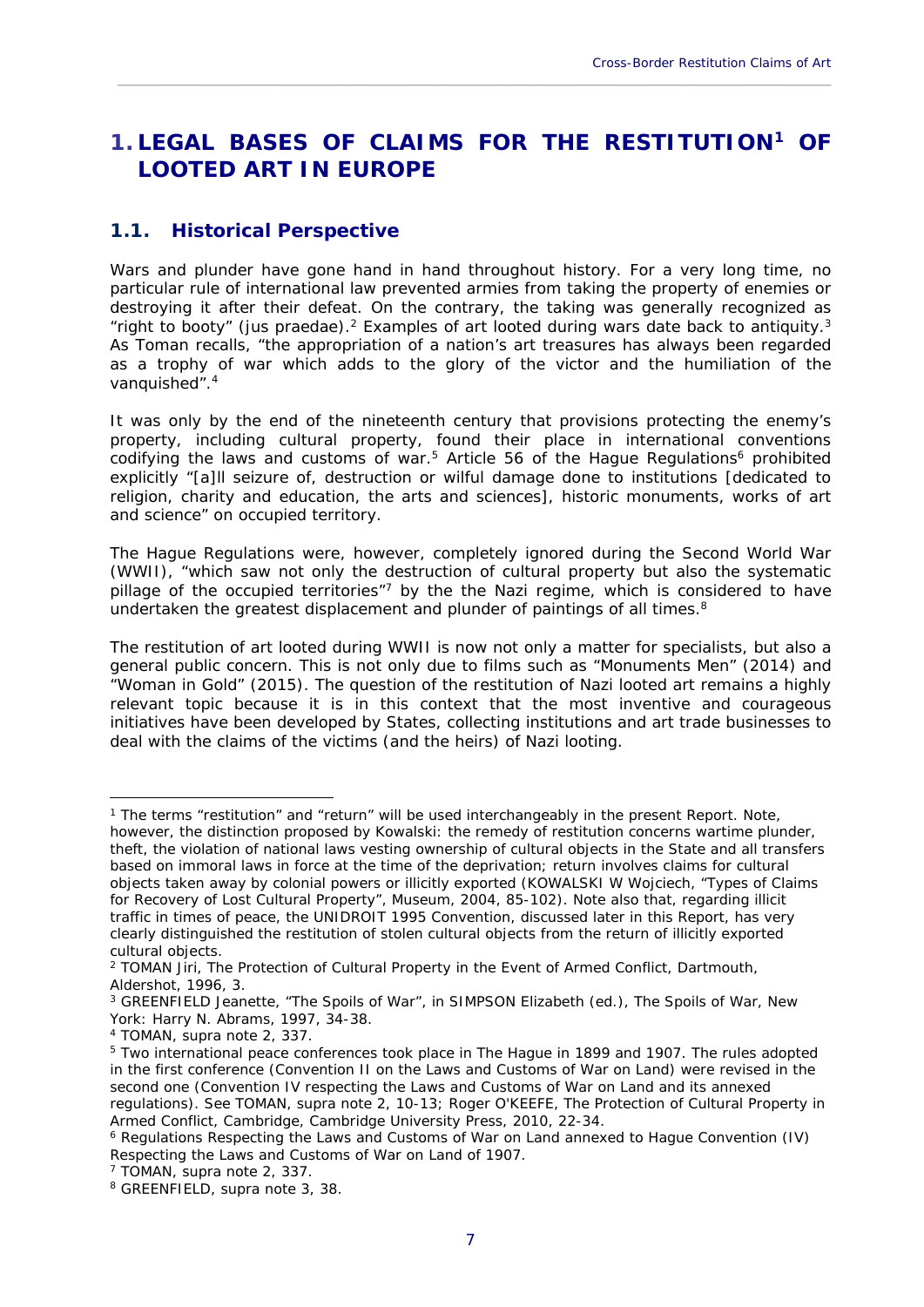# 1. LEGAL BASES OF CLAIMS FOR THE RESTITUTION[1] OF LOOTED ART IN EUROPE

## 1.1. Historical Perspective

Wars and plunder have gone hand in hand throughout history. For a very long time, no particular rule of international law prevented armies from taking the property of enemies or destroying it after their defeat. On the contrary, the taking was generally recognized as "right to booty" (jus praedae).[2] Examples of art looted during wars date back to antiquity.[3] As Toman recalls, "the appropriation of a nation's art treasures has always been regarded as a trophy of war which adds to the glory of the victor and the humiliation of the vanquished".[4]

It was only by the end of the nineteenth century that provisions protecting the enemy's property, including cultural property, found their place in international conventions codifying the laws and customs of war.[5] Article 56 of the Hague Regulations[6] prohibited explicitly "[a]ll seizure of, destruction or wilful damage done to institutions [dedicated to religion, charity and education, the arts and sciences], historic monuments, works of art and science" on occupied territory.

The Hague Regulations were, however, completely ignored during the Second World War (WWII), "which saw not only the destruction of cultural property but also the systematic pillage of the occupied territories"[7] by the Nazi regime, which is considered to have undertaken the greatest displacement and plunder of paintings of all times.[8]

The restitution of art looted during WWII is now not only a matter for specialists, but also a general public concern. This is not only due to films such as "Monuments Men" (2014) and "Woman in Gold" (2015). The question of the restitution of Nazi looted art remains a highly relevant topic because it is in this context that the most inventive and courageous initiatives have been developed by States, collecting institutions and art trade businesses to deal with the claims of the victims (and the heirs) of Nazi looting.

---

[1] The terms "restitution" and "return" will be used interchangeably in the present Report. Note, however, the distinction proposed by Kowalski: the remedy of restitution concerns wartime plunder, theft, the violation of national laws vesting ownership of cultural objects in the State and all transfers based on immoral laws in force at the time of the deprivation; return involves claims for cultural objects taken away by colonial powers or illicitly exported (KOWALSKI W Wojciech, "Types of Claims for Recovery of Lost Cultural Property", Museum, 2004, 85-102). Note also that, regarding illicit traffic in times of peace, the UNIDROIT 1995 Convention, discussed later in this Report, has very clearly distinguished the restitution of stolen cultural objects from the return of illicitly exported cultural objects.

[2] TOMAN Jiri, The Protection of Cultural Property in the Event of Armed Conflict, Dartmouth, Aldershot, 1996, 3.

[3] GREENFIELD Jeanette, "The Spoils of War", in SIMPSON Elizabeth (ed.), The Spoils of War, New York: Harry N. Abrams, 1997, 34-38.

[4] TOMAN, supra note 2, 337.

[5] Two international peace conferences took place in The Hague in 1899 and 1907. The rules adopted in the first conference (Convention II on the Laws and Customs of War on Land) were revised in the second one (Convention IV respecting the Laws and Customs of War on Land and its annexed regulations). See TOMAN, supra note 2, 10-13; Roger O'KEEFE, The Protection of Cultural Property in Armed Conflict, Cambridge, Cambridge University Press, 2010, 22-34.

[6] Regulations Respecting the Laws and Customs of War on Land annexed to Hague Convention (IV) Respecting the Laws and Customs of War on Land of 1907.

[7] TOMAN, supra note 2, 337.

[8] GREENFIELD, supra note 3, 38.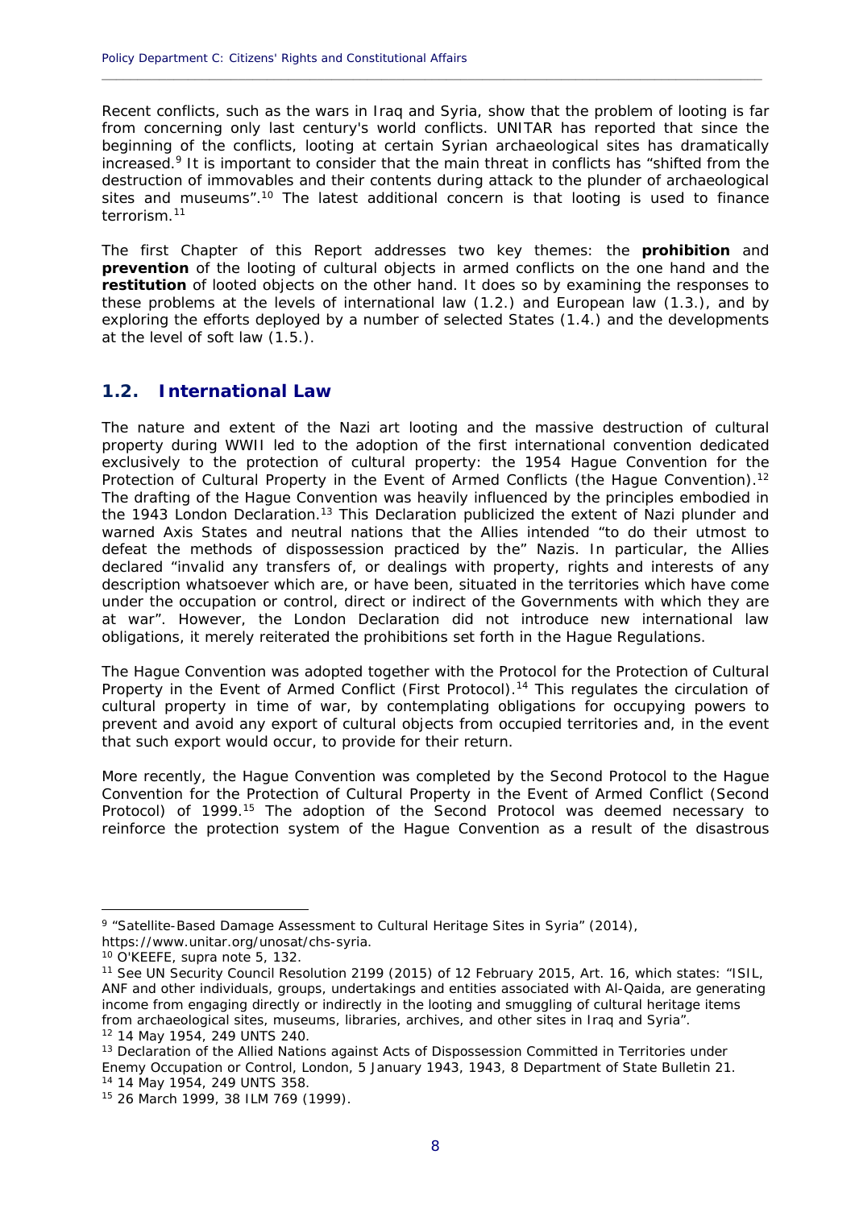Recent conflicts, such as the wars in Iraq and Syria, show that the problem of looting is far from concerning only last century's world conflicts. UNITAR has reported that since the beginning of the conflicts, looting at certain Syrian archaeological sites has dramatically increased.[9] It is important to consider that the main threat in conflicts has "shifted from the destruction of immovables and their contents during attack to the plunder of archaeological sites and museums".[10] The latest additional concern is that looting is used to finance terrorism.[11]

The first Chapter of this Report addresses two key themes: the **prohibition** and **prevention** of the looting of cultural objects in armed conflicts on the one hand and the **restitution** of looted objects on the other hand. It does so by examining the responses to these problems at the levels of international law (1.2.) and European law (1.3.), and by exploring the efforts deployed by a number of selected States (1.4.) and the developments at the level of soft law (1.5.).

## 1.2. International Law

The nature and extent of the Nazi art looting and the massive destruction of cultural property during WWII led to the adoption of the first international convention dedicated exclusively to the protection of cultural property: the 1954 Hague Convention for the Protection of Cultural Property in the Event of Armed Conflicts (the Hague Convention).[12] The drafting of the Hague Convention was heavily influenced by the principles embodied in the 1943 London Declaration.[13] This Declaration publicized the extent of Nazi plunder and warned Axis States and neutral nations that the Allies intended "to do their utmost to defeat the methods of dispossession practiced by the" Nazis. In particular, the Allies declared "invalid any transfers of, or dealings with property, rights and interests of any description whatsoever which are, or have been, situated in the territories which have come under the occupation or control, direct or indirect of the Governments with which they are at war". However, the London Declaration did not introduce new international law obligations, it merely reiterated the prohibitions set forth in the Hague Regulations.

The Hague Convention was adopted together with the Protocol for the Protection of Cultural Property in the Event of Armed Conflict (First Protocol).[14] This regulates the circulation of cultural property in time of war, by contemplating obligations for occupying powers to prevent and avoid any export of cultural objects from occupied territories and, in the event that such export would occur, to provide for their return.

More recently, the Hague Convention was completed by the Second Protocol to the Hague Convention for the Protection of Cultural Property in the Event of Armed Conflict (Second Protocol) of 1999.[15] The adoption of the Second Protocol was deemed necessary to reinforce the protection system of the Hague Convention as a result of the disastrous

---

[9] "Satellite-Based Damage Assessment to Cultural Heritage Sites in Syria" (2014), https://www.unitar.org/unosat/chs-syria.

[10] O'KEEFE, supra note 5, 132.

[11] See UN Security Council Resolution 2199 (2015) of 12 February 2015, Art. 16, which states: "ISIL, ANF and other individuals, groups, undertakings and entities associated with Al-Qaida, are generating income from engaging directly or indirectly in the looting and smuggling of cultural heritage items from archaeological sites, museums, libraries, archives, and other sites in Iraq and Syria".

[12] 14 May 1954, 249 UNTS 240.

[13] Declaration of the Allied Nations against Acts of Dispossession Committed in Territories under Enemy Occupation or Control, London, 5 January 1943, 1943, 8 Department of State Bulletin 21.

[14] 14 May 1954, 249 UNTS 358.

[15] 26 March 1999, 38 ILM 769 (1999).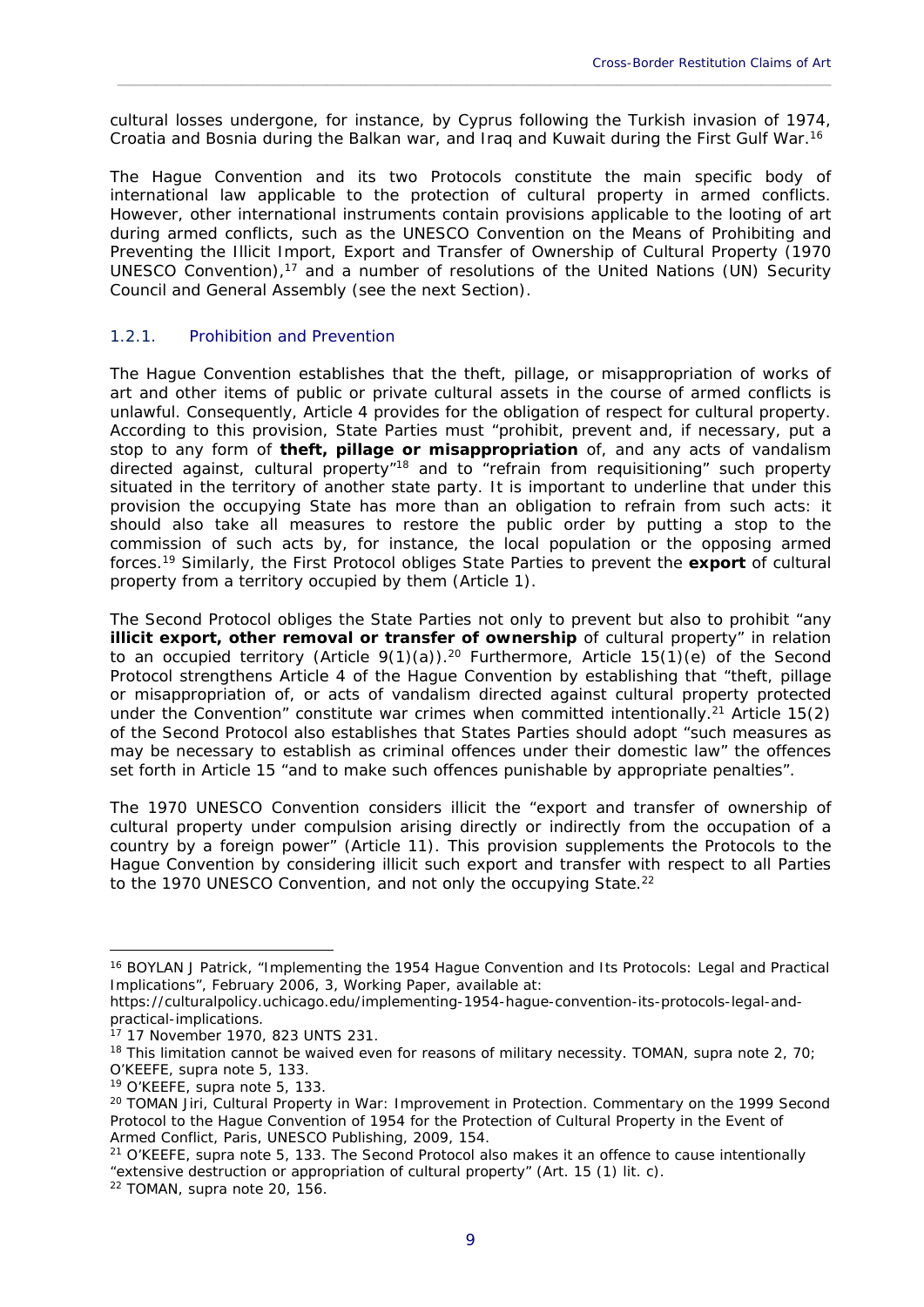cultural losses undergone, for instance, by Cyprus following the Turkish invasion of 1974, Croatia and Bosnia during the Balkan war, and Iraq and Kuwait during the First Gulf War.[16]

The Hague Convention and its two Protocols constitute the main specific body of international law applicable to the protection of cultural property in armed conflicts. However, other international instruments contain provisions applicable to the looting of art during armed conflicts, such as the UNESCO Convention on the Means of Prohibiting and Preventing the Illicit Import, Export and Transfer of Ownership of Cultural Property (1970 UNESCO Convention),[17] and a number of resolutions of the United Nations (UN) Security Council and General Assembly (see the next Section).

### 1.2.1. Prohibition and Prevention

The Hague Convention establishes that the theft, pillage, or misappropriation of works of art and other items of public or private cultural assets in the course of armed conflicts is unlawful. Consequently, Article 4 provides for the obligation of respect for cultural property. According to this provision, State Parties must "prohibit, prevent and, if necessary, put a stop to any form of **theft, pillage or misappropriation** of, and any acts of vandalism directed against, cultural property"[18] and to "refrain from requisitioning" such property situated in the territory of another state party. It is important to underline that under this provision the occupying State has more than an obligation to refrain from such acts: it should also take all measures to restore the public order by putting a stop to the commission of such acts by, for instance, the local population or the opposing armed forces.[19] Similarly, the First Protocol obliges State Parties to prevent the **export** of cultural property from a territory occupied by them (Article 1).

The Second Protocol obliges the State Parties not only to prevent but also to prohibit "any **illicit export, other removal or transfer of ownership** of cultural property" in relation to an occupied territory (Article 9(1)(a)).[20] Furthermore, Article 15(1)(e) of the Second Protocol strengthens Article 4 of the Hague Convention by establishing that "theft, pillage or misappropriation of, or acts of vandalism directed against cultural property protected under the Convention" constitute war crimes when committed intentionally.[21] Article 15(2) of the Second Protocol also establishes that States Parties should adopt "such measures as may be necessary to establish as criminal offences under their domestic law" the offences set forth in Article 15 "and to make such offences punishable by appropriate penalties".

The 1970 UNESCO Convention considers illicit the "export and transfer of ownership of cultural property under compulsion arising directly or indirectly from the occupation of a country by a foreign power" (Article 11). This provision supplements the Protocols to the Hague Convention by considering illicit such export and transfer with respect to all Parties to the 1970 UNESCO Convention, and not only the occupying State.[22]

---

[16] BOYLAN J Patrick, "Implementing the 1954 Hague Convention and Its Protocols: Legal and Practical Implications", February 2006, 3, Working Paper, available at: https://culturalpolicy.uchicago.edu/implementing-1954-hague-convention-its-protocols-legal-and-practical-implications.

[17] 17 November 1970, 823 UNTS 231.

[18] This limitation cannot be waived even for reasons of military necessity. TOMAN, supra note 2, 70; O'KEEFE, supra note 5, 133.

[19] O'KEEFE, supra note 5, 133.

[20] TOMAN Jiri, Cultural Property in War: Improvement in Protection. Commentary on the 1999 Second Protocol to the Hague Convention of 1954 for the Protection of Cultural Property in the Event of Armed Conflict, Paris, UNESCO Publishing, 2009, 154.

[21] O'KEEFE, supra note 5, 133. The Second Protocol also makes it an offence to cause intentionally "extensive destruction or appropriation of cultural property" (Art. 15 (1) lit. c).

[22] TOMAN, supra note 20, 156.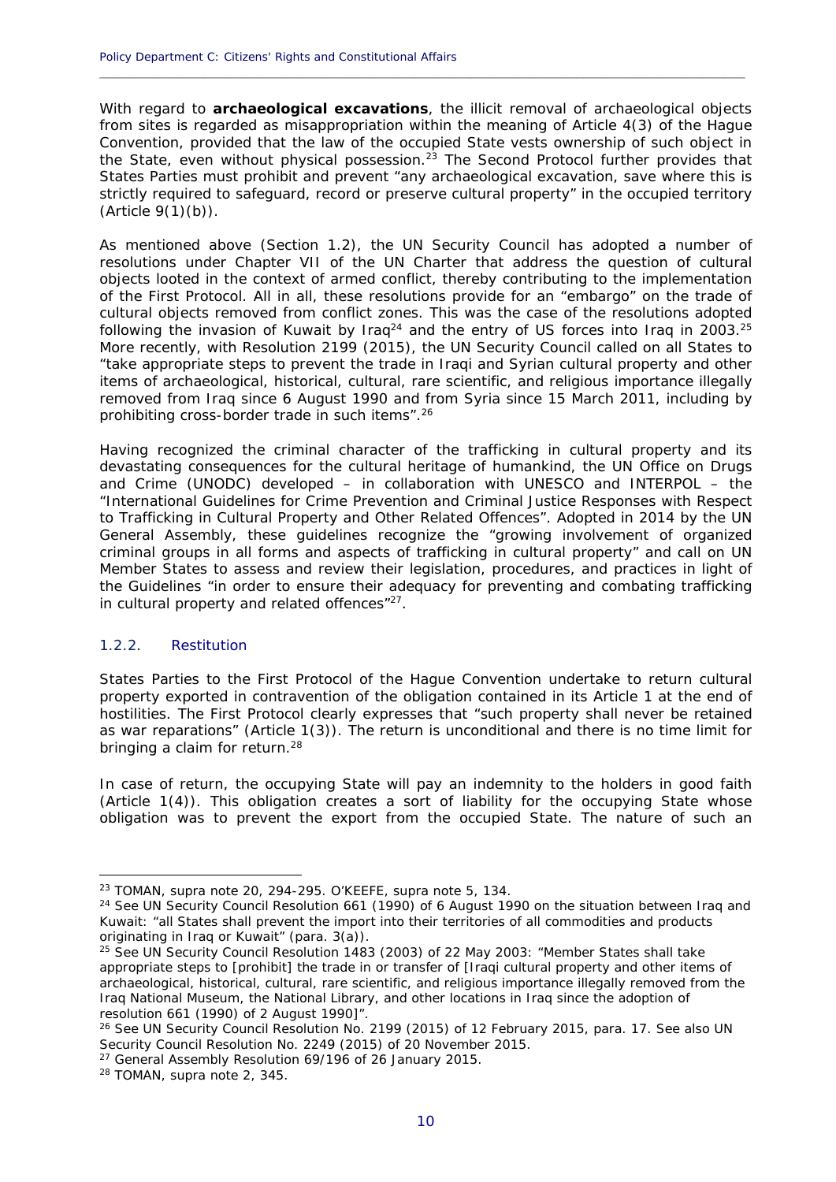With regard to **archaeological excavations**, the illicit removal of archaeological objects from sites is regarded as misappropriation within the meaning of Article 4(3) of the Hague Convention, provided that the law of the occupied State vests ownership of such object in the State, even without physical possession.[23] The Second Protocol further provides that States Parties must prohibit and prevent "any archaeological excavation, save where this is strictly required to safeguard, record or preserve cultural property" in the occupied territory (Article 9(1)(b)).

As mentioned above (Section 1.2), the UN Security Council has adopted a number of resolutions under Chapter VII of the UN Charter that address the question of cultural objects looted in the context of armed conflict, thereby contributing to the implementation of the First Protocol. All in all, these resolutions provide for an "embargo" on the trade of cultural objects removed from conflict zones. This was the case of the resolutions adopted following the invasion of Kuwait by Iraq[24] and the entry of US forces into Iraq in 2003.[25] More recently, with Resolution 2199 (2015), the UN Security Council called on all States to "take appropriate steps to prevent the trade in Iraqi and Syrian cultural property and other items of archaeological, historical, cultural, rare scientific, and religious importance illegally removed from Iraq since 6 August 1990 and from Syria since 15 March 2011, including by prohibiting cross-border trade in such items".[26]

Having recognized the criminal character of the trafficking in cultural property and its devastating consequences for the cultural heritage of humankind, the UN Office on Drugs and Crime (UNODC) developed – in collaboration with UNESCO and INTERPOL – the "International Guidelines for Crime Prevention and Criminal Justice Responses with Respect to Trafficking in Cultural Property and Other Related Offences". Adopted in 2014 by the UN General Assembly, these guidelines recognize the "growing involvement of organized criminal groups in all forms and aspects of trafficking in cultural property" and call on UN Member States to assess and review their legislation, procedures, and practices in light of the Guidelines "in order to ensure their adequacy for preventing and combating trafficking in cultural property and related offences"[27].

### 1.2.2. Restitution

States Parties to the First Protocol of the Hague Convention undertake to return cultural property exported in contravention of the obligation contained in its Article 1 at the end of hostilities. The First Protocol clearly expresses that "such property shall never be retained as war reparations" (Article 1(3)). The return is unconditional and there is no time limit for bringing a claim for return.[28]

In case of return, the occupying State will pay an indemnity to the holders in good faith (Article 1(4)). This obligation creates a sort of liability for the occupying State whose obligation was to prevent the export from the occupied State. The nature of such an

---

[23] TOMAN, supra note 20, 294-295. O'KEEFE, supra note 5, 134.

[24] See UN Security Council Resolution 661 (1990) of 6 August 1990 on the situation between Iraq and Kuwait: "all States shall prevent the import into their territories of all commodities and products originating in Iraq or Kuwait" (para. 3(a)).

[25] See UN Security Council Resolution 1483 (2003) of 22 May 2003: "Member States shall take appropriate steps to [prohibit] the trade in or transfer of [Iraqi cultural property and other items of archaeological, historical, cultural, rare scientific, and religious importance illegally removed from the Iraq National Museum, the National Library, and other locations in Iraq since the adoption of resolution 661 (1990) of 2 August 1990]".

[26] See UN Security Council Resolution No. 2199 (2015) of 12 February 2015, para. 17. See also UN Security Council Resolution No. 2249 (2015) of 20 November 2015.

[27] General Assembly Resolution 69/196 of 26 January 2015.

[28] TOMAN, supra note 2, 345.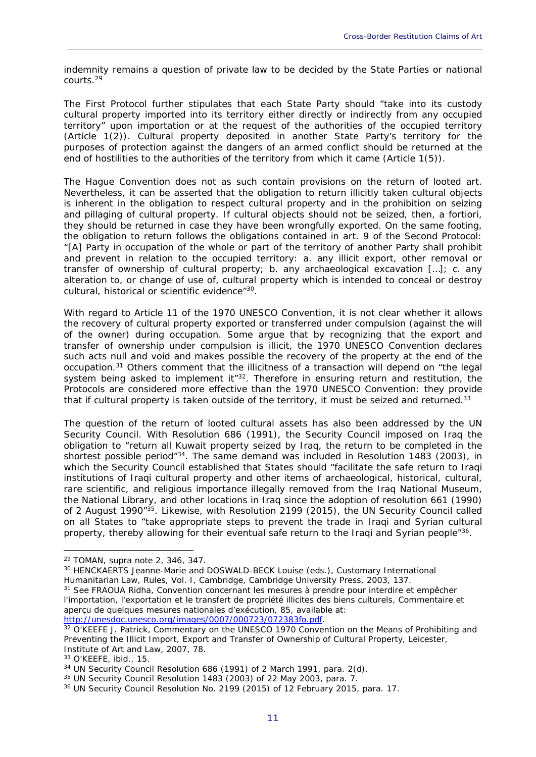indemnity remains a question of private law to be decided by the State Parties or national courts.[29]

The First Protocol further stipulates that each State Party should "take into its custody cultural property imported into its territory either directly or indirectly from any occupied territory" upon importation or at the request of the authorities of the occupied territory (Article 1(2)). Cultural property deposited in another State Party's territory for the purposes of protection against the dangers of an armed conflict should be returned at the end of hostilities to the authorities of the territory from which it came (Article 1(5)).

The Hague Convention does not as such contain provisions on the return of looted art. Nevertheless, it can be asserted that the obligation to return illicitly taken cultural objects is inherent in the obligation to respect cultural property and in the prohibition on seizing and pillaging of cultural property. If cultural objects should not be seized, then, a fortiori, they should be returned in case they have been wrongfully exported. On the same footing, the obligation to return follows the obligations contained in art. 9 of the Second Protocol: "[A] Party in occupation of the whole or part of the territory of another Party shall prohibit and prevent in relation to the occupied territory: a. any illicit export, other removal or transfer of ownership of cultural property; b. any archaeological excavation […]; c. any alteration to, or change of use of, cultural property which is intended to conceal or destroy cultural, historical or scientific evidence"[30].

With regard to Article 11 of the 1970 UNESCO Convention, it is not clear whether it allows the recovery of cultural property exported or transferred under compulsion (against the will of the owner) during occupation. Some argue that by recognizing that the export and transfer of ownership under compulsion is illicit, the 1970 UNESCO Convention declares such acts null and void and makes possible the recovery of the property at the end of the occupation.[31] Others comment that the illicitness of a transaction will depend on "the legal system being asked to implement it"[32]. Therefore in ensuring return and restitution, the Protocols are considered more effective than the 1970 UNESCO Convention: they provide that if cultural property is taken outside of the territory, it must be seized and returned.[33]

The question of the return of looted cultural assets has also been addressed by the UN Security Council. With Resolution 686 (1991), the Security Council imposed on Iraq the obligation to "return all Kuwait property seized by Iraq, the return to be completed in the shortest possible period"[34]. The same demand was included in Resolution 1483 (2003), in which the Security Council established that States should "facilitate the safe return to Iraqi institutions of Iraqi cultural property and other items of archaeological, historical, cultural, rare scientific, and religious importance illegally removed from the Iraq National Museum, the National Library, and other locations in Iraq since the adoption of resolution 661 (1990) of 2 August 1990"[35]. Likewise, with Resolution 2199 (2015), the UN Security Council called on all States to "take appropriate steps to prevent the trade in Iraqi and Syrian cultural property, thereby allowing for their eventual safe return to the Iraqi and Syrian people"[36].

---

[29] TOMAN, supra note 2, 346, 347.

[30] HENCKAERTS Jeanne-Marie and DOSWALD-BECK Louise (eds.), Customary International Humanitarian Law, Rules, Vol. I, Cambridge, Cambridge University Press, 2003, 137.

[31] See FRAOUA Ridha, Convention concernant les mesures à prendre pour interdire et empêcher l'importation, l'exportation et le transfert de propriété illicites des biens culturels, Commentaire et aperçu de quelques mesures nationales d'exécution, 85, available at: http://unesdoc.unesco.org/images/0007/000723/072383fo.pdf.

[32] O'KEEFE J. Patrick, Commentary on the UNESCO 1970 Convention on the Means of Prohibiting and Preventing the Illicit Import, Export and Transfer of Ownership of Cultural Property, Leicester, Institute of Art and Law, 2007, 78.

[33] O'KEEFE, ibid., 15.

[34] UN Security Council Resolution 686 (1991) of 2 March 1991, para. 2(d).

[35] UN Security Council Resolution 1483 (2003) of 22 May 2003, para. 7.

[36] UN Security Council Resolution No. 2199 (2015) of 12 February 2015, para. 17.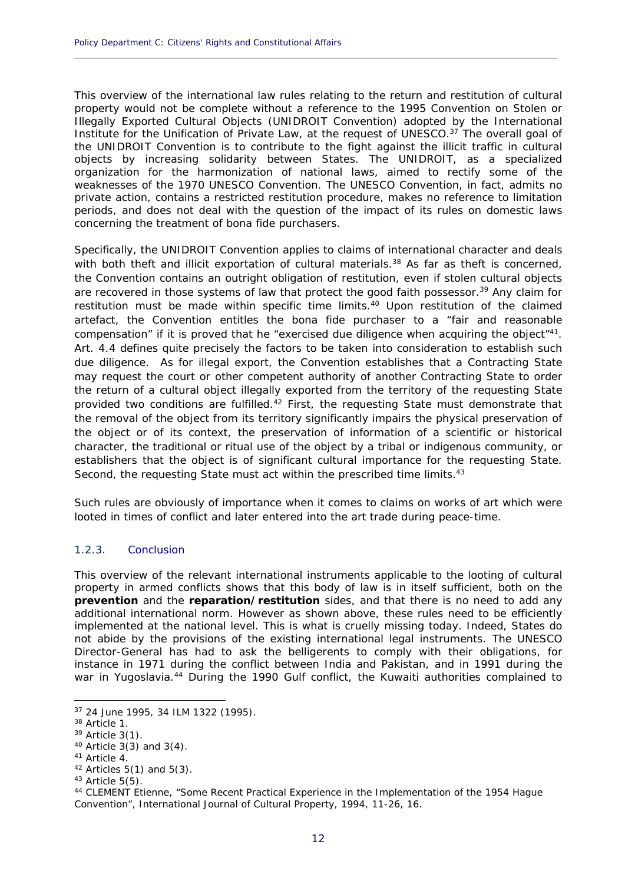This overview of the international law rules relating to the return and restitution of cultural property would not be complete without a reference to the 1995 Convention on Stolen or Illegally Exported Cultural Objects (UNIDROIT Convention) adopted by the International Institute for the Unification of Private Law, at the request of UNESCO.[37] The overall goal of the UNIDROIT Convention is to contribute to the fight against the illicit traffic in cultural objects by increasing solidarity between States. The UNIDROIT, as a specialized organization for the harmonization of national laws, aimed to rectify some of the weaknesses of the 1970 UNESCO Convention. The UNESCO Convention, in fact, admits no private action, contains a restricted restitution procedure, makes no reference to limitation periods, and does not deal with the question of the impact of its rules on domestic laws concerning the treatment of bona fide purchasers.

Specifically, the UNIDROIT Convention applies to claims of international character and deals with both theft and illicit exportation of cultural materials.[38] As far as theft is concerned, the Convention contains an outright obligation of restitution, even if stolen cultural objects are recovered in those systems of law that protect the good faith possessor.[39] Any claim for restitution must be made within specific time limits.[40] Upon restitution of the claimed artefact, the Convention entitles the bona fide purchaser to a "fair and reasonable compensation" if it is proved that he "exercised due diligence when acquiring the object"[41]. Art. 4.4 defines quite precisely the factors to be taken into consideration to establish such due diligence. As for illegal export, the Convention establishes that a Contracting State may request the court or other competent authority of another Contracting State to order the return of a cultural object illegally exported from the territory of the requesting State provided two conditions are fulfilled.[42] First, the requesting State must demonstrate that the removal of the object from its territory significantly impairs the physical preservation of the object or of its context, the preservation of information of a scientific or historical character, the traditional or ritual use of the object by a tribal or indigenous community, or establishers that the object is of significant cultural importance for the requesting State. Second, the requesting State must act within the prescribed time limits.[43]

Such rules are obviously of importance when it comes to claims on works of art which were looted in times of conflict and later entered into the art trade during peace-time.

### 1.2.3. Conclusion

This overview of the relevant international instruments applicable to the looting of cultural property in armed conflicts shows that this body of law is in itself sufficient, both on the **prevention** and the **reparation/restitution** sides, and that there is no need to add any additional international norm. However as shown above, these rules need to be efficiently implemented at the national level. This is what is cruelly missing today. Indeed, States do not abide by the provisions of the existing international legal instruments. The UNESCO Director-General has had to ask the belligerents to comply with their obligations, for instance in 1971 during the conflict between India and Pakistan, and in 1991 during the war in Yugoslavia.[44] During the 1990 Gulf conflict, the Kuwaiti authorities complained to

---

[37] 24 June 1995, 34 ILM 1322 (1995).

[38] Article 1.

[39] Article 3(1).

[40] Article 3(3) and 3(4).

[41] Article 4.

[42] Articles 5(1) and 5(3).

[43] Article 5(5).

[44] CLEMENT Etienne, "Some Recent Practical Experience in the Implementation of the 1954 Hague Convention", International Journal of Cultural Property, 1994, 11-26, 16.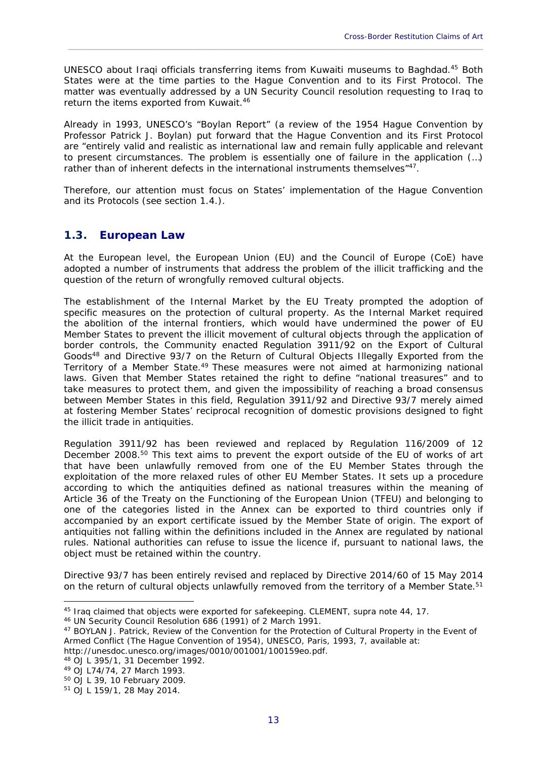UNESCO about Iraqi officials transferring items from Kuwaiti museums to Baghdad.[45] Both States were at the time parties to the Hague Convention and to its First Protocol. The matter was eventually addressed by a UN Security Council resolution requesting to Iraq to return the items exported from Kuwait.[46]

Already in 1993, UNESCO's "Boylan Report" (a review of the 1954 Hague Convention by Professor Patrick J. Boylan) put forward that the Hague Convention and its First Protocol are "entirely valid and realistic as international law and remain fully applicable and relevant to present circumstances. The problem is essentially one of failure in the application (…) rather than of inherent defects in the international instruments themselves"[47].

Therefore, our attention must focus on States' implementation of the Hague Convention and its Protocols (see section 1.4.).

## 1.3. European Law

At the European level, the European Union (EU) and the Council of Europe (CoE) have adopted a number of instruments that address the problem of the illicit trafficking and the question of the return of wrongfully removed cultural objects.

The establishment of the Internal Market by the EU Treaty prompted the adoption of specific measures on the protection of cultural property. As the Internal Market required the abolition of the internal frontiers, which would have undermined the power of EU Member States to prevent the illicit movement of cultural objects through the application of border controls, the Community enacted Regulation 3911/92 on the Export of Cultural Goods[48] and Directive 93/7 on the Return of Cultural Objects Illegally Exported from the Territory of a Member State.[49] These measures were not aimed at harmonizing national laws. Given that Member States retained the right to define "national treasures" and to take measures to protect them, and given the impossibility of reaching a broad consensus between Member States in this field, Regulation 3911/92 and Directive 93/7 merely aimed at fostering Member States' reciprocal recognition of domestic provisions designed to fight the illicit trade in antiquities.

Regulation 3911/92 has been reviewed and replaced by Regulation 116/2009 of 12 December 2008.[50] This text aims to prevent the export outside of the EU of works of art that have been unlawfully removed from one of the EU Member States through the exploitation of the more relaxed rules of other EU Member States. It sets up a procedure according to which the antiquities defined as national treasures within the meaning of Article 36 of the Treaty on the Functioning of the European Union (TFEU) and belonging to one of the categories listed in the Annex can be exported to third countries only if accompanied by an export certificate issued by the Member State of origin. The export of antiquities not falling within the definitions included in the Annex are regulated by national rules. National authorities can refuse to issue the licence if, pursuant to national laws, the object must be retained within the country.

Directive 93/7 has been entirely revised and replaced by Directive 2014/60 of 15 May 2014 on the return of cultural objects unlawfully removed from the territory of a Member State.[51]

---

[45] Iraq claimed that objects were exported for safekeeping. CLEMENT, supra note 44, 17.

[46] UN Security Council Resolution 686 (1991) of 2 March 1991.

[47] BOYLAN J. Patrick, Review of the Convention for the Protection of Cultural Property in the Event of Armed Conflict (The Hague Convention of 1954), UNESCO, Paris, 1993, 7, available at: http://unesdoc.unesco.org/images/0010/001001/100159eo.pdf.

[48] OJ L 395/1, 31 December 1992.

[49] OJ L74/74, 27 March 1993.

[50] OJ L 39, 10 February 2009.

[51] OJ L 159/1, 28 May 2014.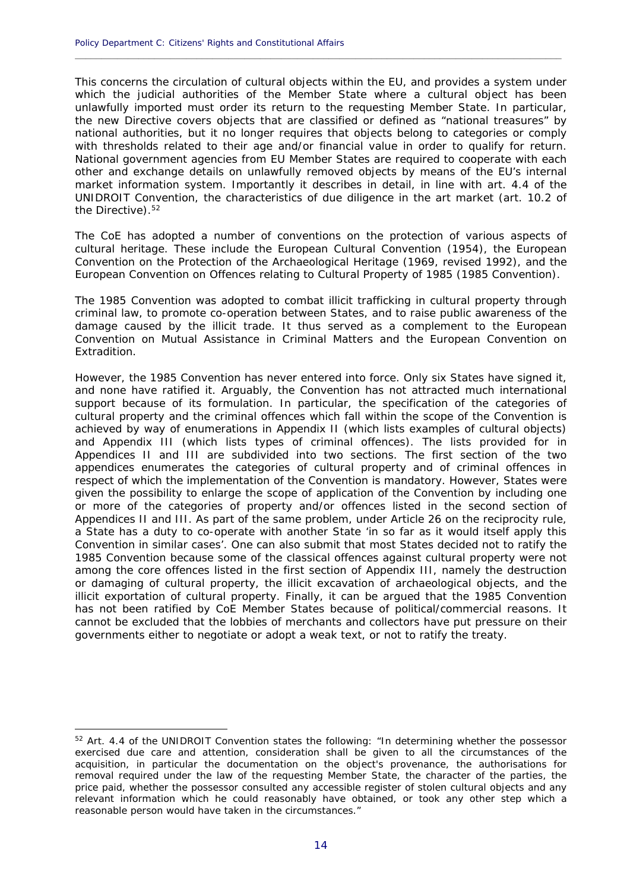This concerns the circulation of cultural objects within the EU, and provides a system under which the judicial authorities of the Member State where a cultural object has been unlawfully imported must order its return to the requesting Member State. In particular, the new Directive covers objects that are classified or defined as "national treasures" by national authorities, but it no longer requires that objects belong to categories or comply with thresholds related to their age and/or financial value in order to qualify for return. National government agencies from EU Member States are required to cooperate with each other and exchange details on unlawfully removed objects by means of the EU's internal market information system. Importantly it describes in detail, in line with art. 4.4 of the UNIDROIT Convention, the characteristics of due diligence in the art market (art. 10.2 of the Directive).[52]

The CoE has adopted a number of conventions on the protection of various aspects of cultural heritage. These include the European Cultural Convention (1954), the European Convention on the Protection of the Archaeological Heritage (1969, revised 1992), and the European Convention on Offences relating to Cultural Property of 1985 (1985 Convention).

The 1985 Convention was adopted to combat illicit trafficking in cultural property through criminal law, to promote co-operation between States, and to raise public awareness of the damage caused by the illicit trade. It thus served as a complement to the European Convention on Mutual Assistance in Criminal Matters and the European Convention on Extradition.

However, the 1985 Convention has never entered into force. Only six States have signed it, and none have ratified it. Arguably, the Convention has not attracted much international support because of its formulation. In particular, the specification of the categories of cultural property and the criminal offences which fall within the scope of the Convention is achieved by way of enumerations in Appendix II (which lists examples of cultural objects) and Appendix III (which lists types of criminal offences). The lists provided for in Appendices II and III are subdivided into two sections. The first section of the two appendices enumerates the categories of cultural property and of criminal offences in respect of which the implementation of the Convention is mandatory. However, States were given the possibility to enlarge the scope of application of the Convention by including one or more of the categories of property and/or offences listed in the second section of Appendices II and III. As part of the same problem, under Article 26 on the reciprocity rule, a State has a duty to co-operate with another State 'in so far as it would itself apply this Convention in similar cases'. One can also submit that most States decided not to ratify the 1985 Convention because some of the classical offences against cultural property were not among the core offences listed in the first section of Appendix III, namely the destruction or damaging of cultural property, the illicit excavation of archaeological objects, and the illicit exportation of cultural property. Finally, it can be argued that the 1985 Convention has not been ratified by CoE Member States because of political/commercial reasons. It cannot be excluded that the lobbies of merchants and collectors have put pressure on their governments either to negotiate or adopt a weak text, or not to ratify the treaty.

---

[52] Art. 4.4 of the UNIDROIT Convention states the following: "In determining whether the possessor exercised due care and attention, consideration shall be given to all the circumstances of the acquisition, in particular the documentation on the object's provenance, the authorisations for removal required under the law of the requesting Member State, the character of the parties, the price paid, whether the possessor consulted any accessible register of stolen cultural objects and any relevant information which he could reasonably have obtained, or took any other step which a reasonable person would have taken in the circumstances."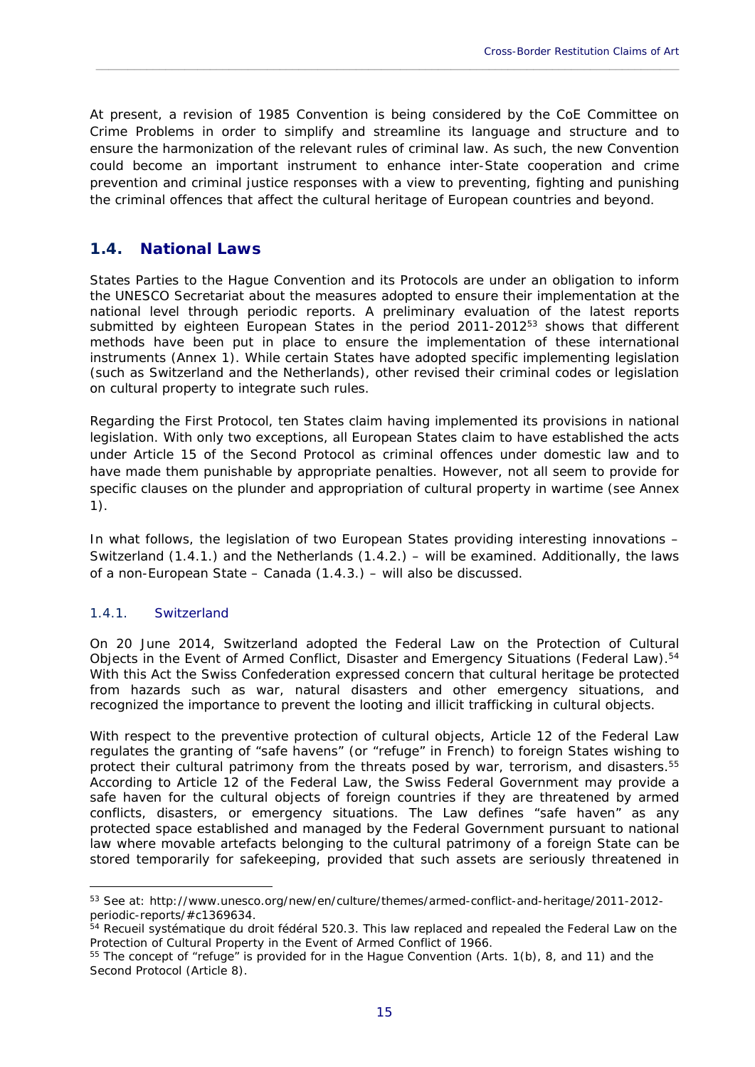At present, a revision of 1985 Convention is being considered by the CoE Committee on Crime Problems in order to simplify and streamline its language and structure and to ensure the harmonization of the relevant rules of criminal law. As such, the new Convention could become an important instrument to enhance inter-State cooperation and crime prevention and criminal justice responses with a view to preventing, fighting and punishing the criminal offences that affect the cultural heritage of European countries and beyond.

## 1.4. National Laws

States Parties to the Hague Convention and its Protocols are under an obligation to inform the UNESCO Secretariat about the measures adopted to ensure their implementation at the national level through periodic reports. A preliminary evaluation of the latest reports submitted by eighteen European States in the period 2011-2012[53] shows that different methods have been put in place to ensure the implementation of these international instruments (Annex 1). While certain States have adopted specific implementing legislation (such as Switzerland and the Netherlands), other revised their criminal codes or legislation on cultural property to integrate such rules.

Regarding the First Protocol, ten States claim having implemented its provisions in national legislation. With only two exceptions, all European States claim to have established the acts under Article 15 of the Second Protocol as criminal offences under domestic law and to have made them punishable by appropriate penalties. However, not all seem to provide for specific clauses on the plunder and appropriation of cultural property in wartime (see Annex 1).

In what follows, the legislation of two European States providing interesting innovations – Switzerland (1.4.1.) and the Netherlands (1.4.2.) – will be examined. Additionally, the laws of a non-European State – Canada (1.4.3.) – will also be discussed.

### 1.4.1. Switzerland

On 20 June 2014, Switzerland adopted the Federal Law on the Protection of Cultural Objects in the Event of Armed Conflict, Disaster and Emergency Situations (Federal Law).[54] With this Act the Swiss Confederation expressed concern that cultural heritage be protected from hazards such as war, natural disasters and other emergency situations, and recognized the importance to prevent the looting and illicit trafficking in cultural objects.

With respect to the preventive protection of cultural objects, Article 12 of the Federal Law regulates the granting of "safe havens" (or "refuge" in French) to foreign States wishing to protect their cultural patrimony from the threats posed by war, terrorism, and disasters.[55] According to Article 12 of the Federal Law, the Swiss Federal Government may provide a safe haven for the cultural objects of foreign countries if they are threatened by armed conflicts, disasters, or emergency situations. The Law defines "safe haven" as any protected space established and managed by the Federal Government pursuant to national law where movable artefacts belonging to the cultural patrimony of a foreign State can be stored temporarily for safekeeping, provided that such assets are seriously threatened in

---

[53] See at: http://www.unesco.org/new/en/culture/themes/armed-conflict-and-heritage/2011-2012-periodic-reports/#c1369634.

[54] Recueil systématique du droit fédéral 520.3. This law replaced and repealed the Federal Law on the Protection of Cultural Property in the Event of Armed Conflict of 1966.

[55] The concept of "refuge" is provided for in the Hague Convention (Arts. 1(b), 8, and 11) and the Second Protocol (Article 8).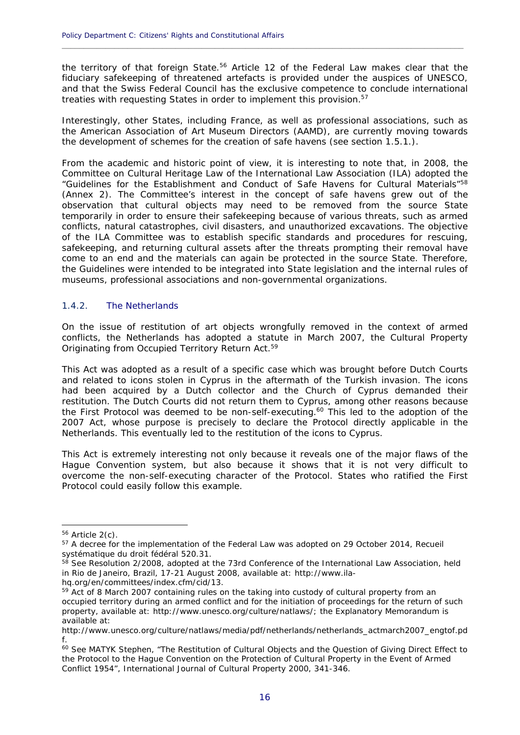the territory of that foreign State.[56] Article 12 of the Federal Law makes clear that the fiduciary safekeeping of threatened artefacts is provided under the auspices of UNESCO, and that the Swiss Federal Council has the exclusive competence to conclude international treaties with requesting States in order to implement this provision.[57]

Interestingly, other States, including France, as well as professional associations, such as the American Association of Art Museum Directors (AAMD), are currently moving towards the development of schemes for the creation of safe havens (see section 1.5.1.).

From the academic and historic point of view, it is interesting to note that, in 2008, the Committee on Cultural Heritage Law of the International Law Association (ILA) adopted the "Guidelines for the Establishment and Conduct of Safe Havens for Cultural Materials"[58] (Annex 2). The Committee's interest in the concept of safe havens grew out of the observation that cultural objects may need to be removed from the source State temporarily in order to ensure their safekeeping because of various threats, such as armed conflicts, natural catastrophes, civil disasters, and unauthorized excavations. The objective of the ILA Committee was to establish specific standards and procedures for rescuing, safekeeping, and returning cultural assets after the threats prompting their removal have come to an end and the materials can again be protected in the source State. Therefore, the Guidelines were intended to be integrated into State legislation and the internal rules of museums, professional associations and non-governmental organizations.

### 1.4.2. The Netherlands

On the issue of restitution of art objects wrongfully removed in the context of armed conflicts, the Netherlands has adopted a statute in March 2007, the Cultural Property Originating from Occupied Territory Return Act.[59]

This Act was adopted as a result of a specific case which was brought before Dutch Courts and related to icons stolen in Cyprus in the aftermath of the Turkish invasion. The icons had been acquired by a Dutch collector and the Church of Cyprus demanded their restitution. The Dutch Courts did not return them to Cyprus, among other reasons because the First Protocol was deemed to be non-self-executing.[60] This led to the adoption of the 2007 Act, whose purpose is precisely to declare the Protocol directly applicable in the Netherlands. This eventually led to the restitution of the icons to Cyprus.

This Act is extremely interesting not only because it reveals one of the major flaws of the Hague Convention system, but also because it shows that it is not very difficult to overcome the non-self-executing character of the Protocol. States who ratified the First Protocol could easily follow this example.

---

[56] Article 2(c).

[57] A decree for the implementation of the Federal Law was adopted on 29 October 2014, Recueil systématique du droit fédéral 520.31.

[58] See Resolution 2/2008, adopted at the 73rd Conference of the International Law Association, held in Rio de Janeiro, Brazil, 17-21 August 2008, available at: http://www.ila-hq.org/en/committees/index.cfm/cid/13.

[59] Act of 8 March 2007 containing rules on the taking into custody of cultural property from an occupied territory during an armed conflict and for the initiation of proceedings for the return of such property, available at: http://www.unesco.org/culture/natlaws/; the Explanatory Memorandum is available at: http://www.unesco.org/culture/natlaws/media/pdf/netherlands/netherlands_actmarch2007_engtof.pdf.

[60] See MATYK Stephen, "The Restitution of Cultural Objects and the Question of Giving Direct Effect to the Protocol to the Hague Convention on the Protection of Cultural Property in the Event of Armed Conflict 1954", International Journal of Cultural Property 2000, 341-346.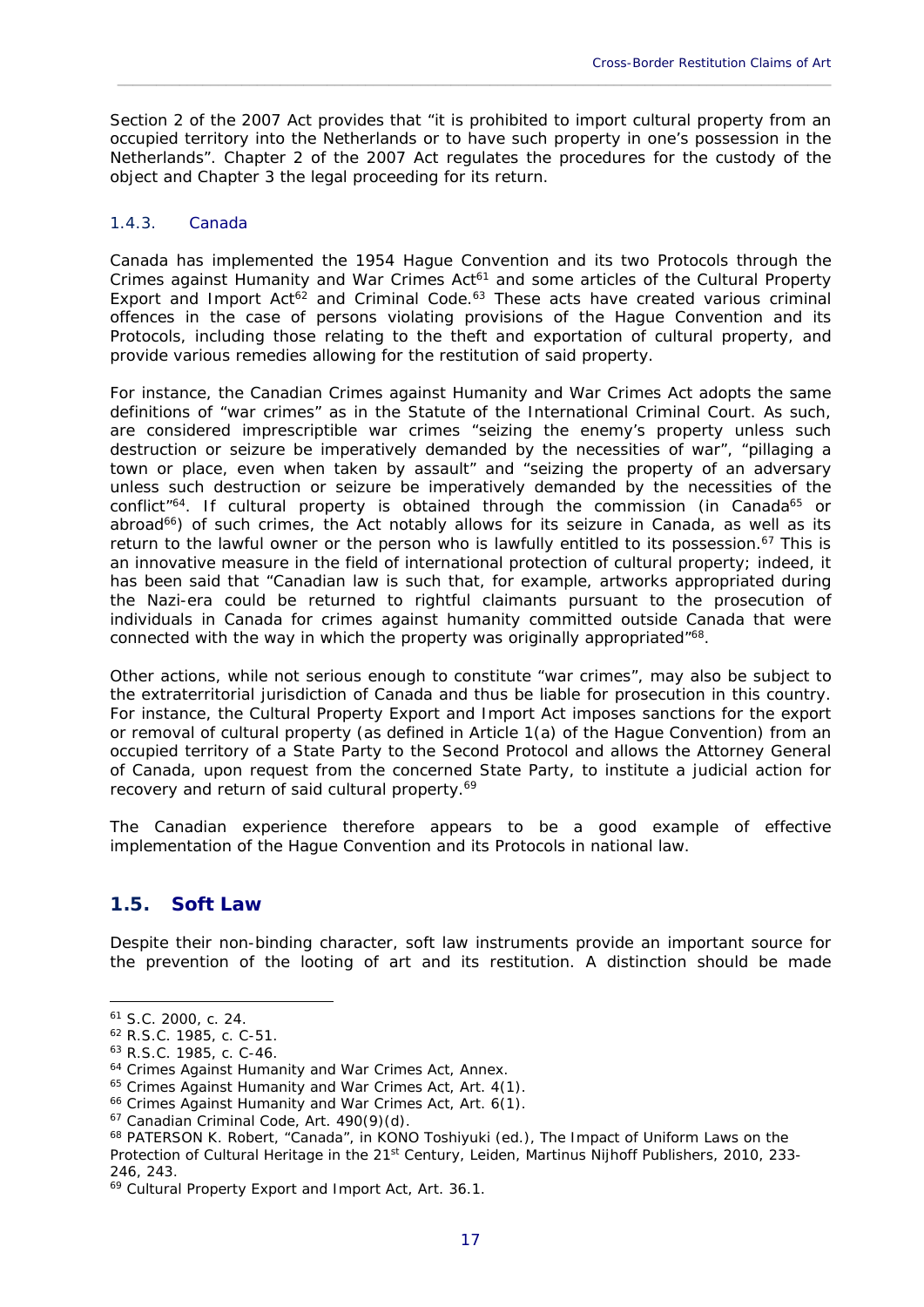Section 2 of the 2007 Act provides that "it is prohibited to import cultural property from an occupied territory into the Netherlands or to have such property in one's possession in the Netherlands". Chapter 2 of the 2007 Act regulates the procedures for the custody of the object and Chapter 3 the legal proceeding for its return.

### 1.4.3. Canada

Canada has implemented the 1954 Hague Convention and its two Protocols through the Crimes against Humanity and War Crimes Act[61] and some articles of the Cultural Property Export and Import Act[62] and Criminal Code.[63] These acts have created various criminal offences in the case of persons violating provisions of the Hague Convention and its Protocols, including those relating to the theft and exportation of cultural property, and provide various remedies allowing for the restitution of said property.

For instance, the Canadian Crimes against Humanity and War Crimes Act adopts the same definitions of "war crimes" as in the Statute of the International Criminal Court. As such, are considered imprescriptible war crimes "seizing the enemy's property unless such destruction or seizure be imperatively demanded by the necessities of war", "pillaging a town or place, even when taken by assault" and "seizing the property of an adversary unless such destruction or seizure be imperatively demanded by the necessities of the conflict"[64]. If cultural property is obtained through the commission (in Canada[65] or abroad[66]) of such crimes, the Act notably allows for its seizure in Canada, as well as its return to the lawful owner or the person who is lawfully entitled to its possession.[67] This is an innovative measure in the field of international protection of cultural property; indeed, it has been said that "Canadian law is such that, for example, artworks appropriated during the Nazi-era could be returned to rightful claimants pursuant to the prosecution of individuals in Canada for crimes against humanity committed outside Canada that were connected with the way in which the property was originally appropriated"[68].

Other actions, while not serious enough to constitute "war crimes", may also be subject to the extraterritorial jurisdiction of Canada and thus be liable for prosecution in this country. For instance, the Cultural Property Export and Import Act imposes sanctions for the export or removal of cultural property (as defined in Article 1(a) of the Hague Convention) from an occupied territory of a State Party to the Second Protocol and allows the Attorney General of Canada, upon request from the concerned State Party, to institute a judicial action for recovery and return of said cultural property.[69]

The Canadian experience therefore appears to be a good example of effective implementation of the Hague Convention and its Protocols in national law.

## 1.5. Soft Law

Despite their non-binding character, soft law instruments provide an important source for the prevention of the looting of art and its restitution. A distinction should be made

---

[61] S.C. 2000, c. 24.
[62] R.S.C. 1985, c. C-51.
[63] R.S.C. 1985, c. C-46.
[64] Crimes Against Humanity and War Crimes Act, Annex.
[65] Crimes Against Humanity and War Crimes Act, Art. 4(1).
[66] Crimes Against Humanity and War Crimes Act, Art. 6(1).
[67] Canadian Criminal Code, Art. 490(9)(d).
[68] PATERSON K. Robert, "Canada", in KONO Toshiyuki (ed.), *The Impact of Uniform Laws on the Protection of Cultural Heritage in the 21st Century*, Leiden, Martinus Nijhoff Publishers, 2010, 233-246, 243.
[69] Cultural Property Export and Import Act, Art. 36.1.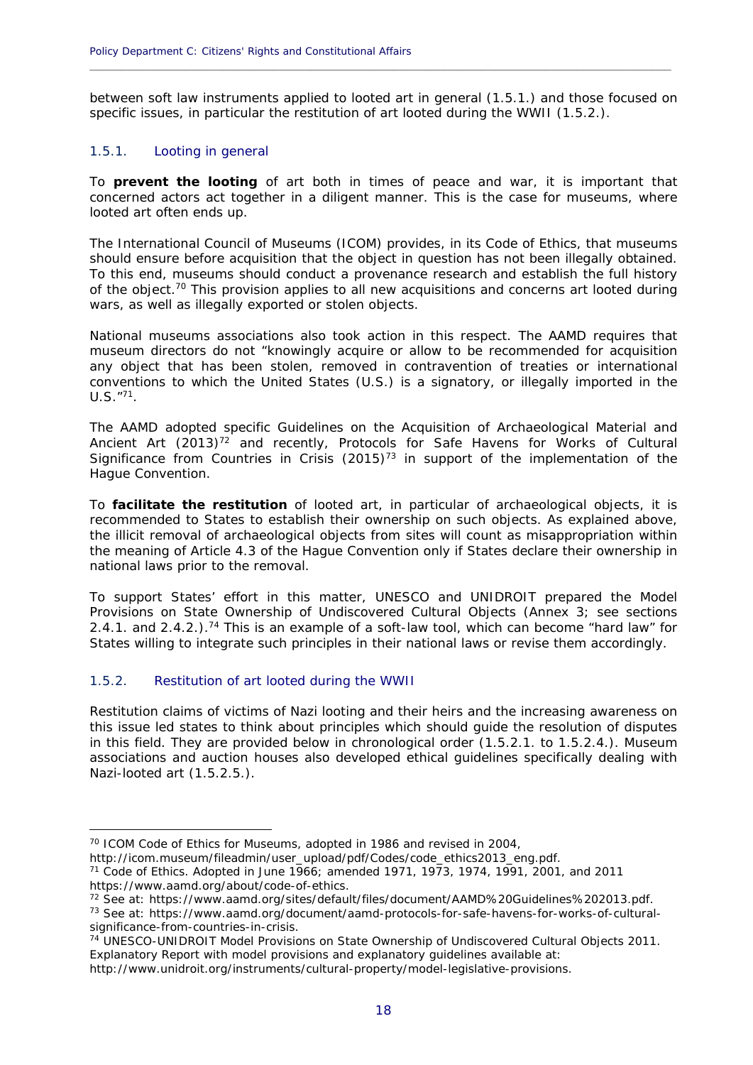between soft law instruments applied to looted art in general (1.5.1.) and those focused on specific issues, in particular the restitution of art looted during the WWII (1.5.2.).

### 1.5.1. Looting in general

To **prevent the looting** of art both in times of peace and war, it is important that concerned actors act together in a diligent manner. This is the case for museums, where looted art often ends up.

The International Council of Museums (ICOM) provides, in its Code of Ethics, that museums should ensure before acquisition that the object in question has not been illegally obtained. To this end, museums should conduct a provenance research and establish the full history of the object.[70] This provision applies to all new acquisitions and concerns art looted during wars, as well as illegally exported or stolen objects.

National museums associations also took action in this respect. The AAMD requires that museum directors do not "knowingly acquire or allow to be recommended for acquisition any object that has been stolen, removed in contravention of treaties or international conventions to which the United States (U.S.) is a signatory, or illegally imported in the U.S."[71].

The AAMD adopted specific Guidelines on the Acquisition of Archaeological Material and Ancient Art (2013)[72] and recently, Protocols for Safe Havens for Works of Cultural Significance from Countries in Crisis (2015)[73] in support of the implementation of the Hague Convention.

To **facilitate the restitution** of looted art, in particular of archaeological objects, it is recommended to States to establish their ownership on such objects. As explained above, the illicit removal of archaeological objects from sites will count as misappropriation within the meaning of Article 4.3 of the Hague Convention only if States declare their ownership in national laws prior to the removal.

To support States' effort in this matter, UNESCO and UNIDROIT prepared the Model Provisions on State Ownership of Undiscovered Cultural Objects (Annex 3; see sections 2.4.1. and 2.4.2.).[74] This is an example of a soft-law tool, which can become "hard law" for States willing to integrate such principles in their national laws or revise them accordingly.

### 1.5.2. Restitution of art looted during the WWII

Restitution claims of victims of Nazi looting and their heirs and the increasing awareness on this issue led states to think about principles which should guide the resolution of disputes in this field. They are provided below in chronological order (1.5.2.1. to 1.5.2.4.). Museum associations and auction houses also developed ethical guidelines specifically dealing with Nazi-looted art (1.5.2.5.).

---

[70] ICOM Code of Ethics for Museums, adopted in 1986 and revised in 2004, http://icom.museum/fileadmin/user_upload/pdf/Codes/code_ethics2013_eng.pdf.

[71] Code of Ethics. Adopted in June 1966; amended 1971, 1973, 1974, 1991, 2001, and 2011 https://www.aamd.org/about/code-of-ethics.

[72] See at: https://www.aamd.org/sites/default/files/document/AAMD%20Guidelines%202013.pdf.

[73] See at: https://www.aamd.org/document/aamd-protocols-for-safe-havens-for-works-of-cultural-significance-from-countries-in-crisis.

[74] UNESCO-UNIDROIT Model Provisions on State Ownership of Undiscovered Cultural Objects 2011. Explanatory Report with model provisions and explanatory guidelines available at: http://www.unidroit.org/instruments/cultural-property/model-legislative-provisions.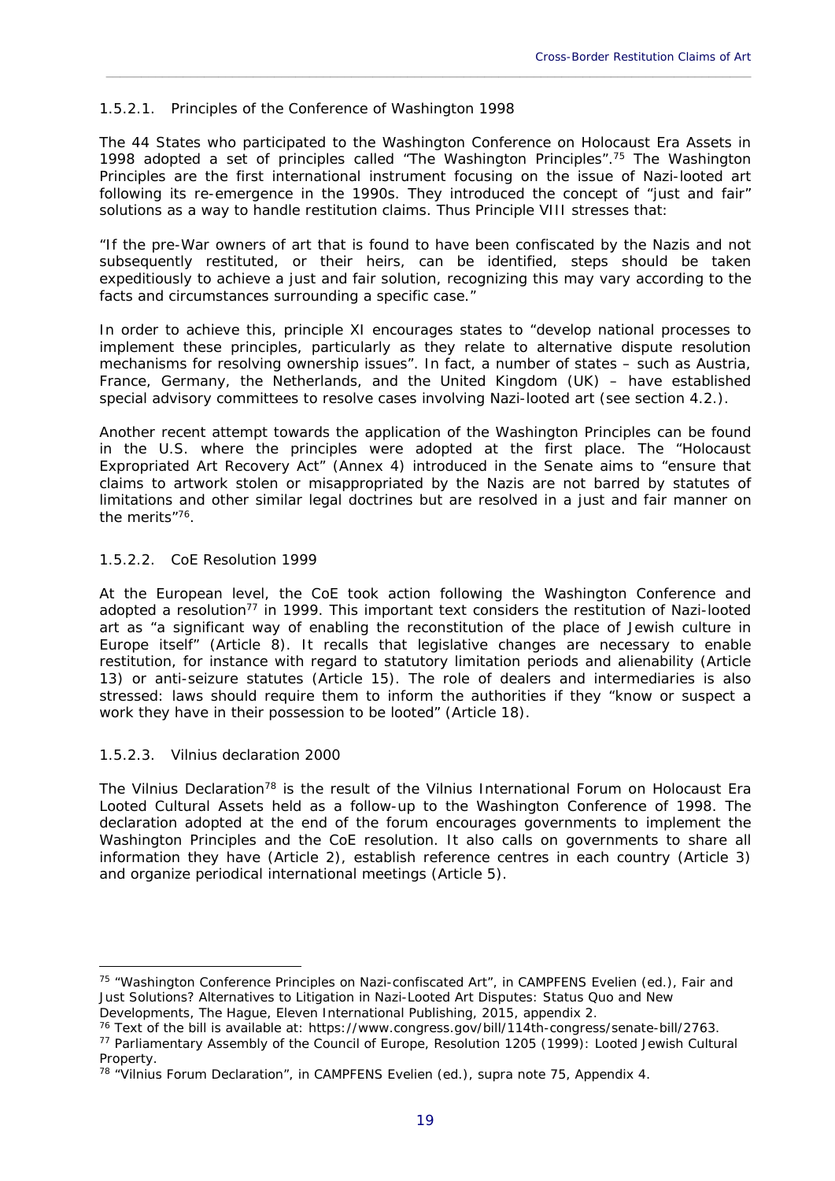### 1.5.2.1. Principles of the Conference of Washington 1998

The 44 States who participated to the Washington Conference on Holocaust Era Assets in 1998 adopted a set of principles called "The Washington Principles".[75] The Washington Principles are the first international instrument focusing on the issue of Nazi-looted art following its re-emergence in the 1990s. They introduced the concept of "just and fair" solutions as a way to handle restitution claims. Thus Principle VIII stresses that:

"If the pre-War owners of art that is found to have been confiscated by the Nazis and not subsequently restituted, or their heirs, can be identified, steps should be taken expeditiously to achieve a just and fair solution, recognizing this may vary according to the facts and circumstances surrounding a specific case."

In order to achieve this, principle XI encourages states to "develop national processes to implement these principles, particularly as they relate to alternative dispute resolution mechanisms for resolving ownership issues". In fact, a number of states – such as Austria, France, Germany, the Netherlands, and the United Kingdom (UK) – have established special advisory committees to resolve cases involving Nazi-looted art (see section 4.2.).

Another recent attempt towards the application of the Washington Principles can be found in the U.S. where the principles were adopted at the first place. The "Holocaust Expropriated Art Recovery Act" (Annex 4) introduced in the Senate aims to "ensure that claims to artwork stolen or misappropriated by the Nazis are not barred by statutes of limitations and other similar legal doctrines but are resolved in a just and fair manner on the merits"[76].

### 1.5.2.2. CoE Resolution 1999

At the European level, the CoE took action following the Washington Conference and adopted a resolution[77] in 1999. This important text considers the restitution of Nazi-looted art as "a significant way of enabling the reconstitution of the place of Jewish culture in Europe itself" (Article 8). It recalls that legislative changes are necessary to enable restitution, for instance with regard to statutory limitation periods and alienability (Article 13) or anti-seizure statutes (Article 15). The role of dealers and intermediaries is also stressed: laws should require them to inform the authorities if they "know or suspect a work they have in their possession to be looted" (Article 18).

### 1.5.2.3. Vilnius declaration 2000

The Vilnius Declaration[78] is the result of the Vilnius International Forum on Holocaust Era Looted Cultural Assets held as a follow-up to the Washington Conference of 1998. The declaration adopted at the end of the forum encourages governments to implement the Washington Principles and the CoE resolution. It also calls on governments to share all information they have (Article 2), establish reference centres in each country (Article 3) and organize periodical international meetings (Article 5).

---

[75] "Washington Conference Principles on Nazi-confiscated Art", in CAMPFENS Evelien (ed.), Fair and Just Solutions? Alternatives to Litigation in Nazi-Looted Art Disputes: Status Quo and New Developments, The Hague, Eleven International Publishing, 2015, appendix 2.

[76] Text of the bill is available at: https://www.congress.gov/bill/114th-congress/senate-bill/2763.

[77] Parliamentary Assembly of the Council of Europe, Resolution 1205 (1999): Looted Jewish Cultural Property.

[78] "Vilnius Forum Declaration", in CAMPFENS Evelien (ed.), supra note 75, Appendix 4.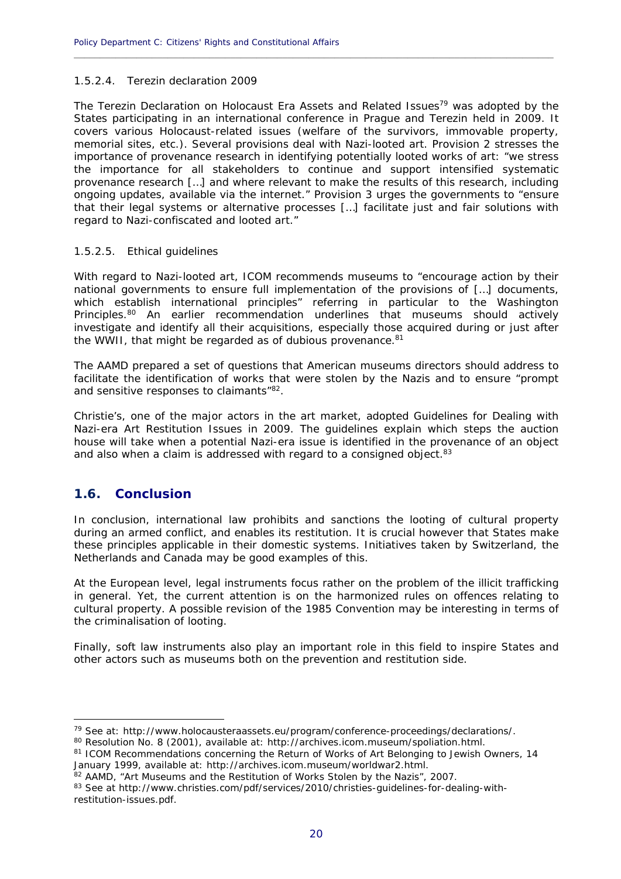#### 1.5.2.4. Terezin declaration 2009

The Terezin Declaration on Holocaust Era Assets and Related Issues[79] was adopted by the States participating in an international conference in Prague and Terezin held in 2009. It covers various Holocaust-related issues (welfare of the survivors, immovable property, memorial sites, etc.). Several provisions deal with Nazi-looted art. Provision 2 stresses the importance of provenance research in identifying potentially looted works of art: "we stress the importance for all stakeholders to continue and support intensified systematic provenance research […] and where relevant to make the results of this research, including ongoing updates, available via the internet." Provision 3 urges the governments to "ensure that their legal systems or alternative processes […] facilitate just and fair solutions with regard to Nazi-confiscated and looted art."

#### 1.5.2.5. Ethical guidelines

With regard to Nazi-looted art, ICOM recommends museums to "encourage action by their national governments to ensure full implementation of the provisions of […] documents, which establish international principles" referring in particular to the Washington Principles.[80] An earlier recommendation underlines that museums should actively investigate and identify all their acquisitions, especially those acquired during or just after the WWII, that might be regarded as of dubious provenance.[81]

The AAMD prepared a set of questions that American museums directors should address to facilitate the identification of works that were stolen by the Nazis and to ensure "prompt and sensitive responses to claimants"[82].

Christie's, one of the major actors in the art market, adopted Guidelines for Dealing with Nazi-era Art Restitution Issues in 2009. The guidelines explain which steps the auction house will take when a potential Nazi-era issue is identified in the provenance of an object and also when a claim is addressed with regard to a consigned object.[83]

## 1.6. Conclusion

In conclusion, international law prohibits and sanctions the looting of cultural property during an armed conflict, and enables its restitution. It is crucial however that States make these principles applicable in their domestic systems. Initiatives taken by Switzerland, the Netherlands and Canada may be good examples of this.

At the European level, legal instruments focus rather on the problem of the illicit trafficking in general. Yet, the current attention is on the harmonized rules on offences relating to cultural property. A possible revision of the 1985 Convention may be interesting in terms of the criminalisation of looting.

Finally, soft law instruments also play an important role in this field to inspire States and other actors such as museums both on the prevention and restitution side.

---

[79] See at: http://www.holocausteraassets.eu/program/conference-proceedings/declarations/.

[80] Resolution No. 8 (2001), available at: http://archives.icom.museum/spoliation.html.

[81] ICOM Recommendations concerning the Return of Works of Art Belonging to Jewish Owners, 14 January 1999, available at: http://archives.icom.museum/worldwar2.html.

[82] AAMD, "Art Museums and the Restitution of Works Stolen by the Nazis", 2007.

[83] See at http://www.christies.com/pdf/services/2010/christies-guidelines-for-dealing-with-restitution-issues.pdf.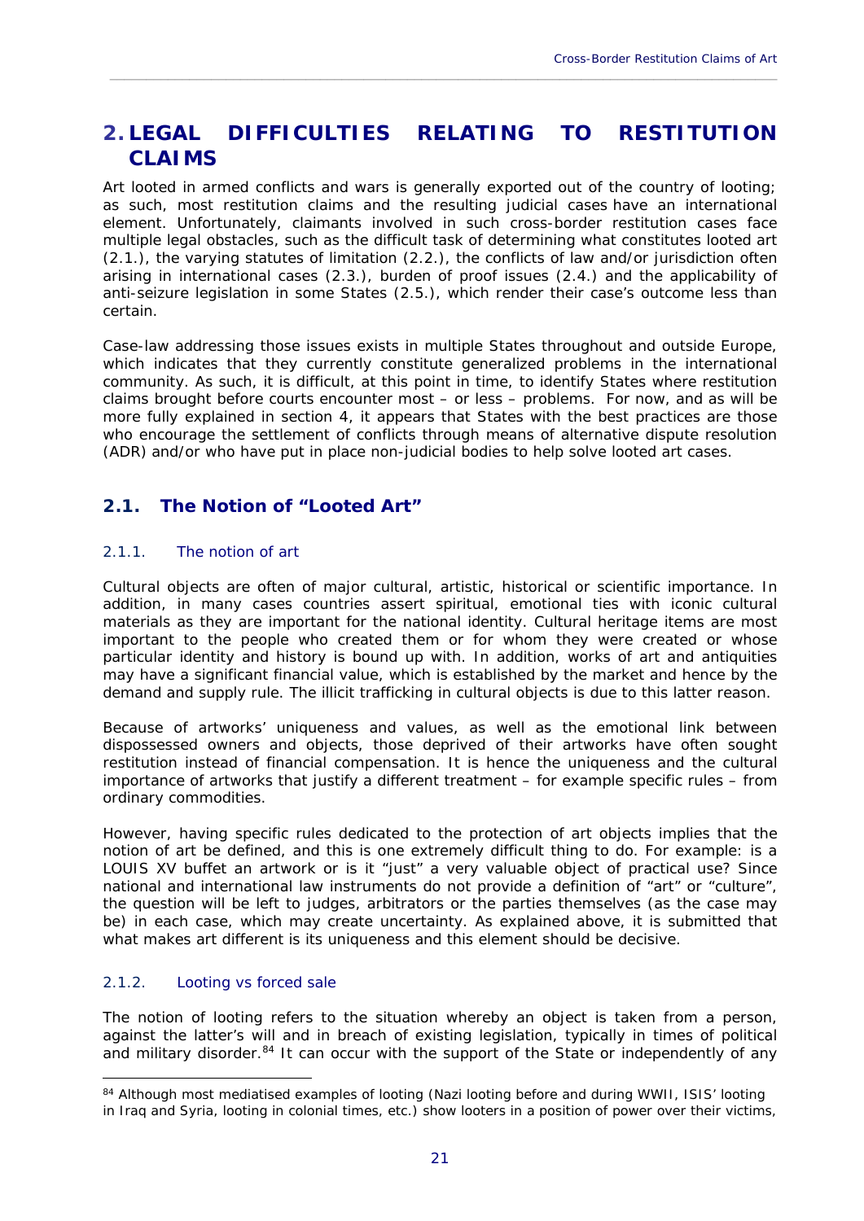# 2. LEGAL DIFFICULTIES RELATING TO RESTITUTION CLAIMS

Art looted in armed conflicts and wars is generally exported out of the country of looting; as such, most restitution claims and the resulting judicial cases have an international element. Unfortunately, claimants involved in such cross-border restitution cases face multiple legal obstacles, such as the difficult task of determining what constitutes looted art (2.1.), the varying statutes of limitation (2.2.), the conflicts of law and/or jurisdiction often arising in international cases (2.3.), burden of proof issues (2.4.) and the applicability of anti-seizure legislation in some States (2.5.), which render their case's outcome less than certain.

Case-law addressing those issues exists in multiple States throughout and outside Europe, which indicates that they currently constitute generalized problems in the international community. As such, it is difficult, at this point in time, to identify States where restitution claims brought before courts encounter most – or less – problems. For now, and as will be more fully explained in section 4, it appears that States with the best practices are those who encourage the settlement of conflicts through means of alternative dispute resolution (ADR) and/or who have put in place non-judicial bodies to help solve looted art cases.

## 2.1. The Notion of "Looted Art"

### 2.1.1. The notion of art

Cultural objects are often of major cultural, artistic, historical or scientific importance. In addition, in many cases countries assert spiritual, emotional ties with iconic cultural materials as they are important for the national identity. Cultural heritage items are most important to the people who created them or for whom they were created or whose particular identity and history is bound up with. In addition, works of art and antiquities may have a significant financial value, which is established by the market and hence by the demand and supply rule. The illicit trafficking in cultural objects is due to this latter reason.

Because of artworks' uniqueness and values, as well as the emotional link between dispossessed owners and objects, those deprived of their artworks have often sought restitution instead of financial compensation. It is hence the uniqueness and the cultural importance of artworks that justify a different treatment – for example specific rules – from ordinary commodities.

However, having specific rules dedicated to the protection of art objects implies that the notion of art be defined, and this is one extremely difficult thing to do. For example: is a LOUIS XV buffet an artwork or is it "just" a very valuable object of practical use? Since national and international law instruments do not provide a definition of "art" or "culture", the question will be left to judges, arbitrators or the parties themselves (as the case may be) in each case, which may create uncertainty. As explained above, it is submitted that what makes art different is its uniqueness and this element should be decisive.

### 2.1.2. Looting vs forced sale

The notion of looting refers to the situation whereby an object is taken from a person, against the latter's will and in breach of existing legislation, typically in times of political and military disorder.[84] It can occur with the support of the State or independently of any

[84] Although most mediatised examples of looting (Nazi looting before and during WWII, ISIS' looting in Iraq and Syria, looting in colonial times, etc.) show looters in a position of power over their victims,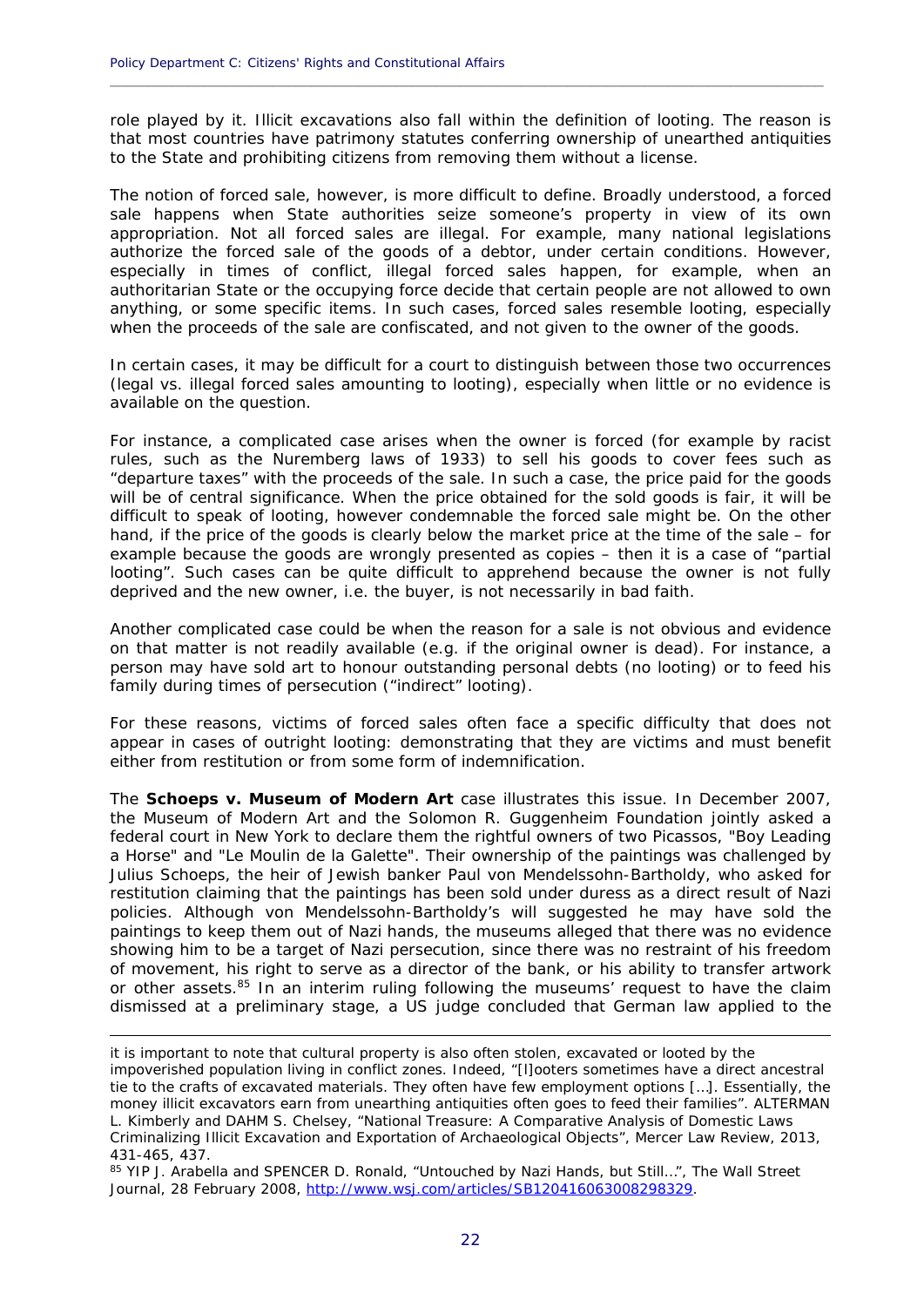role played by it. Illicit excavations also fall within the definition of looting. The reason is that most countries have patrimony statutes conferring ownership of unearthed antiquities to the State and prohibiting citizens from removing them without a license.

The notion of forced sale, however, is more difficult to define. Broadly understood, a forced sale happens when State authorities seize someone's property in view of its own appropriation. Not all forced sales are illegal. For example, many national legislations authorize the forced sale of the goods of a debtor, under certain conditions. However, especially in times of conflict, illegal forced sales happen, for example, when an authoritarian State or the occupying force decide that certain people are not allowed to own anything, or some specific items. In such cases, forced sales resemble looting, especially when the proceeds of the sale are confiscated, and not given to the owner of the goods.

In certain cases, it may be difficult for a court to distinguish between those two occurrences (legal vs. illegal forced sales amounting to looting), especially when little or no evidence is available on the question.

For instance, a complicated case arises when the owner is forced (for example by racist rules, such as the Nuremberg laws of 1933) to sell his goods to cover fees such as "departure taxes" with the proceeds of the sale. In such a case, the price paid for the goods will be of central significance. When the price obtained for the sold goods is fair, it will be difficult to speak of looting, however condemnable the forced sale might be. On the other hand, if the price of the goods is clearly below the market price at the time of the sale – for example because the goods are wrongly presented as copies – then it is a case of "partial looting". Such cases can be quite difficult to apprehend because the owner is not fully deprived and the new owner, i.e. the buyer, is not necessarily in bad faith.

Another complicated case could be when the reason for a sale is not obvious and evidence on that matter is not readily available (e.g. if the original owner is dead). For instance, a person may have sold art to honour outstanding personal debts (no looting) or to feed his family during times of persecution ("indirect" looting).

For these reasons, victims of forced sales often face a specific difficulty that does not appear in cases of outright looting: demonstrating that they are victims and must benefit either from restitution or from some form of indemnification.

The **Schoeps v. Museum of Modern Art** case illustrates this issue. In December 2007, the Museum of Modern Art and the Solomon R. Guggenheim Foundation jointly asked a federal court in New York to declare them the rightful owners of two Picassos, "Boy Leading a Horse" and "Le Moulin de la Galette". Their ownership of the paintings was challenged by Julius Schoeps, the heir of Jewish banker Paul von Mendelssohn-Bartholdy, who asked for restitution claiming that the paintings has been sold under duress as a direct result of Nazi policies. Although von Mendelssohn-Bartholdy's will suggested he may have sold the paintings to keep them out of Nazi hands, the museums alleged that there was no evidence showing him to be a target of Nazi persecution, since there was no restraint of his freedom of movement, his right to serve as a director of the bank, or his ability to transfer artwork or other assets.[85] In an interim ruling following the museums' request to have the claim dismissed at a preliminary stage, a US judge concluded that German law applied to the

---

it is important to note that cultural property is also often stolen, excavated or looted by the impoverished population living in conflict zones. Indeed, "[l]ooters sometimes have a direct ancestral tie to the crafts of excavated materials. They often have few employment options […]. Essentially, the money illicit excavators earn from unearthing antiquities often goes to feed their families". ALTERMAN L. Kimberly and DAHM S. Chelsey, "National Treasure: A Comparative Analysis of Domestic Laws Criminalizing Illicit Excavation and Exportation of Archaeological Objects", Mercer Law Review, 2013, 431-465, 437.

[85] YIP J. Arabella and SPENCER D. Ronald, "Untouched by Nazi Hands, but Still…", The Wall Street Journal, 28 February 2008, http://www.wsj.com/articles/SB120416063008298329.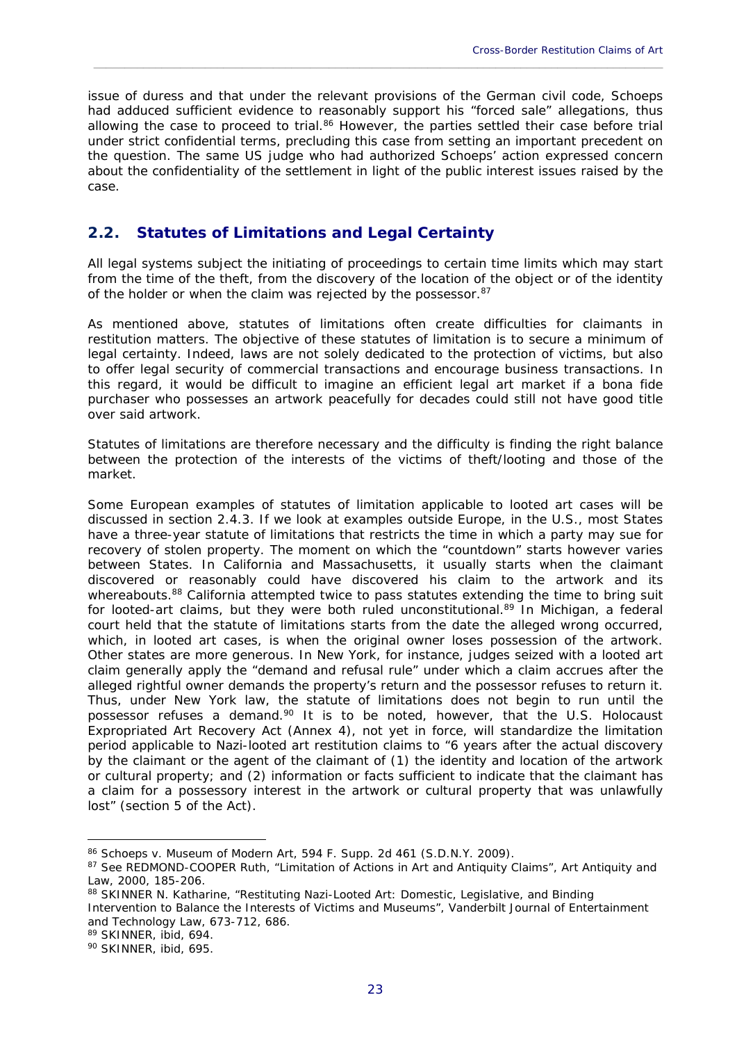issue of duress and that under the relevant provisions of the German civil code, Schoeps had adduced sufficient evidence to reasonably support his "forced sale" allegations, thus allowing the case to proceed to trial.[86] However, the parties settled their case before trial under strict confidential terms, precluding this case from setting an important precedent on the question. The same US judge who had authorized Schoeps' action expressed concern about the confidentiality of the settlement in light of the public interest issues raised by the case.

## 2.2. Statutes of Limitations and Legal Certainty

All legal systems subject the initiating of proceedings to certain time limits which may start from the time of the theft, from the discovery of the location of the object or of the identity of the holder or when the claim was rejected by the possessor.[87]

As mentioned above, statutes of limitations often create difficulties for claimants in restitution matters. The objective of these statutes of limitation is to secure a minimum of legal certainty. Indeed, laws are not solely dedicated to the protection of victims, but also to offer legal security of commercial transactions and encourage business transactions. In this regard, it would be difficult to imagine an efficient legal art market if a bona fide purchaser who possesses an artwork peacefully for decades could still not have good title over said artwork.

Statutes of limitations are therefore necessary and the difficulty is finding the right balance between the protection of the interests of the victims of theft/looting and those of the market.

Some European examples of statutes of limitation applicable to looted art cases will be discussed in section 2.4.3. If we look at examples outside Europe, in the U.S., most States have a three-year statute of limitations that restricts the time in which a party may sue for recovery of stolen property. The moment on which the "countdown" starts however varies between States. In California and Massachusetts, it usually starts when the claimant discovered or reasonably could have discovered his claim to the artwork and its whereabouts.[88] California attempted twice to pass statutes extending the time to bring suit for looted-art claims, but they were both ruled unconstitutional.[89] In Michigan, a federal court held that the statute of limitations starts from the date the alleged wrong occurred, which, in looted art cases, is when the original owner loses possession of the artwork. Other states are more generous. In New York, for instance, judges seized with a looted art claim generally apply the "demand and refusal rule" under which a claim accrues after the alleged rightful owner demands the property's return and the possessor refuses to return it. Thus, under New York law, the statute of limitations does not begin to run until the possessor refuses a demand.[90] It is to be noted, however, that the U.S. Holocaust Expropriated Art Recovery Act (Annex 4), not yet in force, will standardize the limitation period applicable to Nazi-looted art restitution claims to "6 years after the actual discovery by the claimant or the agent of the claimant of (1) the identity and location of the artwork or cultural property; and (2) information or facts sufficient to indicate that the claimant has a claim for a possessory interest in the artwork or cultural property that was unlawfully lost" (section 5 of the Act).

---

[86] Schoeps v. Museum of Modern Art, 594 F. Supp. 2d 461 (S.D.N.Y. 2009).

[87] See REDMOND-COOPER Ruth, "Limitation of Actions in Art and Antiquity Claims", Art Antiquity and Law, 2000, 185-206.

[88] SKINNER N. Katharine, "Restituting Nazi-Looted Art: Domestic, Legislative, and Binding Intervention to Balance the Interests of Victims and Museums", Vanderbilt Journal of Entertainment and Technology Law, 673-712, 686.

[89] SKINNER, ibid, 694.

[90] SKINNER, ibid, 695.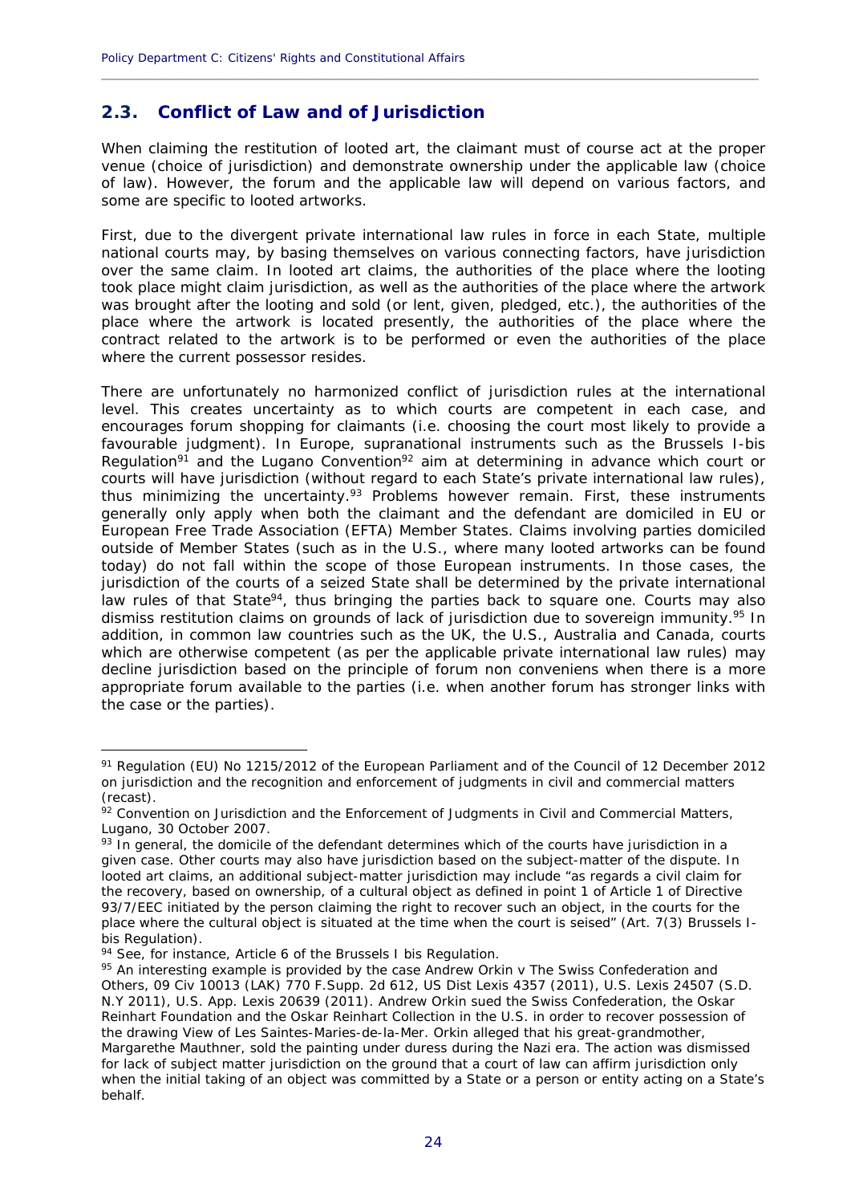## 2.3. Conflict of Law and of Jurisdiction

When claiming the restitution of looted art, the claimant must of course act at the proper venue (choice of jurisdiction) and demonstrate ownership under the applicable law (choice of law). However, the forum and the applicable law will depend on various factors, and some are specific to looted artworks.

First, due to the divergent private international law rules in force in each State, multiple national courts may, by basing themselves on various connecting factors, have jurisdiction over the same claim. In looted art claims, the authorities of the place where the looting took place might claim jurisdiction, as well as the authorities of the place where the artwork was brought after the looting and sold (or lent, given, pledged, etc.), the authorities of the place where the artwork is located presently, the authorities of the place where the contract related to the artwork is to be performed or even the authorities of the place where the current possessor resides.

There are unfortunately no harmonized conflict of jurisdiction rules at the international level. This creates uncertainty as to which courts are competent in each case, and encourages forum shopping for claimants (i.e. choosing the court most likely to provide a favourable judgment). In Europe, supranational instruments such as the Brussels I-bis Regulation[91] and the Lugano Convention[92] aim at determining in advance which court or courts will have jurisdiction (without regard to each State's private international law rules), thus minimizing the uncertainty.[93] Problems however remain. First, these instruments generally only apply when both the claimant and the defendant are domiciled in EU or European Free Trade Association (EFTA) Member States. Claims involving parties domiciled outside of Member States (such as in the U.S., where many looted artworks can be found today) do not fall within the scope of those European instruments. In those cases, the jurisdiction of the courts of a seized State shall be determined by the private international law rules of that State[94], thus bringing the parties back to square one. Courts may also dismiss restitution claims on grounds of lack of jurisdiction due to sovereign immunity.[95] In addition, in common law countries such as the UK, the U.S., Australia and Canada, courts which are otherwise competent (as per the applicable private international law rules) may decline jurisdiction based on the principle of forum non conveniens when there is a more appropriate forum available to the parties (i.e. when another forum has stronger links with the case or the parties).

---

[91] Regulation (EU) No 1215/2012 of the European Parliament and of the Council of 12 December 2012 on jurisdiction and the recognition and enforcement of judgments in civil and commercial matters (recast).

[92] Convention on Jurisdiction and the Enforcement of Judgments in Civil and Commercial Matters, Lugano, 30 October 2007.

[93] In general, the domicile of the defendant determines which of the courts have jurisdiction in a given case. Other courts may also have jurisdiction based on the subject-matter of the dispute. In looted art claims, an additional subject-matter jurisdiction may include "as regards a civil claim for the recovery, based on ownership, of a cultural object as defined in point 1 of Article 1 of Directive 93/7/EEC initiated by the person claiming the right to recover such an object, in the courts for the place where the cultural object is situated at the time when the court is seised" (Art. 7(3) Brussels I-bis Regulation).

[94] See, for instance, Article 6 of the Brussels I bis Regulation.

[95] An interesting example is provided by the case Andrew Orkin v The Swiss Confederation and Others, 09 Civ 10013 (LAK) 770 F.Supp. 2d 612, US Dist Lexis 4357 (2011), U.S. Lexis 24507 (S.D. N.Y 2011), U.S. App. Lexis 20639 (2011). Andrew Orkin sued the Swiss Confederation, the Oskar Reinhart Foundation and the Oskar Reinhart Collection in the U.S. in order to recover possession of the drawing View of Les Saintes-Maries-de-la-Mer. Orkin alleged that his great-grandmother, Margarethe Mauthner, sold the painting under duress during the Nazi era. The action was dismissed for lack of subject matter jurisdiction on the ground that a court of law can affirm jurisdiction only when the initial taking of an object was committed by a State or a person or entity acting on a State's behalf.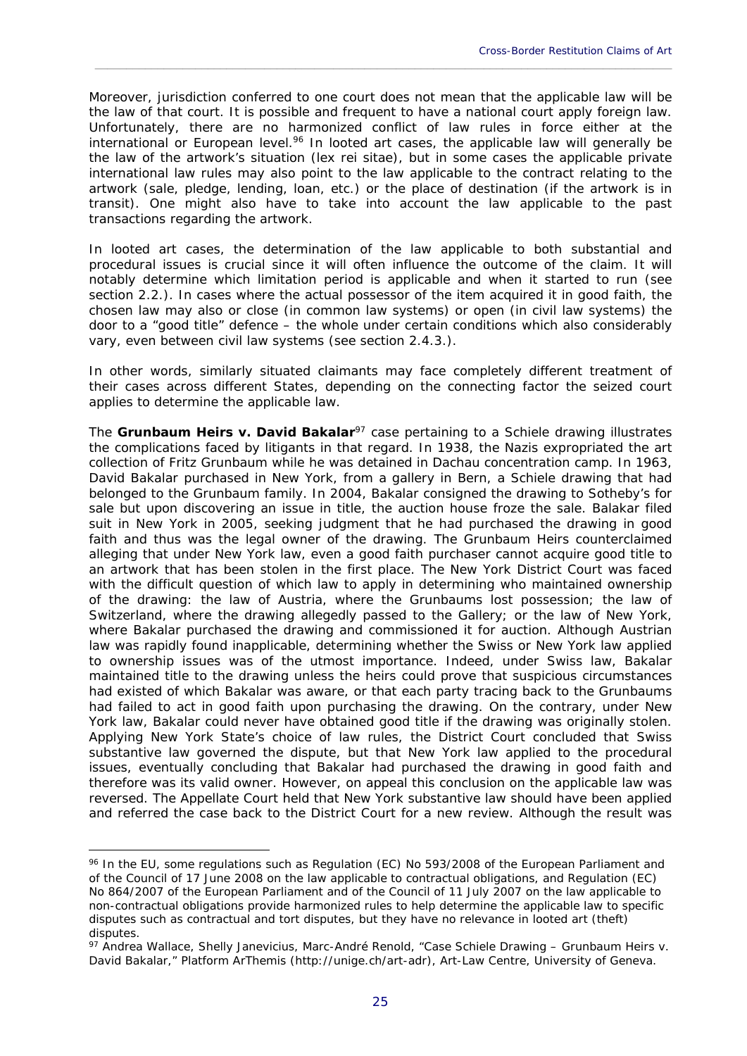Moreover, jurisdiction conferred to one court does not mean that the applicable law will be the law of that court. It is possible and frequent to have a national court apply foreign law. Unfortunately, there are no harmonized conflict of law rules in force either at the international or European level.[96] In looted art cases, the applicable law will generally be the law of the artwork's situation (lex rei sitae), but in some cases the applicable private international law rules may also point to the law applicable to the contract relating to the artwork (sale, pledge, lending, loan, etc.) or the place of destination (if the artwork is in transit). One might also have to take into account the law applicable to the past transactions regarding the artwork.

In looted art cases, the determination of the law applicable to both substantial and procedural issues is crucial since it will often influence the outcome of the claim. It will notably determine which limitation period is applicable and when it started to run (see section 2.2.). In cases where the actual possessor of the item acquired it in good faith, the chosen law may also or close (in common law systems) or open (in civil law systems) the door to a "good title" defence – the whole under certain conditions which also considerably vary, even between civil law systems (see section 2.4.3.).

In other words, similarly situated claimants may face completely different treatment of their cases across different States, depending on the connecting factor the seized court applies to determine the applicable law.

The **Grunbaum Heirs v. David Bakalar**[97] case pertaining to a Schiele drawing illustrates the complications faced by litigants in that regard. In 1938, the Nazis expropriated the art collection of Fritz Grunbaum while he was detained in Dachau concentration camp. In 1963, David Bakalar purchased in New York, from a gallery in Bern, a Schiele drawing that had belonged to the Grunbaum family. In 2004, Bakalar consigned the drawing to Sotheby's for sale but upon discovering an issue in title, the auction house froze the sale. Balakar filed suit in New York in 2005, seeking judgment that he had purchased the drawing in good faith and thus was the legal owner of the drawing. The Grunbaum Heirs counterclaimed alleging that under New York law, even a good faith purchaser cannot acquire good title to an artwork that has been stolen in the first place. The New York District Court was faced with the difficult question of which law to apply in determining who maintained ownership of the drawing: the law of Austria, where the Grunbaums lost possession; the law of Switzerland, where the drawing allegedly passed to the Gallery; or the law of New York, where Bakalar purchased the drawing and commissioned it for auction. Although Austrian law was rapidly found inapplicable, determining whether the Swiss or New York law applied to ownership issues was of the utmost importance. Indeed, under Swiss law, Bakalar maintained title to the drawing unless the heirs could prove that suspicious circumstances had existed of which Bakalar was aware, or that each party tracing back to the Grunbaums had failed to act in good faith upon purchasing the drawing. On the contrary, under New York law, Bakalar could never have obtained good title if the drawing was originally stolen. Applying New York State's choice of law rules, the District Court concluded that Swiss substantive law governed the dispute, but that New York law applied to the procedural issues, eventually concluding that Bakalar had purchased the drawing in good faith and therefore was its valid owner. However, on appeal this conclusion on the applicable law was reversed. The Appellate Court held that New York substantive law should have been applied and referred the case back to the District Court for a new review. Although the result was

---

[96] In the EU, some regulations such as Regulation (EC) No 593/2008 of the European Parliament and of the Council of 17 June 2008 on the law applicable to contractual obligations, and Regulation (EC) No 864/2007 of the European Parliament and of the Council of 11 July 2007 on the law applicable to non-contractual obligations provide harmonized rules to help determine the applicable law to specific disputes such as contractual and tort disputes, but they have no relevance in looted art (theft) disputes.

[97] Andrea Wallace, Shelly Janevicius, Marc-André Renold, "Case Schiele Drawing – Grunbaum Heirs v. David Bakalar," Platform ArThemis (http://unige.ch/art-adr), Art-Law Centre, University of Geneva.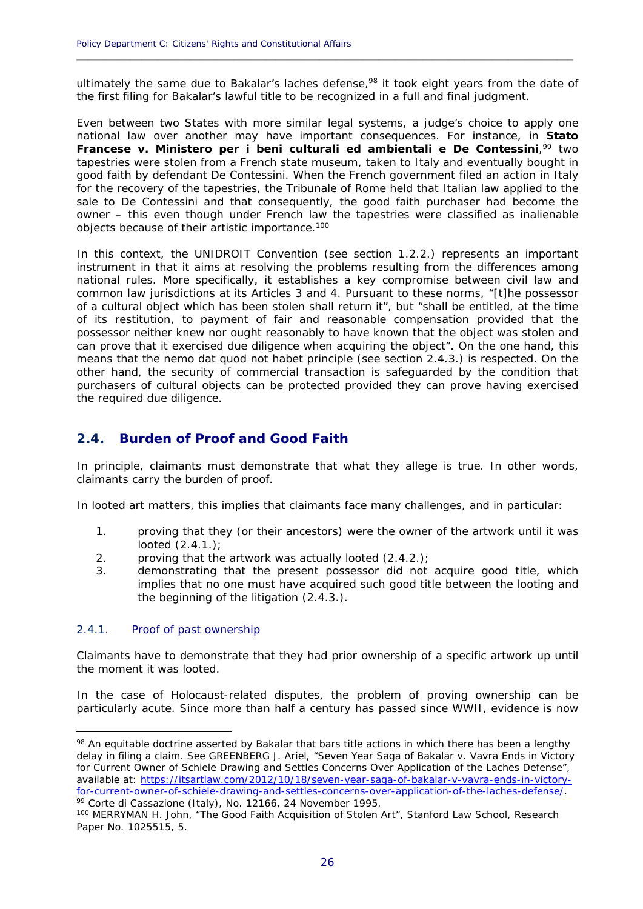ultimately the same due to Bakalar's laches defense,[98] it took eight years from the date of the first filing for Bakalar's lawful title to be recognized in a full and final judgment.

Even between two States with more similar legal systems, a judge's choice to apply one national law over another may have important consequences. For instance, in **Stato Francese v. Ministero per i beni culturali ed ambientali e De Contessini**,[99] two tapestries were stolen from a French state museum, taken to Italy and eventually bought in good faith by defendant De Contessini. When the French government filed an action in Italy for the recovery of the tapestries, the Tribunale of Rome held that Italian law applied to the sale to De Contessini and that consequently, the good faith purchaser had become the owner – this even though under French law the tapestries were classified as inalienable objects because of their artistic importance.[100]

In this context, the UNIDROIT Convention (see section 1.2.2.) represents an important instrument in that it aims at resolving the problems resulting from the differences among national rules. More specifically, it establishes a key compromise between civil law and common law jurisdictions at its Articles 3 and 4. Pursuant to these norms, "[t]he possessor of a cultural object which has been stolen shall return it", but "shall be entitled, at the time of its restitution, to payment of fair and reasonable compensation provided that the possessor neither knew nor ought reasonably to have known that the object was stolen and can prove that it exercised due diligence when acquiring the object". On the one hand, this means that the nemo dat quod not habet principle (see section 2.4.3.) is respected. On the other hand, the security of commercial transaction is safeguarded by the condition that purchasers of cultural objects can be protected provided they can prove having exercised the required due diligence.

## 2.4. Burden of Proof and Good Faith

In principle, claimants must demonstrate that what they allege is true. In other words, claimants carry the burden of proof.

In looted art matters, this implies that claimants face many challenges, and in particular:

1. proving that they (or their ancestors) were the owner of the artwork until it was looted (2.4.1.);
2. proving that the artwork was actually looted (2.4.2.);
3. demonstrating that the present possessor did not acquire good title, which implies that no one must have acquired such good title between the looting and the beginning of the litigation (2.4.3.).

### 2.4.1. Proof of past ownership

Claimants have to demonstrate that they had prior ownership of a specific artwork up until the moment it was looted.

In the case of Holocaust-related disputes, the problem of proving ownership can be particularly acute. Since more than half a century has passed since WWII, evidence is now

---

[98] An equitable doctrine asserted by Bakalar that bars title actions in which there has been a lengthy delay in filing a claim. See GREENBERG J. Ariel, "Seven Year Saga of Bakalar v. Vavra Ends in Victory for Current Owner of Schiele Drawing and Settles Concerns Over Application of the Laches Defense", available at: https://itsartlaw.com/2012/10/18/seven-year-saga-of-bakalar-v-vavra-ends-in-victory-for-current-owner-of-schiele-drawing-and-settles-concerns-over-application-of-the-laches-defense/.

[99] Corte di Cassazione (Italy), No. 12166, 24 November 1995.

[100] MERRYMAN H. John, "The Good Faith Acquisition of Stolen Art", Stanford Law School, Research Paper No. 1025515, 5.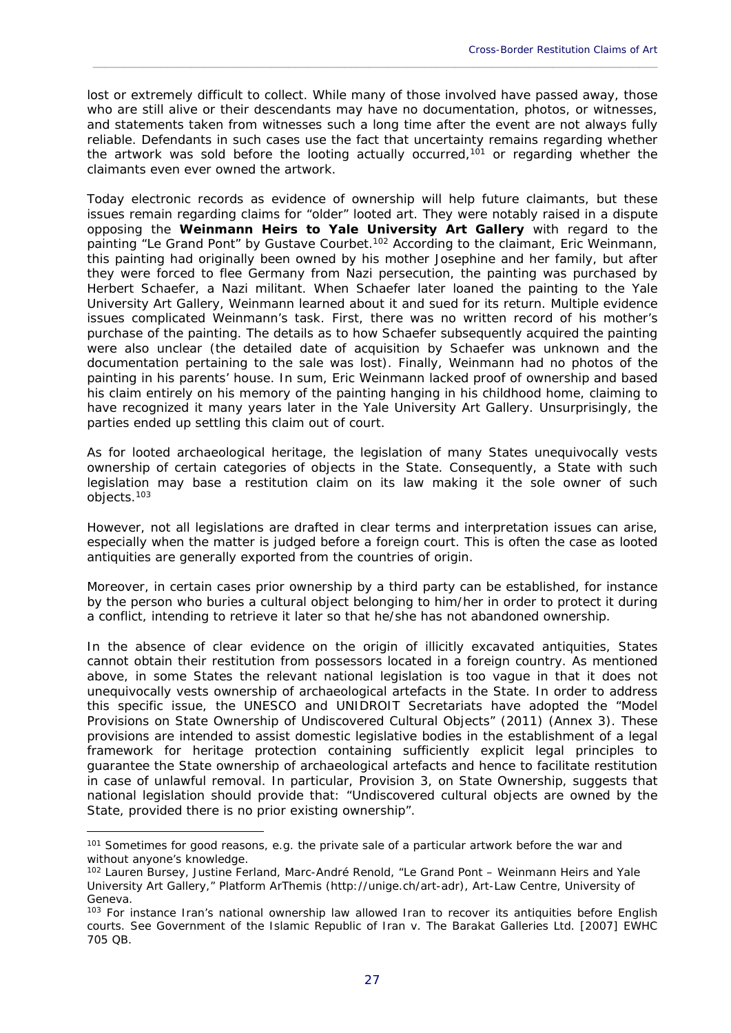lost or extremely difficult to collect. While many of those involved have passed away, those who are still alive or their descendants may have no documentation, photos, or witnesses, and statements taken from witnesses such a long time after the event are not always fully reliable. Defendants in such cases use the fact that uncertainty remains regarding whether the artwork was sold before the looting actually occurred,[101] or regarding whether the claimants even ever owned the artwork.

Today electronic records as evidence of ownership will help future claimants, but these issues remain regarding claims for "older" looted art. They were notably raised in a dispute opposing the **Weinmann Heirs to Yale University Art Gallery** with regard to the painting "Le Grand Pont" by Gustave Courbet.[102] According to the claimant, Eric Weinmann, this painting had originally been owned by his mother Josephine and her family, but after they were forced to flee Germany from Nazi persecution, the painting was purchased by Herbert Schaefer, a Nazi militant. When Schaefer later loaned the painting to the Yale University Art Gallery, Weinmann learned about it and sued for its return. Multiple evidence issues complicated Weinmann's task. First, there was no written record of his mother's purchase of the painting. The details as to how Schaefer subsequently acquired the painting were also unclear (the detailed date of acquisition by Schaefer was unknown and the documentation pertaining to the sale was lost). Finally, Weinmann had no photos of the painting in his parents' house. In sum, Eric Weinmann lacked proof of ownership and based his claim entirely on his memory of the painting hanging in his childhood home, claiming to have recognized it many years later in the Yale University Art Gallery. Unsurprisingly, the parties ended up settling this claim out of court.

As for looted archaeological heritage, the legislation of many States unequivocally vests ownership of certain categories of objects in the State. Consequently, a State with such legislation may base a restitution claim on its law making it the sole owner of such objects.[103]

However, not all legislations are drafted in clear terms and interpretation issues can arise, especially when the matter is judged before a foreign court. This is often the case as looted antiquities are generally exported from the countries of origin.

Moreover, in certain cases prior ownership by a third party can be established, for instance by the person who buries a cultural object belonging to him/her in order to protect it during a conflict, intending to retrieve it later so that he/she has not abandoned ownership.

In the absence of clear evidence on the origin of illicitly excavated antiquities, States cannot obtain their restitution from possessors located in a foreign country. As mentioned above, in some States the relevant national legislation is too vague in that it does not unequivocally vests ownership of archaeological artefacts in the State. In order to address this specific issue, the UNESCO and UNIDROIT Secretariats have adopted the "Model Provisions on State Ownership of Undiscovered Cultural Objects" (2011) (Annex 3). These provisions are intended to assist domestic legislative bodies in the establishment of a legal framework for heritage protection containing sufficiently explicit legal principles to guarantee the State ownership of archaeological artefacts and hence to facilitate restitution in case of unlawful removal. In particular, Provision 3, on State Ownership, suggests that national legislation should provide that: "Undiscovered cultural objects are owned by the State, provided there is no prior existing ownership".

---

[101] Sometimes for good reasons, e.g. the private sale of a particular artwork before the war and without anyone's knowledge.

[102] Lauren Bursey, Justine Ferland, Marc-André Renold, "Le Grand Pont – Weinmann Heirs and Yale University Art Gallery," Platform ArThemis (http://unige.ch/art-adr), Art-Law Centre, University of Geneva.

[103] For instance Iran's national ownership law allowed Iran to recover its antiquities before English courts. See *Government of the Islamic Republic of Iran v. The Barakat Galleries Ltd.* [2007] EWHC 705 QB.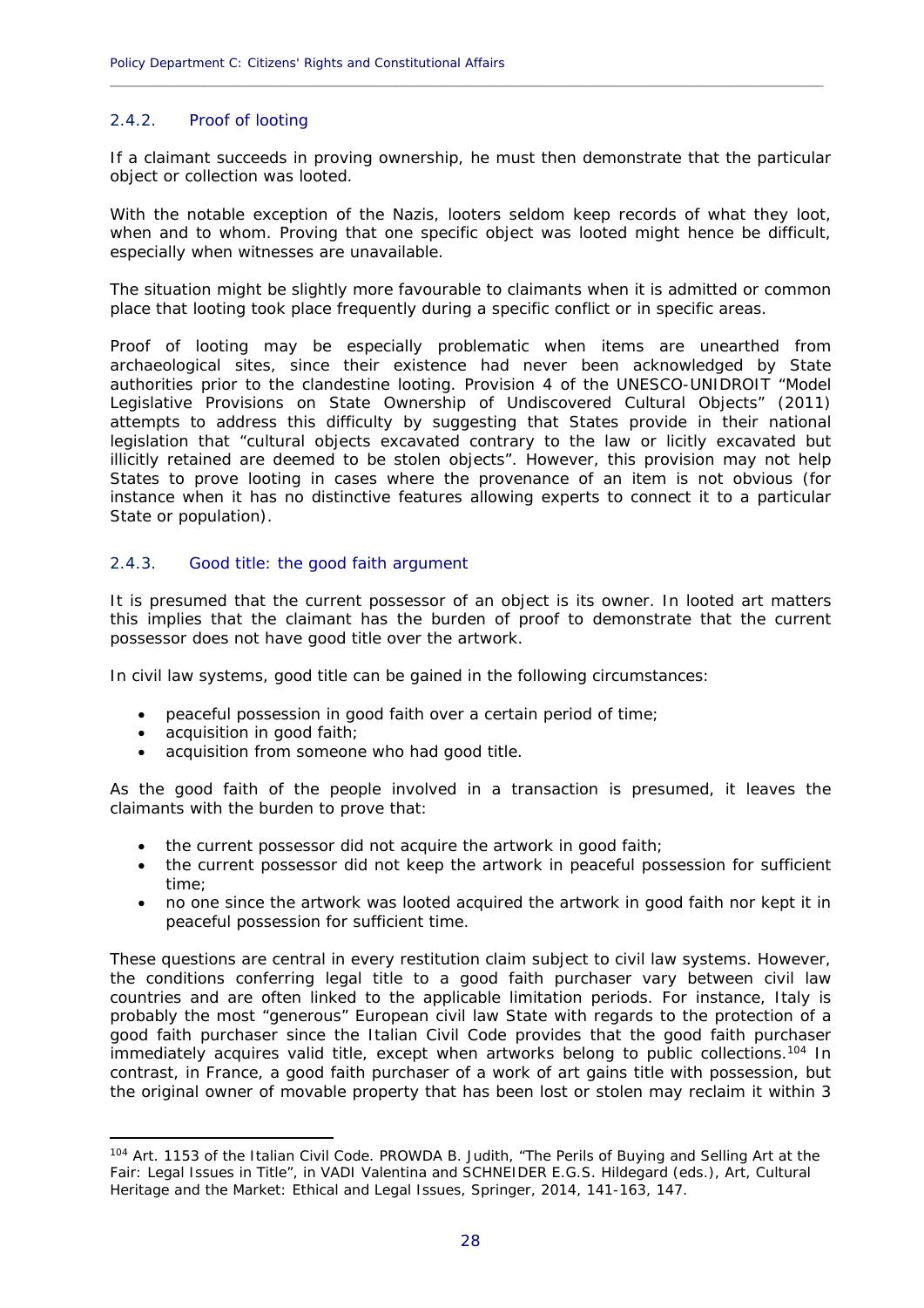### 2.4.2. Proof of looting

If a claimant succeeds in proving ownership, he must then demonstrate that the particular object or collection was looted.

With the notable exception of the Nazis, looters seldom keep records of what they loot, when and to whom. Proving that one specific object was looted might hence be difficult, especially when witnesses are unavailable.

The situation might be slightly more favourable to claimants when it is admitted or common place that looting took place frequently during a specific conflict or in specific areas.

Proof of looting may be especially problematic when items are unearthed from archaeological sites, since their existence had never been acknowledged by State authorities prior to the clandestine looting. Provision 4 of the UNESCO-UNIDROIT "Model Legislative Provisions on State Ownership of Undiscovered Cultural Objects" (2011) attempts to address this difficulty by suggesting that States provide in their national legislation that "cultural objects excavated contrary to the law or licitly excavated but illicitly retained are deemed to be stolen objects". However, this provision may not help States to prove looting in cases where the provenance of an item is not obvious (for instance when it has no distinctive features allowing experts to connect it to a particular State or population).

### 2.4.3. Good title: the good faith argument

It is presumed that the current possessor of an object is its owner. In looted art matters this implies that the claimant has the burden of proof to demonstrate that the current possessor does not have good title over the artwork.

In civil law systems, good title can be gained in the following circumstances:

- peaceful possession in good faith over a certain period of time;
- acquisition in good faith;
- acquisition from someone who had good title.

As the good faith of the people involved in a transaction is presumed, it leaves the claimants with the burden to prove that:

- the current possessor did not acquire the artwork in good faith;
- the current possessor did not keep the artwork in peaceful possession for sufficient time;
- no one since the artwork was looted acquired the artwork in good faith nor kept it in peaceful possession for sufficient time.

These questions are central in every restitution claim subject to civil law systems. However, the conditions conferring legal title to a good faith purchaser vary between civil law countries and are often linked to the applicable limitation periods. For instance, Italy is probably the most "generous" European civil law State with regards to the protection of a good faith purchaser since the Italian Civil Code provides that the good faith purchaser immediately acquires valid title, except when artworks belong to public collections.[104] In contrast, in France, a good faith purchaser of a work of art gains title with possession, but the original owner of movable property that has been lost or stolen may reclaim it within 3

---

[104] Art. 1153 of the Italian Civil Code. PROWDA B. Judith, "The Perils of Buying and Selling Art at the Fair: Legal Issues in Title", in VADI Valentina and SCHNEIDER E.G.S. Hildegard (eds.), Art, Cultural Heritage and the Market: Ethical and Legal Issues, Springer, 2014, 141-163, 147.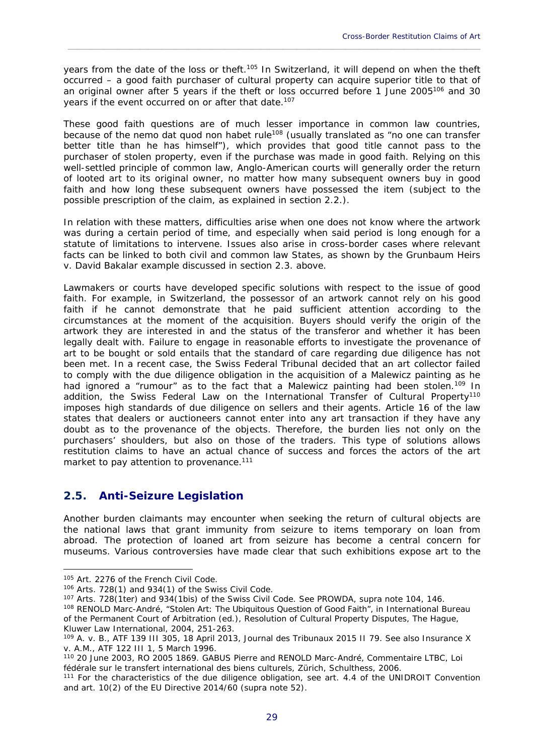years from the date of the loss or theft.[105] In Switzerland, it will depend on when the theft occurred – a good faith purchaser of cultural property can acquire superior title to that of an original owner after 5 years if the theft or loss occurred before 1 June 2005[106] and 30 years if the event occurred on or after that date.[107]

These good faith questions are of much lesser importance in common law countries, because of the nemo dat quod non habet rule[108] (usually translated as "no one can transfer better title than he has himself"), which provides that good title cannot pass to the purchaser of stolen property, even if the purchase was made in good faith. Relying on this well-settled principle of common law, Anglo-American courts will generally order the return of looted art to its original owner, no matter how many subsequent owners buy in good faith and how long these subsequent owners have possessed the item (subject to the possible prescription of the claim, as explained in section 2.2.).

In relation with these matters, difficulties arise when one does not know where the artwork was during a certain period of time, and especially when said period is long enough for a statute of limitations to intervene. Issues also arise in cross-border cases where relevant facts can be linked to both civil and common law States, as shown by the Grunbaum Heirs v. David Bakalar example discussed in section 2.3. above.

Lawmakers or courts have developed specific solutions with respect to the issue of good faith. For example, in Switzerland, the possessor of an artwork cannot rely on his good faith if he cannot demonstrate that he paid sufficient attention according to the circumstances at the moment of the acquisition. Buyers should verify the origin of the artwork they are interested in and the status of the transferor and whether it has been legally dealt with. Failure to engage in reasonable efforts to investigate the provenance of art to be bought or sold entails that the standard of care regarding due diligence has not been met. In a recent case, the Swiss Federal Tribunal decided that an art collector failed to comply with the due diligence obligation in the acquisition of a Malewicz painting as he had ignored a "rumour" as to the fact that a Malewicz painting had been stolen.[109] In addition, the Swiss Federal Law on the International Transfer of Cultural Property[110] imposes high standards of due diligence on sellers and their agents. Article 16 of the law states that dealers or auctioneers cannot enter into any art transaction if they have any doubt as to the provenance of the objects. Therefore, the burden lies not only on the purchasers' shoulders, but also on those of the traders. This type of solutions allows restitution claims to have an actual chance of success and forces the actors of the art market to pay attention to provenance.[111]

## 2.5. Anti-Seizure Legislation

Another burden claimants may encounter when seeking the return of cultural objects are the national laws that grant immunity from seizure to items temporary on loan from abroad. The protection of loaned art from seizure has become a central concern for museums. Various controversies have made clear that such exhibitions expose art to the

---

[105] Art. 2276 of the French Civil Code.

[106] Arts. 728(1) and 934(1) of the Swiss Civil Code.

[107] Arts. 728(1ter) and 934(1bis) of the Swiss Civil Code. See PROWDA, supra note 104, 146.

[108] RENOLD Marc-André, "Stolen Art: The Ubiquitous Question of Good Faith", in International Bureau of the Permanent Court of Arbitration (ed.), Resolution of Cultural Property Disputes, The Hague, Kluwer Law International, 2004, 251-263.

[109] A. v. B., ATF 139 III 305, 18 April 2013, Journal des Tribunaux 2015 II 79. See also Insurance X v. A.M., ATF 122 III 1, 5 March 1996.

[110] 20 June 2003, RO 2005 1869. GABUS Pierre and RENOLD Marc-André, Commentaire LTBC, Loi fédérale sur le transfert international des biens culturels, Zürich, Schulthess, 2006.

[111] For the characteristics of the due diligence obligation, see art. 4.4 of the UNIDROIT Convention and art. 10(2) of the EU Directive 2014/60 (supra note 52).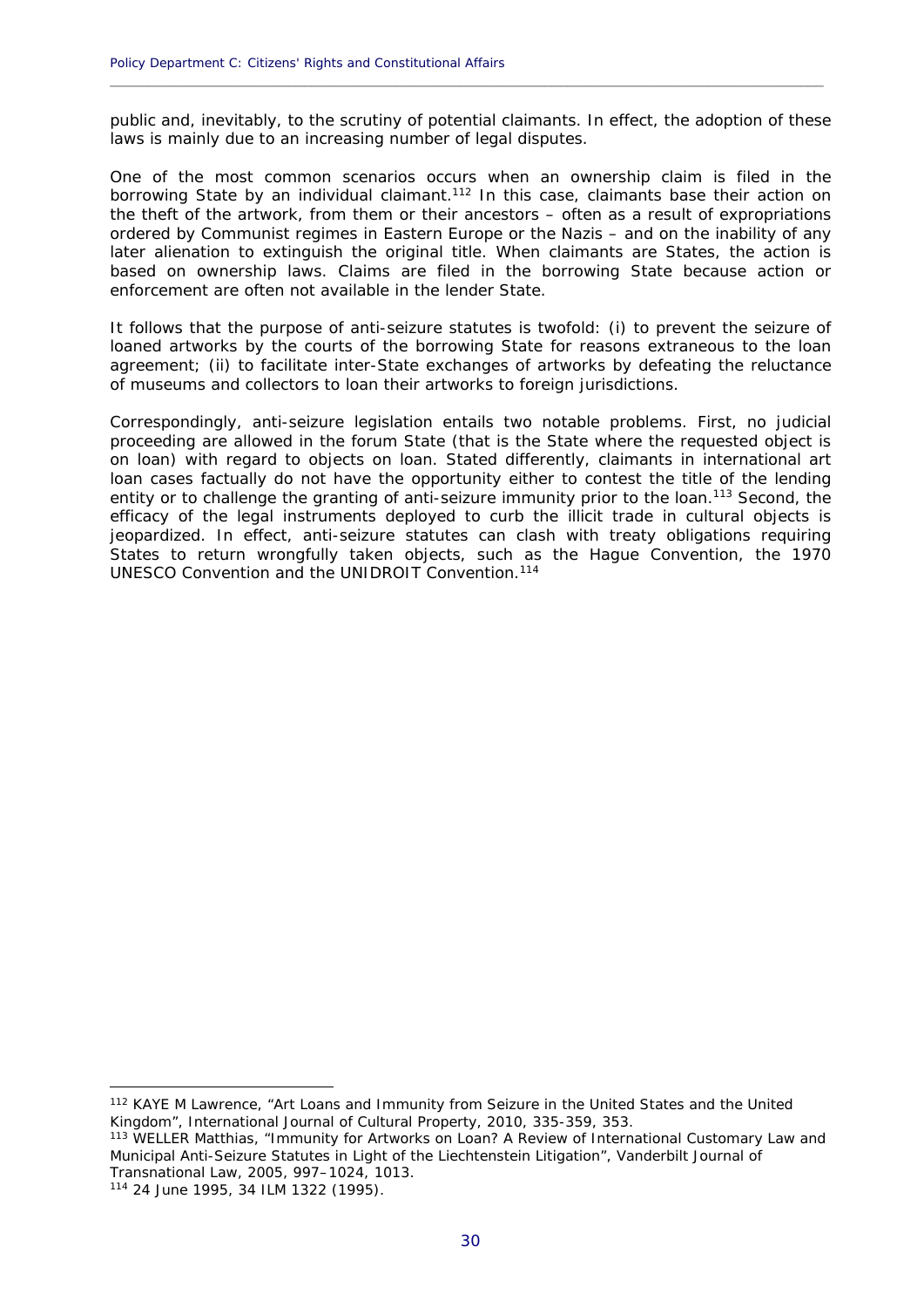public and, inevitably, to the scrutiny of potential claimants. In effect, the adoption of these laws is mainly due to an increasing number of legal disputes.

One of the most common scenarios occurs when an ownership claim is filed in the borrowing State by an individual claimant.[112] In this case, claimants base their action on the theft of the artwork, from them or their ancestors – often as a result of expropriations ordered by Communist regimes in Eastern Europe or the Nazis – and on the inability of any later alienation to extinguish the original title. When claimants are States, the action is based on ownership laws. Claims are filed in the borrowing State because action or enforcement are often not available in the lender State.

It follows that the purpose of anti-seizure statutes is twofold: (i) to prevent the seizure of loaned artworks by the courts of the borrowing State for reasons extraneous to the loan agreement; (ii) to facilitate inter-State exchanges of artworks by defeating the reluctance of museums and collectors to loan their artworks to foreign jurisdictions.

Correspondingly, anti-seizure legislation entails two notable problems. First, no judicial proceeding are allowed in the forum State (that is the State where the requested object is on loan) with regard to objects on loan. Stated differently, claimants in international art loan cases factually do not have the opportunity either to contest the title of the lending entity or to challenge the granting of anti-seizure immunity prior to the loan.[113] Second, the efficacy of the legal instruments deployed to curb the illicit trade in cultural objects is jeopardized. In effect, anti-seizure statutes can clash with treaty obligations requiring States to return wrongfully taken objects, such as the Hague Convention, the 1970 UNESCO Convention and the UNIDROIT Convention.[114]

---

[112] KAYE M Lawrence, "Art Loans and Immunity from Seizure in the United States and the United Kingdom", International Journal of Cultural Property, 2010, 335-359, 353.

[113] WELLER Matthias, "Immunity for Artworks on Loan? A Review of International Customary Law and Municipal Anti-Seizure Statutes in Light of the Liechtenstein Litigation", Vanderbilt Journal of Transnational Law, 2005, 997–1024, 1013.

[114] 24 June 1995, 34 ILM 1322 (1995).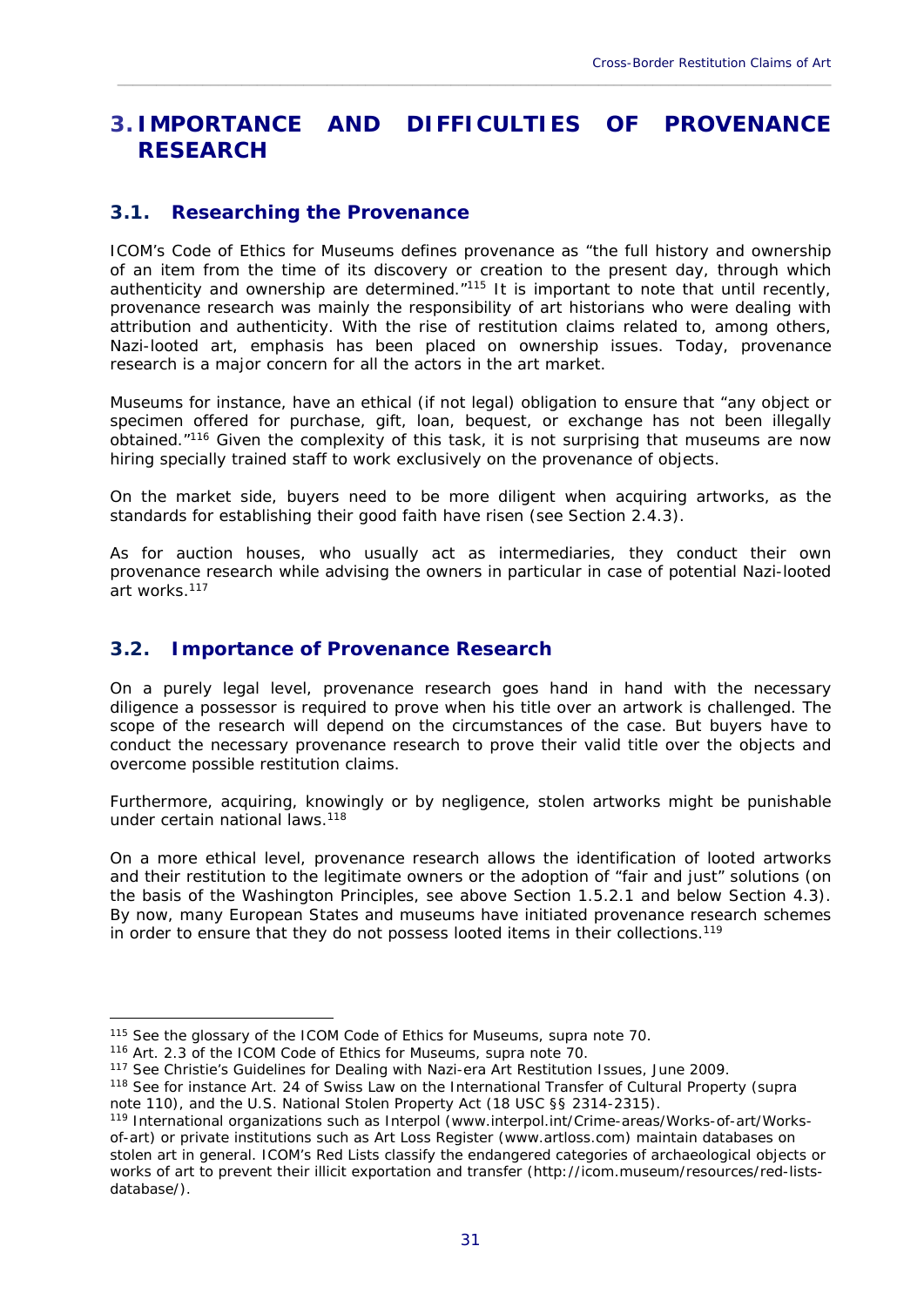# 3. IMPORTANCE AND DIFFICULTIES OF PROVENANCE RESEARCH

## 3.1. Researching the Provenance

ICOM's Code of Ethics for Museums defines provenance as "the full history and ownership of an item from the time of its discovery or creation to the present day, through which authenticity and ownership are determined."[115] It is important to note that until recently, provenance research was mainly the responsibility of art historians who were dealing with attribution and authenticity. With the rise of restitution claims related to, among others, Nazi-looted art, emphasis has been placed on ownership issues. Today, provenance research is a major concern for all the actors in the art market.

Museums for instance, have an ethical (if not legal) obligation to ensure that "any object or specimen offered for purchase, gift, loan, bequest, or exchange has not been illegally obtained."[116] Given the complexity of this task, it is not surprising that museums are now hiring specially trained staff to work exclusively on the provenance of objects.

On the market side, buyers need to be more diligent when acquiring artworks, as the standards for establishing their good faith have risen (see Section 2.4.3).

As for auction houses, who usually act as intermediaries, they conduct their own provenance research while advising the owners in particular in case of potential Nazi-looted art works.[117]

## 3.2. Importance of Provenance Research

On a purely legal level, provenance research goes hand in hand with the necessary diligence a possessor is required to prove when his title over an artwork is challenged. The scope of the research will depend on the circumstances of the case. But buyers have to conduct the necessary provenance research to prove their valid title over the objects and overcome possible restitution claims.

Furthermore, acquiring, knowingly or by negligence, stolen artworks might be punishable under certain national laws.[118]

On a more ethical level, provenance research allows the identification of looted artworks and their restitution to the legitimate owners or the adoption of "fair and just" solutions (on the basis of the Washington Principles, see above Section 1.5.2.1 and below Section 4.3). By now, many European States and museums have initiated provenance research schemes in order to ensure that they do not possess looted items in their collections.[119]

---

[115] See the glossary of the ICOM Code of Ethics for Museums, supra note 70.

[116] Art. 2.3 of the ICOM Code of Ethics for Museums, supra note 70.

[117] See Christie's Guidelines for Dealing with Nazi-era Art Restitution Issues, June 2009.

[118] See for instance Art. 24 of Swiss Law on the International Transfer of Cultural Property (supra note 110), and the U.S. National Stolen Property Act (18 USC §§ 2314-2315).

[119] International organizations such as Interpol (www.interpol.int/Crime-areas/Works-of-art/Works-of-art) or private institutions such as Art Loss Register (www.artloss.com) maintain databases on stolen art in general. ICOM's Red Lists classify the endangered categories of archaeological objects or works of art to prevent their illicit exportation and transfer (http://icom.museum/resources/red-lists-database/).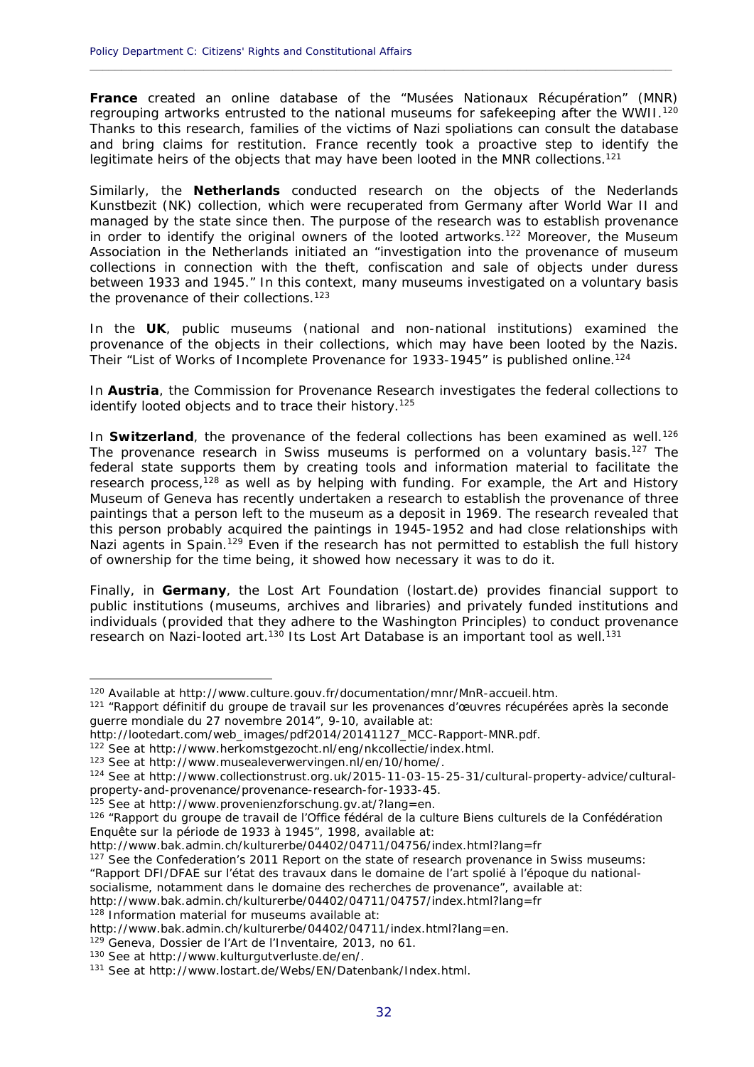**France** created an online database of the "Musées Nationaux Récupération" (MNR) regrouping artworks entrusted to the national museums for safekeeping after the WWII.[120] Thanks to this research, families of the victims of Nazi spoliations can consult the database and bring claims for restitution. France recently took a proactive step to identify the legitimate heirs of the objects that may have been looted in the MNR collections.[121]

Similarly, the **Netherlands** conducted research on the objects of the Nederlands Kunstbezit (NK) collection, which were recuperated from Germany after World War II and managed by the state since then. The purpose of the research was to establish provenance in order to identify the original owners of the looted artworks.[122] Moreover, the Museum Association in the Netherlands initiated an "investigation into the provenance of museum collections in connection with the theft, confiscation and sale of objects under duress between 1933 and 1945." In this context, many museums investigated on a voluntary basis the provenance of their collections.[123]

In the **UK**, public museums (national and non-national institutions) examined the provenance of the objects in their collections, which may have been looted by the Nazis. Their "List of Works of Incomplete Provenance for 1933-1945" is published online.[124]

In **Austria**, the Commission for Provenance Research investigates the federal collections to identify looted objects and to trace their history.[125]

In **Switzerland**, the provenance of the federal collections has been examined as well.[126] The provenance research in Swiss museums is performed on a voluntary basis.[127] The federal state supports them by creating tools and information material to facilitate the research process,[128] as well as by helping with funding. For example, the Art and History Museum of Geneva has recently undertaken a research to establish the provenance of three paintings that a person left to the museum as a deposit in 1969. The research revealed that this person probably acquired the paintings in 1945-1952 and had close relationships with Nazi agents in Spain.[129] Even if the research has not permitted to establish the full history of ownership for the time being, it showed how necessary it was to do it.

Finally, in **Germany**, the Lost Art Foundation (lostart.de) provides financial support to public institutions (museums, archives and libraries) and privately funded institutions and individuals (provided that they adhere to the Washington Principles) to conduct provenance research on Nazi-looted art.[130] Its Lost Art Database is an important tool as well.[131]

---

[120] Available at http://www.culture.gouv.fr/documentation/mnr/MnR-accueil.htm.

[121] "Rapport définitif du groupe de travail sur les provenances d'œuvres récupérées après la seconde guerre mondiale du 27 novembre 2014", 9-10, available at: http://lootedart.com/web_images/pdf2014/20141127_MCC-Rapport-MNR.pdf.

[122] See at http://www.herkomstgezocht.nl/eng/nkcollectie/index.html.

[123] See at http://www.musealeverwervingen.nl/en/10/home/.

[124] See at http://www.collectionstrust.org.uk/2015-11-03-15-25-31/cultural-property-advice/cultural-property-and-provenance/provenance-research-for-1933-45.

[125] See at http://www.provenienzforschung.gv.at/?lang=en.

[126] "Rapport du groupe de travail de l'Office fédéral de la culture Biens culturels de la Confédération Enquête sur la période de 1933 à 1945", 1998, available at: http://www.bak.admin.ch/kulturerbe/04402/04711/04756/index.html?lang=fr

[127] See the Confederation's 2011 Report on the state of research provenance in Swiss museums: "Rapport DFI/DFAE sur l'état des travaux dans le domaine de l'art spolié à l'époque du national-socialisme, notamment dans le domaine des recherches de provenance", available at: http://www.bak.admin.ch/kulturerbe/04402/04711/04757/index.html?lang=fr

[128] Information material for museums available at: http://www.bak.admin.ch/kulturerbe/04402/04711/index.html?lang=en.

[129] Geneva, Dossier de l'Art de l'Inventaire, 2013, no 61.

[130] See at http://www.kulturgutverluste.de/en/.

[131] See at http://www.lostart.de/Webs/EN/Datenbank/Index.html.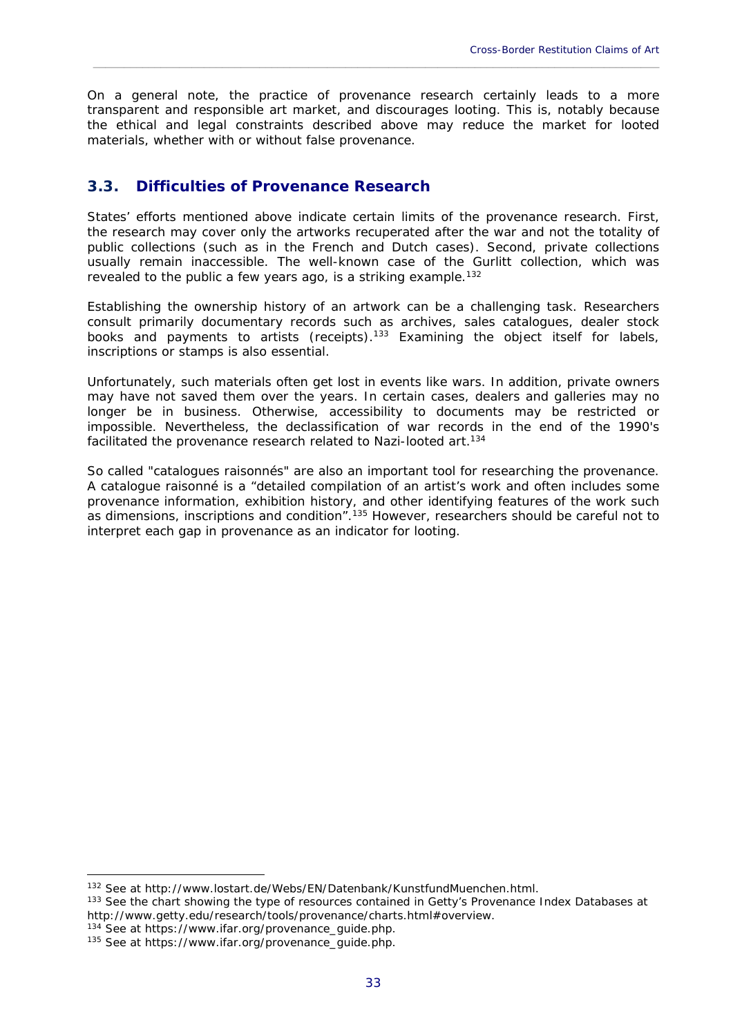On a general note, the practice of provenance research certainly leads to a more transparent and responsible art market, and discourages looting. This is, notably because the ethical and legal constraints described above may reduce the market for looted materials, whether with or without false provenance.

## 3.3. Difficulties of Provenance Research

States' efforts mentioned above indicate certain limits of the provenance research. First, the research may cover only the artworks recuperated after the war and not the totality of public collections (such as in the French and Dutch cases). Second, private collections usually remain inaccessible. The well-known case of the Gurlitt collection, which was revealed to the public a few years ago, is a striking example.[132]

Establishing the ownership history of an artwork can be a challenging task. Researchers consult primarily documentary records such as archives, sales catalogues, dealer stock books and payments to artists (receipts).[133] Examining the object itself for labels, inscriptions or stamps is also essential.

Unfortunately, such materials often get lost in events like wars. In addition, private owners may have not saved them over the years. In certain cases, dealers and galleries may no longer be in business. Otherwise, accessibility to documents may be restricted or impossible. Nevertheless, the declassification of war records in the end of the 1990's facilitated the provenance research related to Nazi-looted art.[134]

So called "catalogues raisonnés" are also an important tool for researching the provenance. A catalogue raisonné is a "detailed compilation of an artist's work and often includes some provenance information, exhibition history, and other identifying features of the work such as dimensions, inscriptions and condition".[135] However, researchers should be careful not to interpret each gap in provenance as an indicator for looting.

---

[132] See at http://www.lostart.de/Webs/EN/Datenbank/KunstfundMuenchen.html.

[133] See the chart showing the type of resources contained in Getty's Provenance Index Databases at http://www.getty.edu/research/tools/provenance/charts.html#overview.

[134] See at https://www.ifar.org/provenance_guide.php.

[135] See at https://www.ifar.org/provenance_guide.php.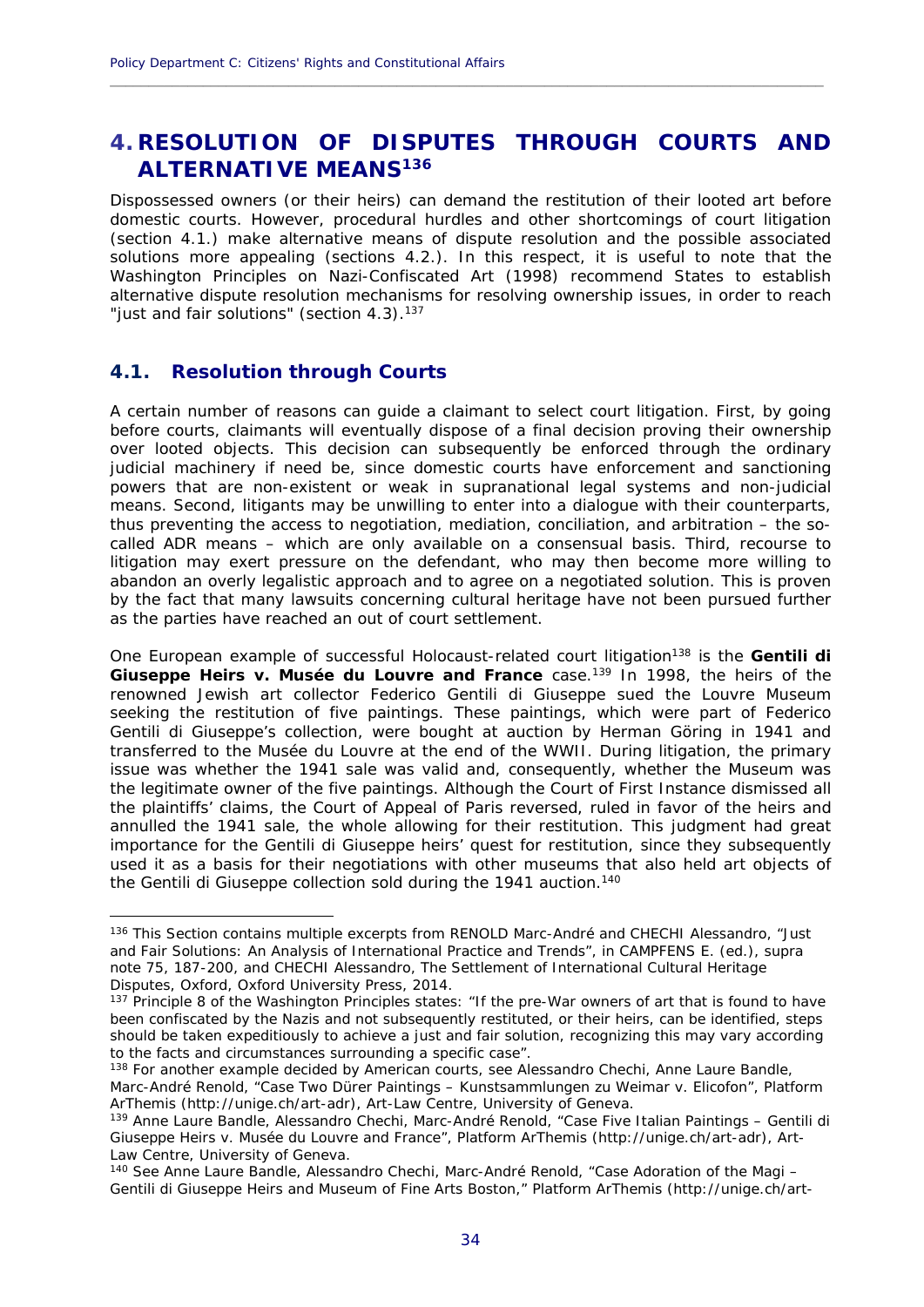# 4. RESOLUTION OF DISPUTES THROUGH COURTS AND ALTERNATIVE MEANS[136]

Dispossessed owners (or their heirs) can demand the restitution of their looted art before domestic courts. However, procedural hurdles and other shortcomings of court litigation (section 4.1.) make alternative means of dispute resolution and the possible associated solutions more appealing (sections 4.2.). In this respect, it is useful to note that the Washington Principles on Nazi-Confiscated Art (1998) recommend States to establish alternative dispute resolution mechanisms for resolving ownership issues, in order to reach "just and fair solutions" (section 4.3).[137]

## 4.1. Resolution through Courts

A certain number of reasons can guide a claimant to select court litigation. First, by going before courts, claimants will eventually dispose of a final decision proving their ownership over looted objects. This decision can subsequently be enforced through the ordinary judicial machinery if need be, since domestic courts have enforcement and sanctioning powers that are non-existent or weak in supranational legal systems and non-judicial means. Second, litigants may be unwilling to enter into a dialogue with their counterparts, thus preventing the access to negotiation, mediation, conciliation, and arbitration – the so-called ADR means – which are only available on a consensual basis. Third, recourse to litigation may exert pressure on the defendant, who may then become more willing to abandon an overly legalistic approach and to agree on a negotiated solution. This is proven by the fact that many lawsuits concerning cultural heritage have not been pursued further as the parties have reached an out of court settlement.

One European example of successful Holocaust-related court litigation[138] is the **Gentili di Giuseppe Heirs v. Musée du Louvre and France** case.[139] In 1998, the heirs of the renowned Jewish art collector Federico Gentili di Giuseppe sued the Louvre Museum seeking the restitution of five paintings. These paintings, which were part of Federico Gentili di Giuseppe's collection, were bought at auction by Herman Göring in 1941 and transferred to the Musée du Louvre at the end of the WWII. During litigation, the primary issue was whether the 1941 sale was valid and, consequently, whether the Museum was the legitimate owner of the five paintings. Although the Court of First Instance dismissed all the plaintiffs' claims, the Court of Appeal of Paris reversed, ruled in favor of the heirs and annulled the 1941 sale, the whole allowing for their restitution. This judgment had great importance for the Gentili di Giuseppe heirs' quest for restitution, since they subsequently used it as a basis for their negotiations with other museums that also held art objects of the Gentili di Giuseppe collection sold during the 1941 auction.[140]

---

[136] This Section contains multiple excerpts from RENOLD Marc-André and CHECHI Alessandro, "Just and Fair Solutions: An Analysis of International Practice and Trends", in CAMPFENS E. (ed.), supra note 75, 187-200, and CHECHI Alessandro, The Settlement of International Cultural Heritage Disputes, Oxford, Oxford University Press, 2014.

[137] Principle 8 of the Washington Principles states: "If the pre-War owners of art that is found to have been confiscated by the Nazis and not subsequently restituted, or their heirs, can be identified, steps should be taken expeditiously to achieve a just and fair solution, recognizing this may vary according to the facts and circumstances surrounding a specific case".

[138] For another example decided by American courts, see Alessandro Chechi, Anne Laure Bandle, Marc-André Renold, "Case Two Dürer Paintings – Kunstsammlungen zu Weimar v. Elicofon", Platform ArThemis (http://unige.ch/art-adr), Art-Law Centre, University of Geneva.

[139] Anne Laure Bandle, Alessandro Chechi, Marc-André Renold, "Case Five Italian Paintings – Gentili di Giuseppe Heirs v. Musée du Louvre and France", Platform ArThemis (http://unige.ch/art-adr), Art-Law Centre, University of Geneva.

[140] See Anne Laure Bandle, Alessandro Chechi, Marc-André Renold, "Case Adoration of the Magi – Gentili di Giuseppe Heirs and Museum of Fine Arts Boston," Platform ArThemis (http://unige.ch/art-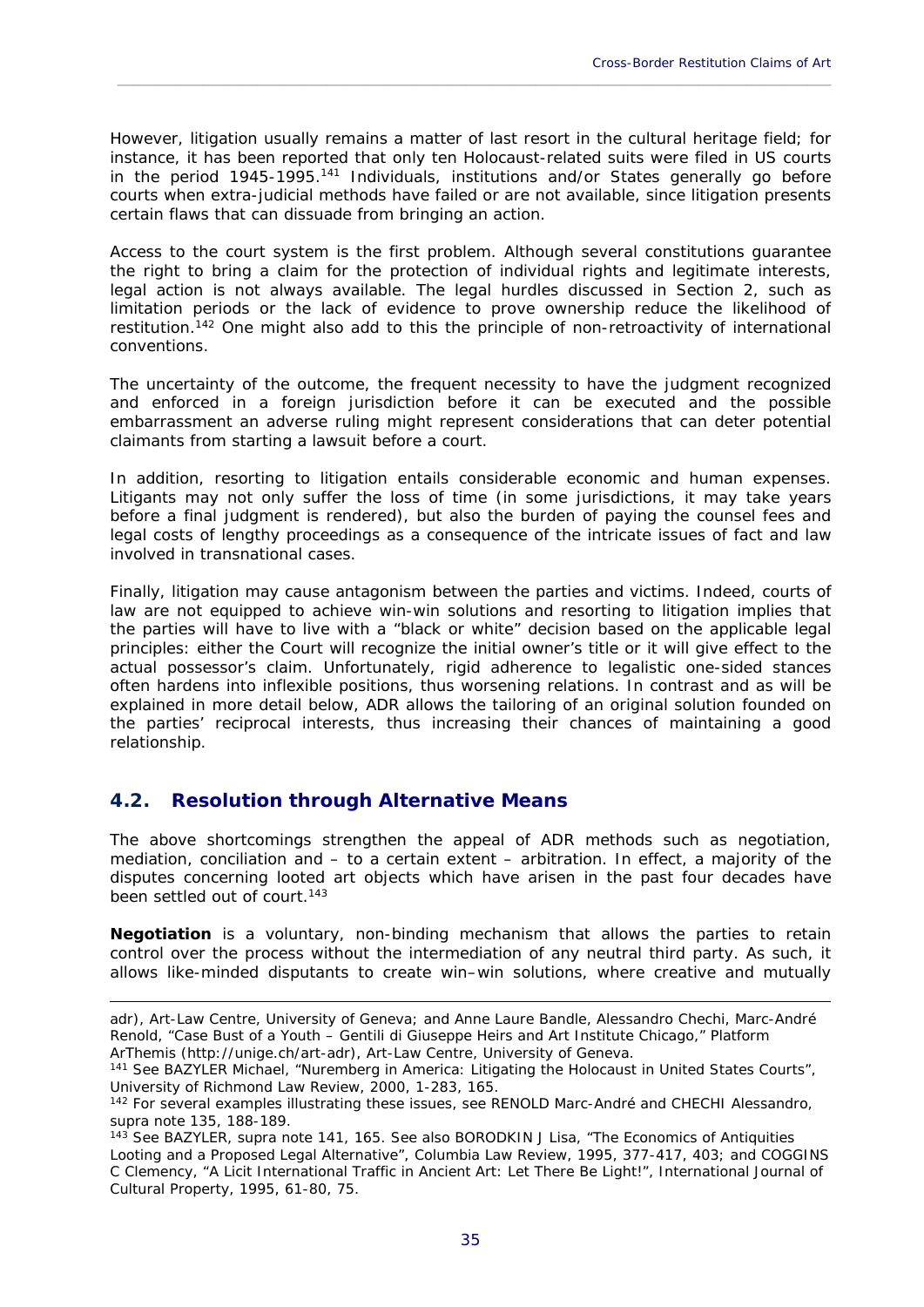However, litigation usually remains a matter of last resort in the cultural heritage field; for instance, it has been reported that only ten Holocaust-related suits were filed in US courts in the period 1945-1995.[141] Individuals, institutions and/or States generally go before courts when extra-judicial methods have failed or are not available, since litigation presents certain flaws that can dissuade from bringing an action.

Access to the court system is the first problem. Although several constitutions guarantee the right to bring a claim for the protection of individual rights and legitimate interests, legal action is not always available. The legal hurdles discussed in Section 2, such as limitation periods or the lack of evidence to prove ownership reduce the likelihood of restitution.[142] One might also add to this the principle of non-retroactivity of international conventions.

The uncertainty of the outcome, the frequent necessity to have the judgment recognized and enforced in a foreign jurisdiction before it can be executed and the possible embarrassment an adverse ruling might represent considerations that can deter potential claimants from starting a lawsuit before a court.

In addition, resorting to litigation entails considerable economic and human expenses. Litigants may not only suffer the loss of time (in some jurisdictions, it may take years before a final judgment is rendered), but also the burden of paying the counsel fees and legal costs of lengthy proceedings as a consequence of the intricate issues of fact and law involved in transnational cases.

Finally, litigation may cause antagonism between the parties and victims. Indeed, courts of law are not equipped to achieve win-win solutions and resorting to litigation implies that the parties will have to live with a "black or white" decision based on the applicable legal principles: either the Court will recognize the initial owner's title or it will give effect to the actual possessor's claim. Unfortunately, rigid adherence to legalistic one-sided stances often hardens into inflexible positions, thus worsening relations. In contrast and as will be explained in more detail below, ADR allows the tailoring of an original solution founded on the parties' reciprocal interests, thus increasing their chances of maintaining a good relationship.

## 4.2. Resolution through Alternative Means

The above shortcomings strengthen the appeal of ADR methods such as negotiation, mediation, conciliation and – to a certain extent – arbitration. In effect, a majority of the disputes concerning looted art objects which have arisen in the past four decades have been settled out of court.[143]

**Negotiation** is a voluntary, non-binding mechanism that allows the parties to retain control over the process without the intermediation of any neutral third party. As such, it allows like-minded disputants to create win–win solutions, where creative and mutually

---

adr), Art-Law Centre, University of Geneva; and Anne Laure Bandle, Alessandro Chechi, Marc-André Renold, "Case Bust of a Youth – Gentili di Giuseppe Heirs and Art Institute Chicago," Platform ArThemis (http://unige.ch/art-adr), Art-Law Centre, University of Geneva.

[141] See BAZYLER Michael, "Nuremberg in America: Litigating the Holocaust in United States Courts", University of Richmond Law Review, 2000, 1-283, 165.

[142] For several examples illustrating these issues, see RENOLD Marc-André and CHECHI Alessandro, supra note 135, 188-189.

[143] See BAZYLER, supra note 141, 165. See also BORODKIN J Lisa, "The Economics of Antiquities Looting and a Proposed Legal Alternative", Columbia Law Review, 1995, 377-417, 403; and COGGINS C Clemency, "A Licit International Traffic in Ancient Art: Let There Be Light!", International Journal of Cultural Property, 1995, 61-80, 75.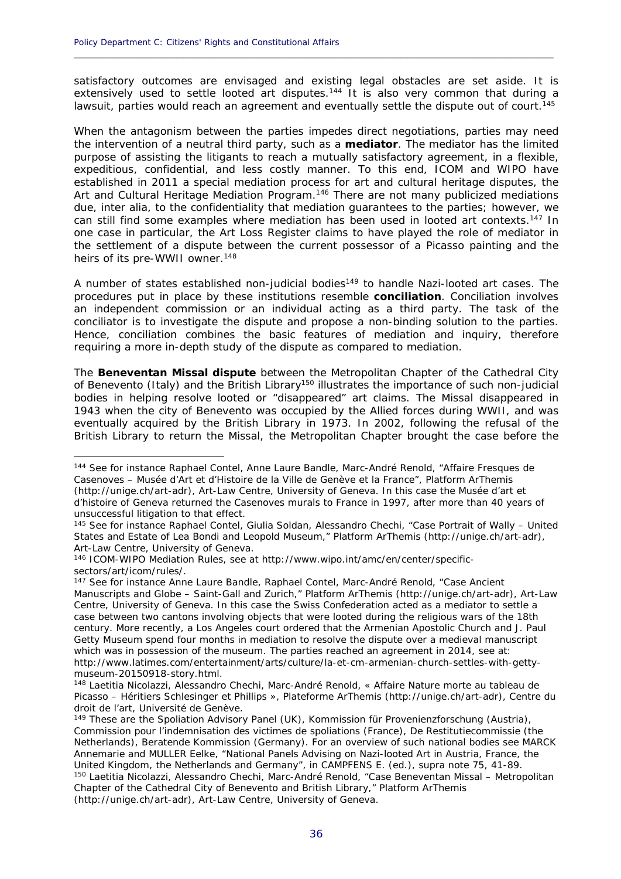satisfactory outcomes are envisaged and existing legal obstacles are set aside. It is extensively used to settle looted art disputes.[144] It is also very common that during a lawsuit, parties would reach an agreement and eventually settle the dispute out of court.[145]

When the antagonism between the parties impedes direct negotiations, parties may need the intervention of a neutral third party, such as a **mediator**. The mediator has the limited purpose of assisting the litigants to reach a mutually satisfactory agreement, in a flexible, expeditious, confidential, and less costly manner. To this end, ICOM and WIPO have established in 2011 a special mediation process for art and cultural heritage disputes, the Art and Cultural Heritage Mediation Program.[146] There are not many publicized mediations due, inter alia, to the confidentiality that mediation guarantees to the parties; however, we can still find some examples where mediation has been used in looted art contexts.[147] In one case in particular, the Art Loss Register claims to have played the role of mediator in the settlement of a dispute between the current possessor of a Picasso painting and the heirs of its pre-WWII owner.[148]

A number of states established non-judicial bodies[149] to handle Nazi-looted art cases. The procedures put in place by these institutions resemble **conciliation**. Conciliation involves an independent commission or an individual acting as a third party. The task of the conciliator is to investigate the dispute and propose a non-binding solution to the parties. Hence, conciliation combines the basic features of mediation and inquiry, therefore requiring a more in-depth study of the dispute as compared to mediation.

The **Beneventan Missal dispute** between the Metropolitan Chapter of the Cathedral City of Benevento (Italy) and the British Library[150] illustrates the importance of such non-judicial bodies in helping resolve looted or "disappeared" art claims. The Missal disappeared in 1943 when the city of Benevento was occupied by the Allied forces during WWII, and was eventually acquired by the British Library in 1973. In 2002, following the refusal of the British Library to return the Missal, the Metropolitan Chapter brought the case before the

---

[144] See for instance Raphael Contel, Anne Laure Bandle, Marc-André Renold, "Affaire Fresques de Casenoves – Musée d'Art et d'Histoire de la Ville de Genève et la France", Platform ArThemis (http://unige.ch/art-adr), Art-Law Centre, University of Geneva. In this case the Musée d'art et d'histoire of Geneva returned the Casenoves murals to France in 1997, after more than 40 years of unsuccessful litigation to that effect.

[145] See for instance Raphael Contel, Giulia Soldan, Alessandro Chechi, "Case Portrait of Wally – United States and Estate of Lea Bondi and Leopold Museum," Platform ArThemis (http://unige.ch/art-adr), Art-Law Centre, University of Geneva.

[146] ICOM-WIPO Mediation Rules, see at http://www.wipo.int/amc/en/center/specific-sectors/art/icom/rules/.

[147] See for instance Anne Laure Bandle, Raphael Contel, Marc-André Renold, "Case Ancient Manuscripts and Globe – Saint-Gall and Zurich," Platform ArThemis (http://unige.ch/art-adr), Art-Law Centre, University of Geneva. In this case the Swiss Confederation acted as a mediator to settle a case between two cantons involving objects that were looted during the religious wars of the 18th century. More recently, a Los Angeles court ordered that the Armenian Apostolic Church and J. Paul Getty Museum spend four months in mediation to resolve the dispute over a medieval manuscript which was in possession of the museum. The parties reached an agreement in 2014, see at: http://www.latimes.com/entertainment/arts/culture/la-et-cm-armenian-church-settles-with-getty-museum-20150918-story.html.

[148] Laetitia Nicolazzi, Alessandro Chechi, Marc-André Renold, « Affaire Nature morte au tableau de Picasso – Héritiers Schlesinger et Phillips », Plateforme ArThemis (http://unige.ch/art-adr), Centre du droit de l'art, Université de Genève.

[149] These are the Spoliation Advisory Panel (UK), Kommission für Provenienzforschung (Austria), Commission pour l'indemnisation des victimes de spoliations (France), De Restitutiecommissie (the Netherlands), Beratende Kommission (Germany). For an overview of such national bodies see MARCK Annemarie and MULLER Eelke, "National Panels Advising on Nazi-looted Art in Austria, France, the United Kingdom, the Netherlands and Germany", in CAMPFENS E. (ed.), supra note 75, 41-89.

[150] Laetitia Nicolazzi, Alessandro Chechi, Marc-André Renold, "Case Beneventan Missal – Metropolitan Chapter of the Cathedral City of Benevento and British Library," Platform ArThemis (http://unige.ch/art-adr), Art-Law Centre, University of Geneva.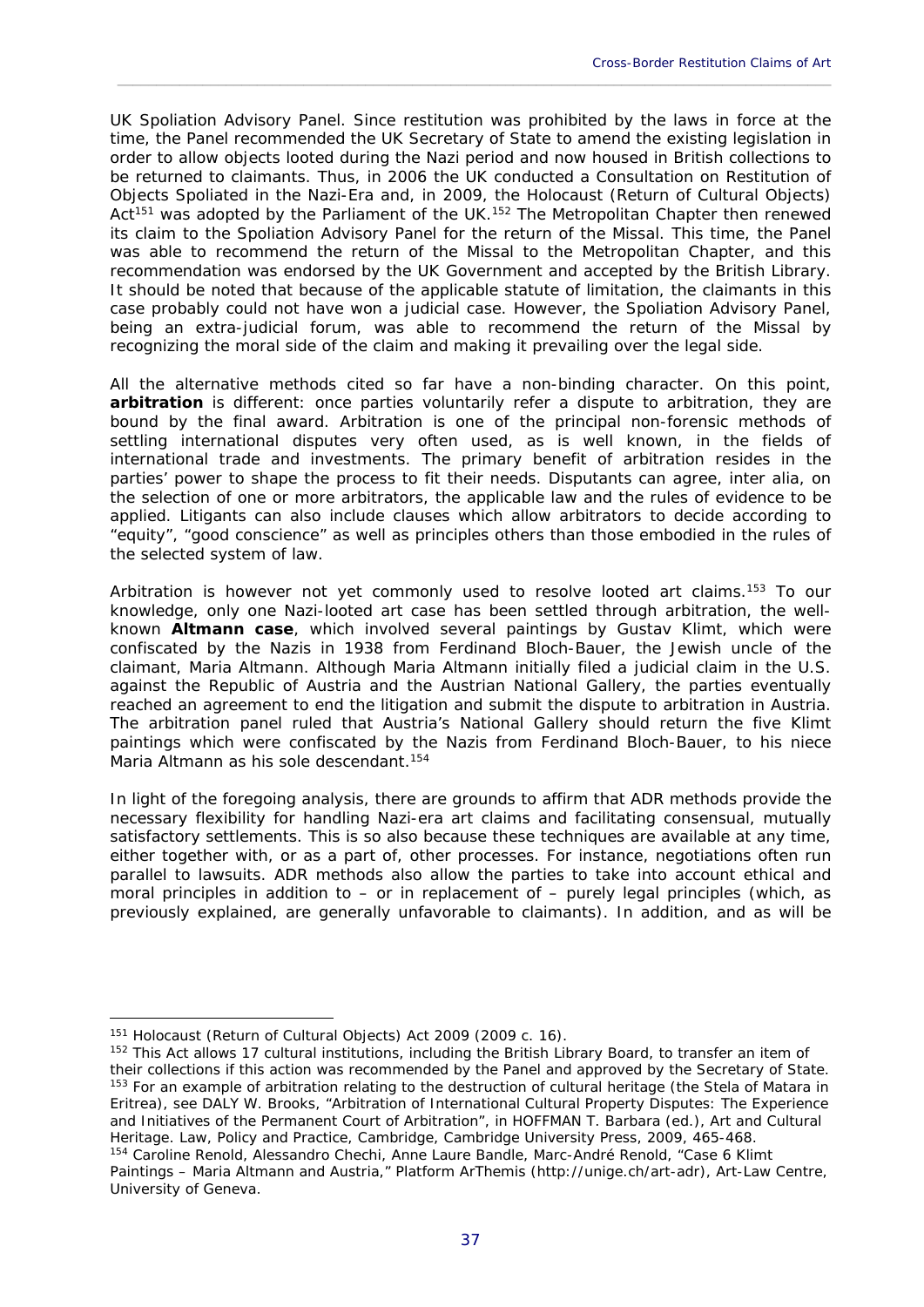UK Spoliation Advisory Panel. Since restitution was prohibited by the laws in force at the time, the Panel recommended the UK Secretary of State to amend the existing legislation in order to allow objects looted during the Nazi period and now housed in British collections to be returned to claimants. Thus, in 2006 the UK conducted a Consultation on Restitution of Objects Spoliated in the Nazi-Era and, in 2009, the Holocaust (Return of Cultural Objects) Act[151] was adopted by the Parliament of the UK.[152] The Metropolitan Chapter then renewed its claim to the Spoliation Advisory Panel for the return of the Missal. This time, the Panel was able to recommend the return of the Missal to the Metropolitan Chapter, and this recommendation was endorsed by the UK Government and accepted by the British Library. It should be noted that because of the applicable statute of limitation, the claimants in this case probably could not have won a judicial case. However, the Spoliation Advisory Panel, being an extra-judicial forum, was able to recommend the return of the Missal by recognizing the moral side of the claim and making it prevailing over the legal side.

All the alternative methods cited so far have a non-binding character. On this point, **arbitration** is different: once parties voluntarily refer a dispute to arbitration, they are bound by the final award. Arbitration is one of the principal non-forensic methods of settling international disputes very often used, as is well known, in the fields of international trade and investments. The primary benefit of arbitration resides in the parties' power to shape the process to fit their needs. Disputants can agree, inter alia, on the selection of one or more arbitrators, the applicable law and the rules of evidence to be applied. Litigants can also include clauses which allow arbitrators to decide according to "equity", "good conscience" as well as principles others than those embodied in the rules of the selected system of law.

Arbitration is however not yet commonly used to resolve looted art claims.[153] To our knowledge, only one Nazi-looted art case has been settled through arbitration, the well-known **Altmann case**, which involved several paintings by Gustav Klimt, which were confiscated by the Nazis in 1938 from Ferdinand Bloch-Bauer, the Jewish uncle of the claimant, Maria Altmann. Although Maria Altmann initially filed a judicial claim in the U.S. against the Republic of Austria and the Austrian National Gallery, the parties eventually reached an agreement to end the litigation and submit the dispute to arbitration in Austria. The arbitration panel ruled that Austria's National Gallery should return the five Klimt paintings which were confiscated by the Nazis from Ferdinand Bloch-Bauer, to his niece Maria Altmann as his sole descendant.[154]

In light of the foregoing analysis, there are grounds to affirm that ADR methods provide the necessary flexibility for handling Nazi-era art claims and facilitating consensual, mutually satisfactory settlements. This is so also because these techniques are available at any time, either together with, or as a part of, other processes. For instance, negotiations often run parallel to lawsuits. ADR methods also allow the parties to take into account ethical and moral principles in addition to – or in replacement of – purely legal principles (which, as previously explained, are generally unfavorable to claimants). In addition, and as will be

---

[151] Holocaust (Return of Cultural Objects) Act 2009 (2009 c. 16).

[152] This Act allows 17 cultural institutions, including the British Library Board, to transfer an item of their collections if this action was recommended by the Panel and approved by the Secretary of State.

[153] For an example of arbitration relating to the destruction of cultural heritage (the Stela of Matara in Eritrea), see DALY W. Brooks, "Arbitration of International Cultural Property Disputes: The Experience and Initiatives of the Permanent Court of Arbitration", in HOFFMAN T. Barbara (ed.), Art and Cultural Heritage. Law, Policy and Practice, Cambridge, Cambridge University Press, 2009, 465-468.

[154] Caroline Renold, Alessandro Chechi, Anne Laure Bandle, Marc-André Renold, "Case 6 Klimt Paintings – Maria Altmann and Austria," Platform ArThemis (http://unige.ch/art-adr), Art-Law Centre, University of Geneva.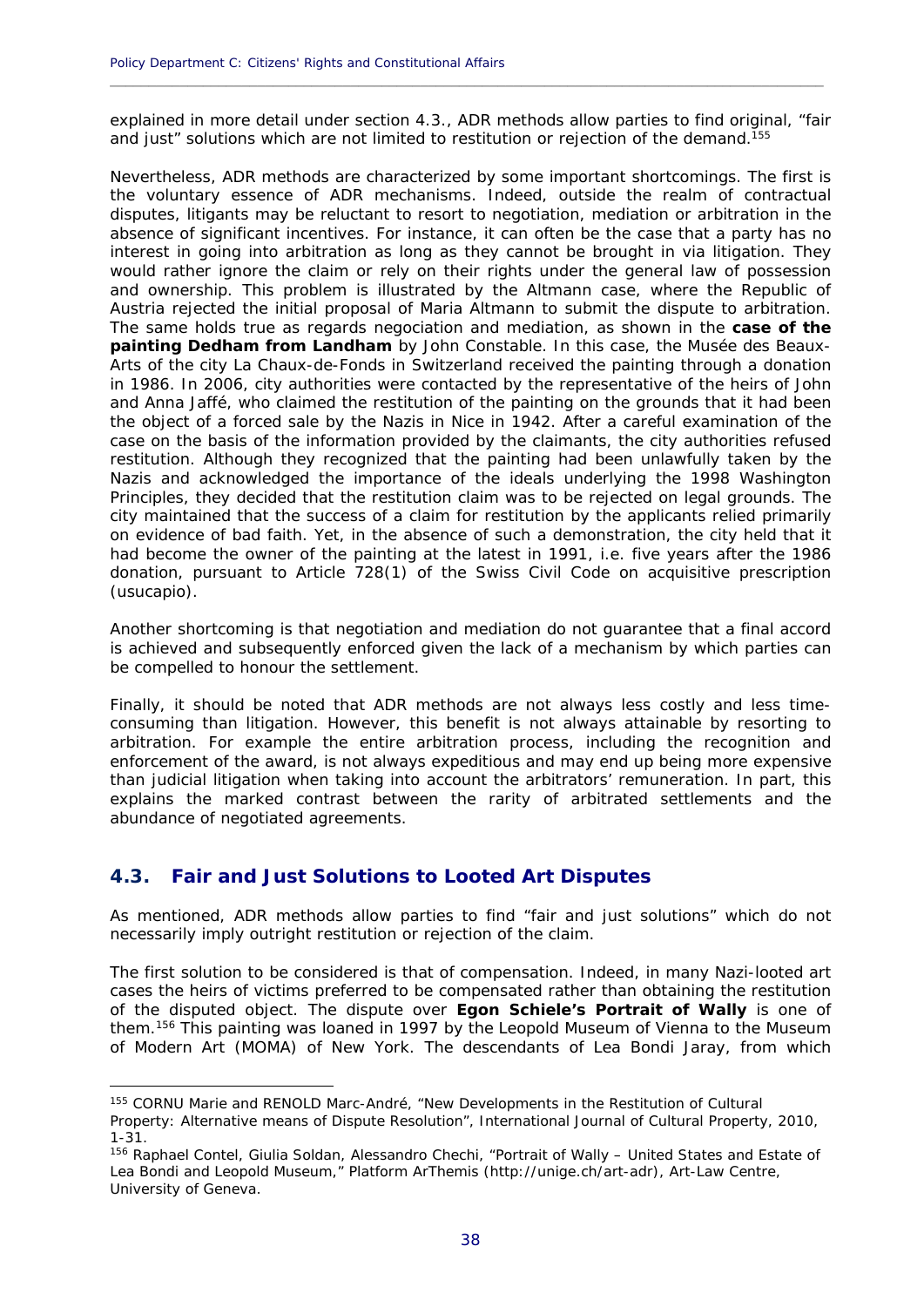explained in more detail under section 4.3., ADR methods allow parties to find original, "fair and just" solutions which are not limited to restitution or rejection of the demand.[155]

Nevertheless, ADR methods are characterized by some important shortcomings. The first is the voluntary essence of ADR mechanisms. Indeed, outside the realm of contractual disputes, litigants may be reluctant to resort to negotiation, mediation or arbitration in the absence of significant incentives. For instance, it can often be the case that a party has no interest in going into arbitration as long as they cannot be brought in via litigation. They would rather ignore the claim or rely on their rights under the general law of possession and ownership. This problem is illustrated by the Altmann case, where the Republic of Austria rejected the initial proposal of Maria Altmann to submit the dispute to arbitration. The same holds true as regards negociation and mediation, as shown in the **case of the painting Dedham from Landham** by John Constable. In this case, the Musée des Beaux-Arts of the city La Chaux-de-Fonds in Switzerland received the painting through a donation in 1986. In 2006, city authorities were contacted by the representative of the heirs of John and Anna Jaffé, who claimed the restitution of the painting on the grounds that it had been the object of a forced sale by the Nazis in Nice in 1942. After a careful examination of the case on the basis of the information provided by the claimants, the city authorities refused restitution. Although they recognized that the painting had been unlawfully taken by the Nazis and acknowledged the importance of the ideals underlying the 1998 Washington Principles, they decided that the restitution claim was to be rejected on legal grounds. The city maintained that the success of a claim for restitution by the applicants relied primarily on evidence of bad faith. Yet, in the absence of such a demonstration, the city held that it had become the owner of the painting at the latest in 1991, i.e. five years after the 1986 donation, pursuant to Article 728(1) of the Swiss Civil Code on acquisitive prescription (usucapio).

Another shortcoming is that negotiation and mediation do not guarantee that a final accord is achieved and subsequently enforced given the lack of a mechanism by which parties can be compelled to honour the settlement.

Finally, it should be noted that ADR methods are not always less costly and less time-consuming than litigation. However, this benefit is not always attainable by resorting to arbitration. For example the entire arbitration process, including the recognition and enforcement of the award, is not always expeditious and may end up being more expensive than judicial litigation when taking into account the arbitrators' remuneration. In part, this explains the marked contrast between the rarity of arbitrated settlements and the abundance of negotiated agreements.

## 4.3. Fair and Just Solutions to Looted Art Disputes

As mentioned, ADR methods allow parties to find "fair and just solutions" which do not necessarily imply outright restitution or rejection of the claim.

The first solution to be considered is that of compensation. Indeed, in many Nazi-looted art cases the heirs of victims preferred to be compensated rather than obtaining the restitution of the disputed object. The dispute over **Egon Schiele's Portrait of Wally** is one of them.[156] This painting was loaned in 1997 by the Leopold Museum of Vienna to the Museum of Modern Art (MOMA) of New York. The descendants of Lea Bondi Jaray, from which

---

[155] CORNU Marie and RENOLD Marc-André, "New Developments in the Restitution of Cultural Property: Alternative means of Dispute Resolution", International Journal of Cultural Property, 2010, 1-31.

[156] Raphael Contel, Giulia Soldan, Alessandro Chechi, "Portrait of Wally – United States and Estate of Lea Bondi and Leopold Museum," Platform ArThemis (http://unige.ch/art-adr), Art-Law Centre, University of Geneva.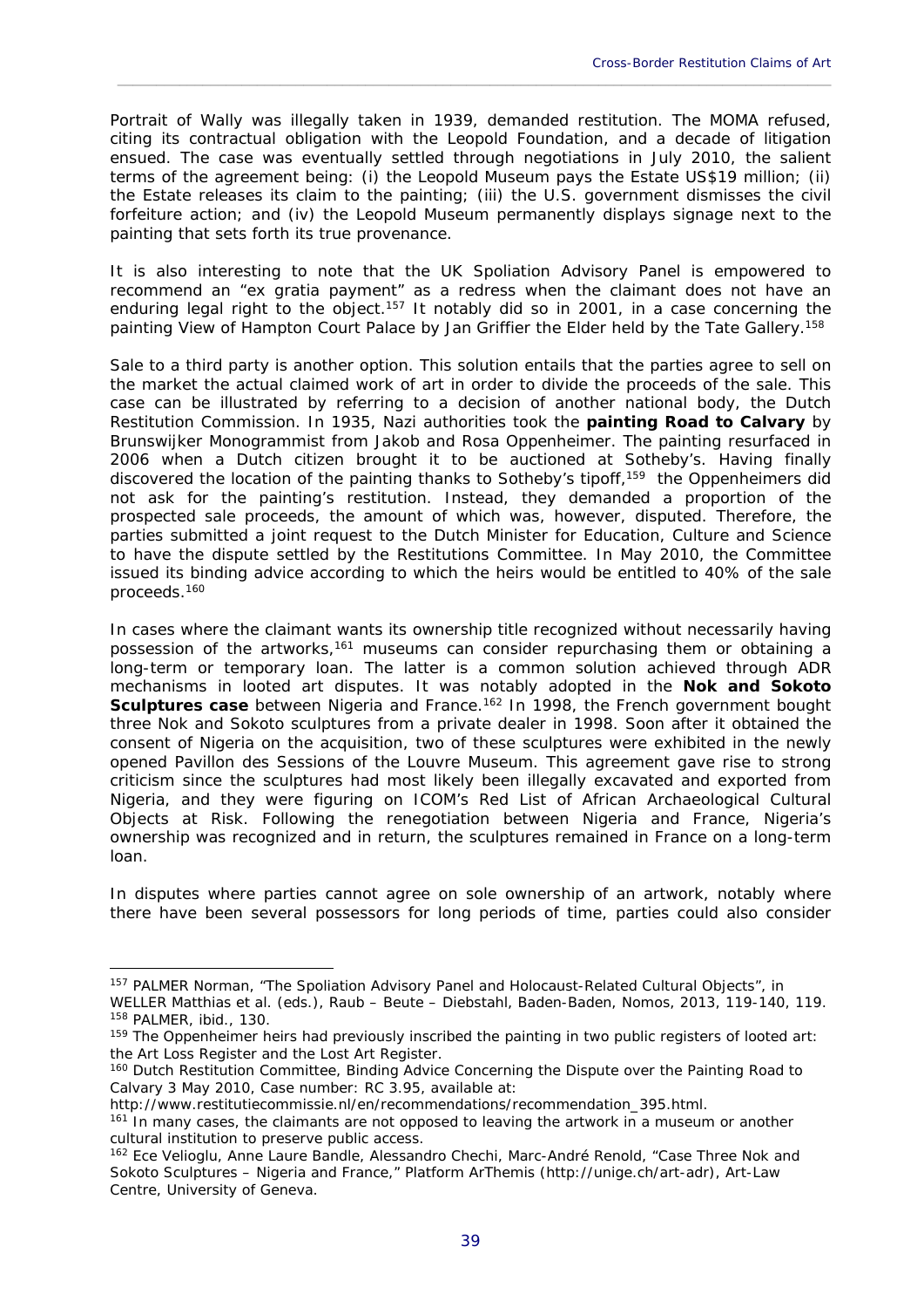Portrait of Wally was illegally taken in 1939, demanded restitution. The MOMA refused, citing its contractual obligation with the Leopold Foundation, and a decade of litigation ensued. The case was eventually settled through negotiations in July 2010, the salient terms of the agreement being: (i) the Leopold Museum pays the Estate US$19 million; (ii) the Estate releases its claim to the painting; (iii) the U.S. government dismisses the civil forfeiture action; and (iv) the Leopold Museum permanently displays signage next to the painting that sets forth its true provenance.

It is also interesting to note that the UK Spoliation Advisory Panel is empowered to recommend an "ex gratia payment" as a redress when the claimant does not have an enduring legal right to the object.[157] It notably did so in 2001, in a case concerning the painting View of Hampton Court Palace by Jan Griffier the Elder held by the Tate Gallery.[158]

Sale to a third party is another option. This solution entails that the parties agree to sell on the market the actual claimed work of art in order to divide the proceeds of the sale. This case can be illustrated by referring to a decision of another national body, the Dutch Restitution Commission. In 1935, Nazi authorities took the **painting Road to Calvary** by Brunswijker Monogrammist from Jakob and Rosa Oppenheimer. The painting resurfaced in 2006 when a Dutch citizen brought it to be auctioned at Sotheby's. Having finally discovered the location of the painting thanks to Sotheby's tipoff,[159] the Oppenheimers did not ask for the painting's restitution. Instead, they demanded a proportion of the prospected sale proceeds, the amount of which was, however, disputed. Therefore, the parties submitted a joint request to the Dutch Minister for Education, Culture and Science to have the dispute settled by the Restitutions Committee. In May 2010, the Committee issued its binding advice according to which the heirs would be entitled to 40% of the sale proceeds.[160]

In cases where the claimant wants its ownership title recognized without necessarily having possession of the artworks,[161] museums can consider repurchasing them or obtaining a long-term or temporary loan. The latter is a common solution achieved through ADR mechanisms in looted art disputes. It was notably adopted in the **Nok and Sokoto Sculptures case** between Nigeria and France.[162] In 1998, the French government bought three Nok and Sokoto sculptures from a private dealer in 1998. Soon after it obtained the consent of Nigeria on the acquisition, two of these sculptures were exhibited in the newly opened Pavillon des Sessions of the Louvre Museum. This agreement gave rise to strong criticism since the sculptures had most likely been illegally excavated and exported from Nigeria, and they were figuring on ICOM's Red List of African Archaeological Cultural Objects at Risk. Following the renegotiation between Nigeria and France, Nigeria's ownership was recognized and in return, the sculptures remained in France on a long-term loan.

In disputes where parties cannot agree on sole ownership of an artwork, notably where there have been several possessors for long periods of time, parties could also consider

---

[157] PALMER Norman, "The Spoliation Advisory Panel and Holocaust-Related Cultural Objects", in WELLER Matthias et al. (eds.), Raub – Beute – Diebstahl, Baden-Baden, Nomos, 2013, 119-140, 119.

[158] PALMER, ibid., 130.

[159] The Oppenheimer heirs had previously inscribed the painting in two public registers of looted art: the Art Loss Register and the Lost Art Register.

[160] Dutch Restitution Committee, Binding Advice Concerning the Dispute over the Painting Road to Calvary 3 May 2010, Case number: RC 3.95, available at: http://www.restitutiecommissie.nl/en/recommendations/recommendation_395.html.

[161] In many cases, the claimants are not opposed to leaving the artwork in a museum or another cultural institution to preserve public access.

[162] Ece Velioglu, Anne Laure Bandle, Alessandro Chechi, Marc-André Renold, "Case Three Nok and Sokoto Sculptures – Nigeria and France," Platform ArThemis (http://unige.ch/art-adr), Art-Law Centre, University of Geneva.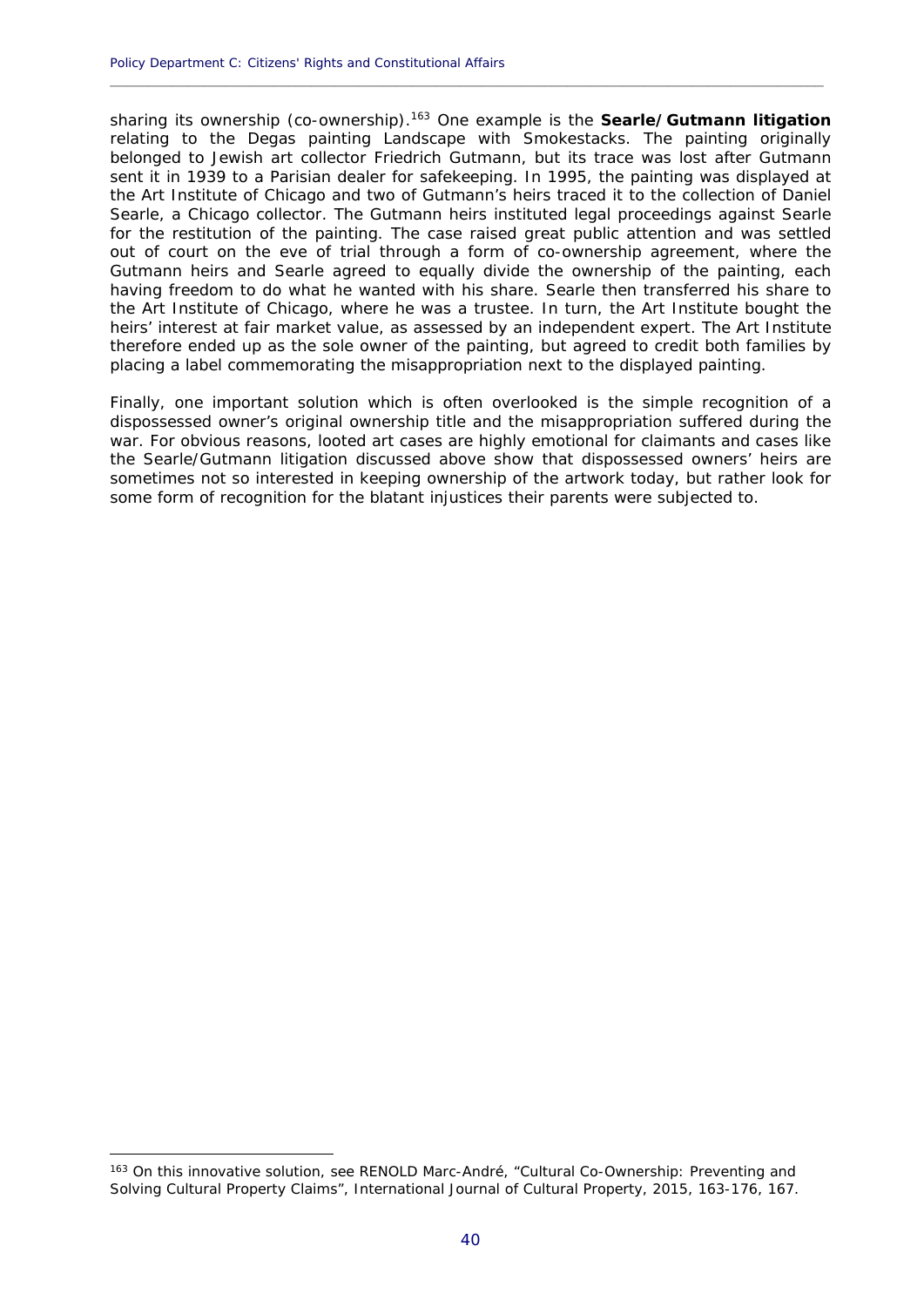sharing its ownership (co-ownership).[163] One example is the **Searle/Gutmann litigation** relating to the Degas painting Landscape with Smokestacks. The painting originally belonged to Jewish art collector Friedrich Gutmann, but its trace was lost after Gutmann sent it in 1939 to a Parisian dealer for safekeeping. In 1995, the painting was displayed at the Art Institute of Chicago and two of Gutmann's heirs traced it to the collection of Daniel Searle, a Chicago collector. The Gutmann heirs instituted legal proceedings against Searle for the restitution of the painting. The case raised great public attention and was settled out of court on the eve of trial through a form of co-ownership agreement, where the Gutmann heirs and Searle agreed to equally divide the ownership of the painting, each having freedom to do what he wanted with his share. Searle then transferred his share to the Art Institute of Chicago, where he was a trustee. In turn, the Art Institute bought the heirs' interest at fair market value, as assessed by an independent expert. The Art Institute therefore ended up as the sole owner of the painting, but agreed to credit both families by placing a label commemorating the misappropriation next to the displayed painting.

Finally, one important solution which is often overlooked is the simple recognition of a dispossessed owner's original ownership title and the misappropriation suffered during the war. For obvious reasons, looted art cases are highly emotional for claimants and cases like the Searle/Gutmann litigation discussed above show that dispossessed owners' heirs are sometimes not so interested in keeping ownership of the artwork today, but rather look for some form of recognition for the blatant injustices their parents were subjected to.

---

[163] On this innovative solution, see RENOLD Marc-André, "Cultural Co-Ownership: Preventing and Solving Cultural Property Claims", International Journal of Cultural Property, 2015, 163-176, 167.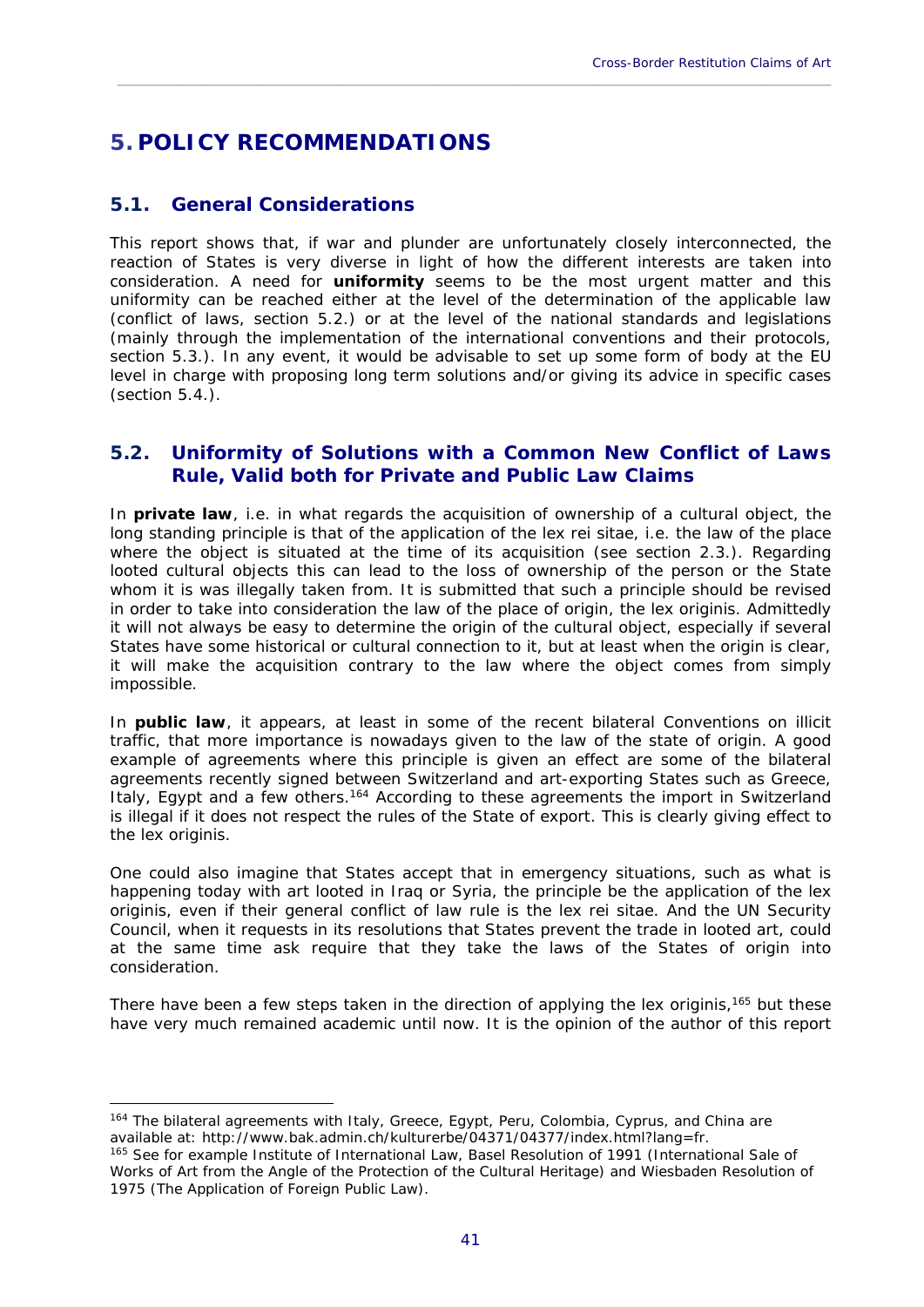# 5. POLICY RECOMMENDATIONS

## 5.1. General Considerations

This report shows that, if war and plunder are unfortunately closely interconnected, the reaction of States is very diverse in light of how the different interests are taken into consideration. A need for **uniformity** seems to be the most urgent matter and this uniformity can be reached either at the level of the determination of the applicable law (conflict of laws, section 5.2.) or at the level of the national standards and legislations (mainly through the implementation of the international conventions and their protocols, section 5.3.). In any event, it would be advisable to set up some form of body at the EU level in charge with proposing long term solutions and/or giving its advice in specific cases (section 5.4.).

## 5.2. Uniformity of Solutions with a Common New Conflict of Laws Rule, Valid both for Private and Public Law Claims

In **private law**, i.e. in what regards the acquisition of ownership of a cultural object, the long standing principle is that of the application of the lex rei sitae, i.e. the law of the place where the object is situated at the time of its acquisition (see section 2.3.). Regarding looted cultural objects this can lead to the loss of ownership of the person or the State whom it is was illegally taken from. It is submitted that such a principle should be revised in order to take into consideration the law of the place of origin, the lex originis. Admittedly it will not always be easy to determine the origin of the cultural object, especially if several States have some historical or cultural connection to it, but at least when the origin is clear, it will make the acquisition contrary to the law where the object comes from simply impossible.

In **public law**, it appears, at least in some of the recent bilateral Conventions on illicit traffic, that more importance is nowadays given to the law of the state of origin. A good example of agreements where this principle is given an effect are some of the bilateral agreements recently signed between Switzerland and art-exporting States such as Greece, Italy, Egypt and a few others.[164] According to these agreements the import in Switzerland is illegal if it does not respect the rules of the State of export. This is clearly giving effect to the lex originis.

One could also imagine that States accept that in emergency situations, such as what is happening today with art looted in Iraq or Syria, the principle be the application of the lex originis, even if their general conflict of law rule is the lex rei sitae. And the UN Security Council, when it requests in its resolutions that States prevent the trade in looted art, could at the same time ask require that they take the laws of the States of origin into consideration.

There have been a few steps taken in the direction of applying the lex originis,[165] but these have very much remained academic until now. It is the opinion of the author of this report

---

[164] The bilateral agreements with Italy, Greece, Egypt, Peru, Colombia, Cyprus, and China are available at: http://www.bak.admin.ch/kulturerbe/04371/04377/index.html?lang=fr.

[165] See for example Institute of International Law, Basel Resolution of 1991 (International Sale of Works of Art from the Angle of the Protection of the Cultural Heritage) and Wiesbaden Resolution of 1975 (The Application of Foreign Public Law).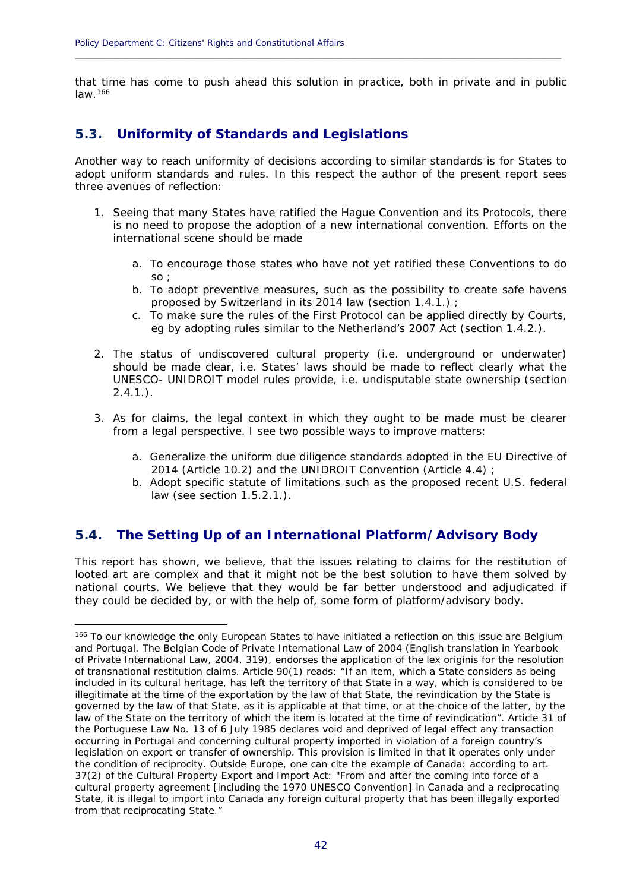that time has come to push ahead this solution in practice, both in private and in public law.[166]

## 5.3. Uniformity of Standards and Legislations

Another way to reach uniformity of decisions according to similar standards is for States to adopt uniform standards and rules. In this respect the author of the present report sees three avenues of reflection:

1. Seeing that many States have ratified the Hague Convention and its Protocols, there is no need to propose the adoption of a new international convention. Efforts on the international scene should be made
   a. To encourage those states who have not yet ratified these Conventions to do so ;
   b. To adopt preventive measures, such as the possibility to create safe havens proposed by Switzerland in its 2014 law (section 1.4.1.) ;
   c. To make sure the rules of the First Protocol can be applied directly by Courts, eg by adopting rules similar to the Netherland's 2007 Act (section 1.4.2.).

2. The status of undiscovered cultural property (i.e. underground or underwater) should be made clear, i.e. States' laws should be made to reflect clearly what the UNESCO- UNIDROIT model rules provide, i.e. undisputable state ownership (section 2.4.1.).

3. As for claims, the legal context in which they ought to be made must be clearer from a legal perspective. I see two possible ways to improve matters:
   a. Generalize the uniform due diligence standards adopted in the EU Directive of 2014 (Article 10.2) and the UNIDROIT Convention (Article 4.4) ;
   b. Adopt specific statute of limitations such as the proposed recent U.S. federal law (see section 1.5.2.1.).

## 5.4. The Setting Up of an International Platform/Advisory Body

This report has shown, we believe, that the issues relating to claims for the restitution of looted art are complex and that it might not be the best solution to have them solved by national courts. We believe that they would be far better understood and adjudicated if they could be decided by, or with the help of, some form of platform/advisory body.

---

[166] To our knowledge the only European States to have initiated a reflection on this issue are Belgium and Portugal. The Belgian Code of Private International Law of 2004 (English translation in Yearbook of Private International Law, 2004, 319), endorses the application of the lex originis for the resolution of transnational restitution claims. Article 90(1) reads: "If an item, which a State considers as being included in its cultural heritage, has left the territory of that State in a way, which is considered to be illegitimate at the time of the exportation by the law of that State, the revindication by the State is governed by the law of that State, as it is applicable at that time, or at the choice of the latter, by the law of the State on the territory of which the item is located at the time of revindication". Article 31 of the Portuguese Law No. 13 of 6 July 1985 declares void and deprived of legal effect any transaction occurring in Portugal and concerning cultural property imported in violation of a foreign country's legislation on export or transfer of ownership. This provision is limited in that it operates only under the condition of reciprocity. Outside Europe, one can cite the example of Canada: according to art. 37(2) of the Cultural Property Export and Import Act: "From and after the coming into force of a cultural property agreement [including the 1970 UNESCO Convention] in Canada and a reciprocating State, it is illegal to import into Canada any foreign cultural property that has been illegally exported from that reciprocating State."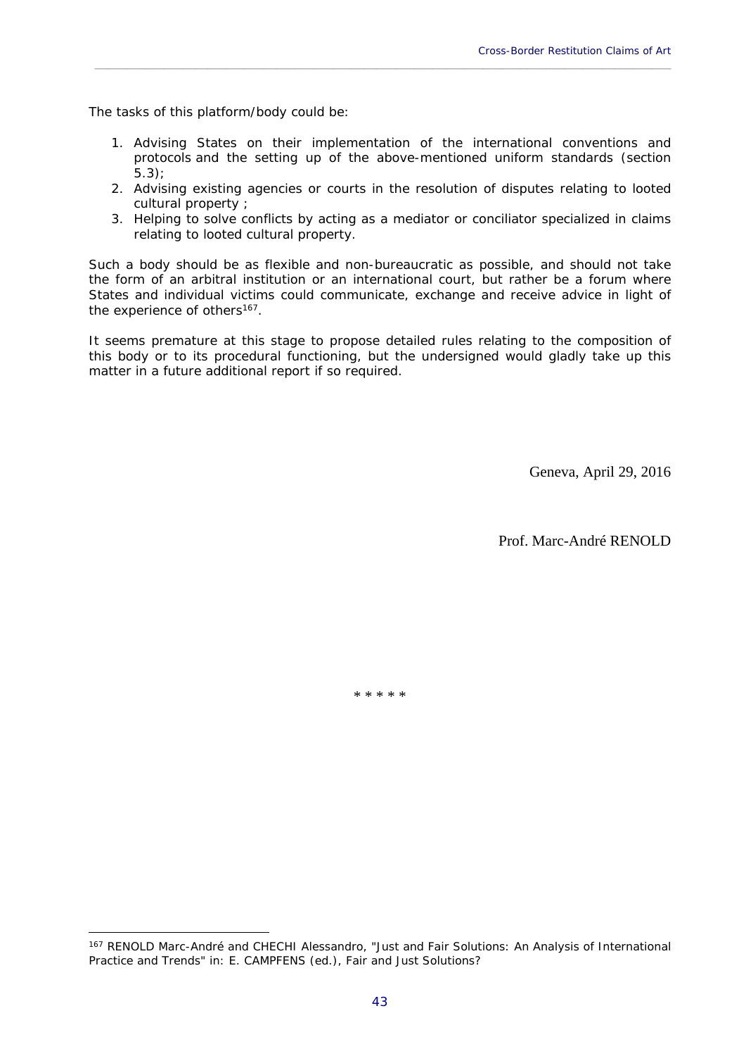The tasks of this platform/body could be:

1. Advising States on their implementation of the international conventions and protocols and the setting up of the above-mentioned uniform standards (section 5.3);
2. Advising existing agencies or courts in the resolution of disputes relating to looted cultural property ;
3. Helping to solve conflicts by acting as a mediator or conciliator specialized in claims relating to looted cultural property.

Such a body should be as flexible and non-bureaucratic as possible, and should not take the form of an arbitral institution or an international court, but rather be a forum where States and individual victims could communicate, exchange and receive advice in light of the experience of others[167].

It seems premature at this stage to propose detailed rules relating to the composition of this body or to its procedural functioning, but the undersigned would gladly take up this matter in a future additional report if so required.

Geneva, April 29, 2016

Prof. Marc-André RENOLD

* * * * *

[167] RENOLD Marc-André and CHECHI Alessandro, "Just and Fair Solutions: An Analysis of International Practice and Trends" in: E. CAMPFENS (ed.), Fair and Just Solutions?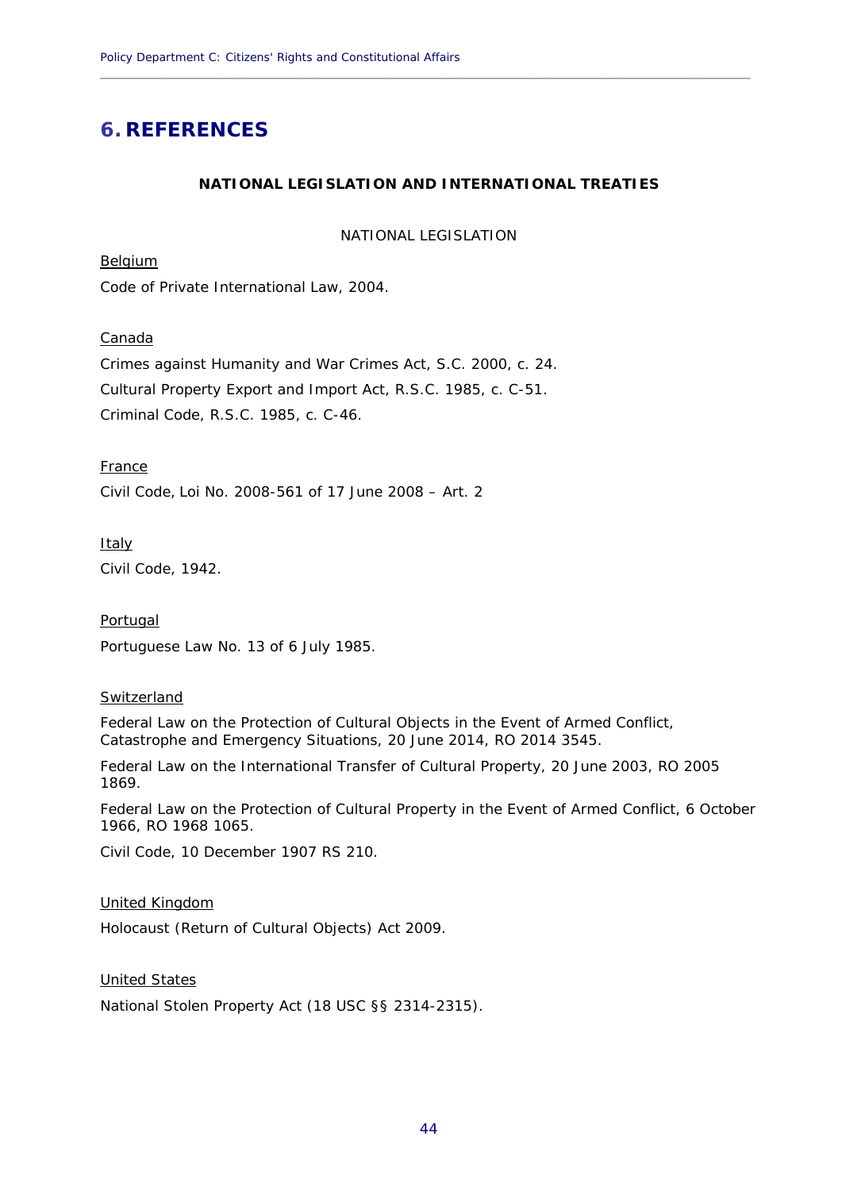# 6. REFERENCES

**NATIONAL LEGISLATION AND INTERNATIONAL TREATIES**

NATIONAL LEGISLATION

Belgium

Code of Private International Law, 2004.

Canada

Crimes against Humanity and War Crimes Act, S.C. 2000, c. 24.

Cultural Property Export and Import Act, R.S.C. 1985, c. C-51.

Criminal Code, R.S.C. 1985, c. C-46.

France

Civil Code, Loi No. 2008-561 of 17 June 2008 – Art. 2

Italy

Civil Code, 1942.

Portugal

Portuguese Law No. 13 of 6 July 1985.

Switzerland

Federal Law on the Protection of Cultural Objects in the Event of Armed Conflict, Catastrophe and Emergency Situations, 20 June 2014, RO 2014 3545.

Federal Law on the International Transfer of Cultural Property, 20 June 2003, RO 2005 1869.

Federal Law on the Protection of Cultural Property in the Event of Armed Conflict, 6 October 1966, RO 1968 1065.

Civil Code, 10 December 1907 RS 210.

United Kingdom

Holocaust (Return of Cultural Objects) Act 2009.

United States

National Stolen Property Act (18 USC §§ 2314-2315).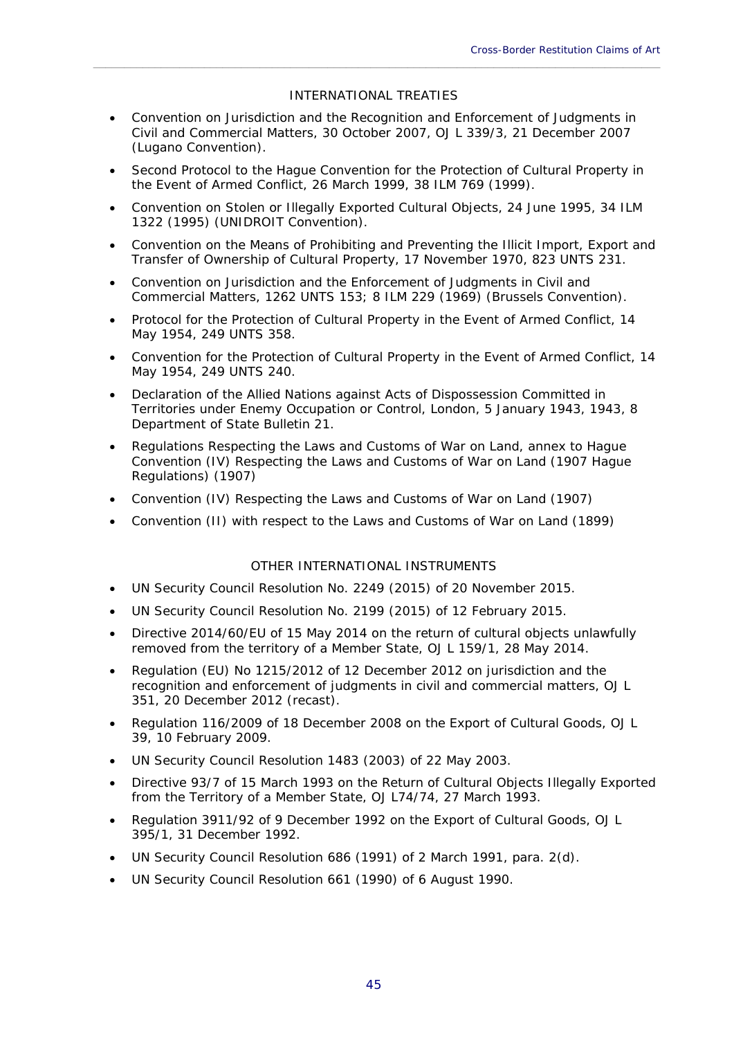## INTERNATIONAL TREATIES

- Convention on Jurisdiction and the Recognition and Enforcement of Judgments in Civil and Commercial Matters, 30 October 2007, OJ L 339/3, 21 December 2007 (Lugano Convention).
- Second Protocol to the Hague Convention for the Protection of Cultural Property in the Event of Armed Conflict, 26 March 1999, 38 ILM 769 (1999).
- Convention on Stolen or Illegally Exported Cultural Objects, 24 June 1995, 34 ILM 1322 (1995) (UNIDROIT Convention).
- Convention on the Means of Prohibiting and Preventing the Illicit Import, Export and Transfer of Ownership of Cultural Property, 17 November 1970, 823 UNTS 231.
- Convention on Jurisdiction and the Enforcement of Judgments in Civil and Commercial Matters, 1262 UNTS 153; 8 ILM 229 (1969) (Brussels Convention).
- Protocol for the Protection of Cultural Property in the Event of Armed Conflict, 14 May 1954, 249 UNTS 358.
- Convention for the Protection of Cultural Property in the Event of Armed Conflict, 14 May 1954, 249 UNTS 240.
- Declaration of the Allied Nations against Acts of Dispossession Committed in Territories under Enemy Occupation or Control, London, 5 January 1943, 1943, 8 Department of State Bulletin 21.
- Regulations Respecting the Laws and Customs of War on Land, annex to Hague Convention (IV) Respecting the Laws and Customs of War on Land (1907 Hague Regulations) (1907)
- Convention (IV) Respecting the Laws and Customs of War on Land (1907)
- Convention (II) with respect to the Laws and Customs of War on Land (1899)

## OTHER INTERNATIONAL INSTRUMENTS

- UN Security Council Resolution No. 2249 (2015) of 20 November 2015.
- UN Security Council Resolution No. 2199 (2015) of 12 February 2015.
- Directive 2014/60/EU of 15 May 2014 on the return of cultural objects unlawfully removed from the territory of a Member State, OJ L 159/1, 28 May 2014.
- Regulation (EU) No 1215/2012 of 12 December 2012 on jurisdiction and the recognition and enforcement of judgments in civil and commercial matters, OJ L 351, 20 December 2012 (recast).
- Regulation 116/2009 of 18 December 2008 on the Export of Cultural Goods, OJ L 39, 10 February 2009.
- UN Security Council Resolution 1483 (2003) of 22 May 2003.
- Directive 93/7 of 15 March 1993 on the Return of Cultural Objects Illegally Exported from the Territory of a Member State, OJ L74/74, 27 March 1993.
- Regulation 3911/92 of 9 December 1992 on the Export of Cultural Goods, OJ L 395/1, 31 December 1992.
- UN Security Council Resolution 686 (1991) of 2 March 1991, para. 2(d).
- UN Security Council Resolution 661 (1990) of 6 August 1990.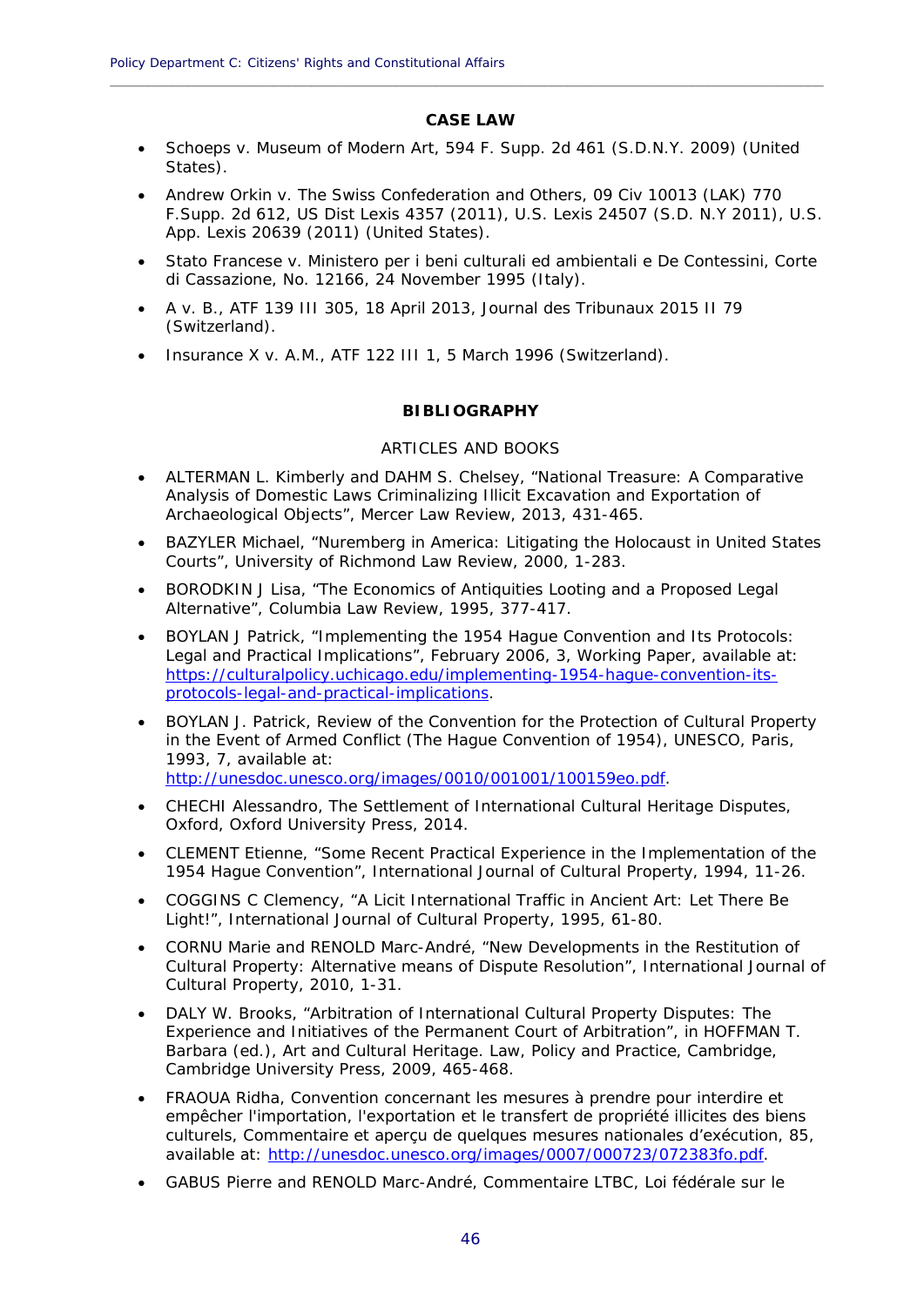## CASE LAW

- Schoeps v. Museum of Modern Art, 594 F. Supp. 2d 461 (S.D.N.Y. 2009) (United States).
- Andrew Orkin v. The Swiss Confederation and Others, 09 Civ 10013 (LAK) 770 F.Supp. 2d 612, US Dist Lexis 4357 (2011), U.S. Lexis 24507 (S.D. N.Y 2011), U.S. App. Lexis 20639 (2011) (United States).
- Stato Francese v. Ministero per i beni culturali ed ambientali e De Contessini, Corte di Cassazione, No. 12166, 24 November 1995 (Italy).
- A v. B., ATF 139 III 305, 18 April 2013, Journal des Tribunaux 2015 II 79 (Switzerland).
- Insurance X v. A.M., ATF 122 III 1, 5 March 1996 (Switzerland).

## BIBLIOGRAPHY

### ARTICLES AND BOOKS

- ALTERMAN L. Kimberly and DAHM S. Chelsey, "National Treasure: A Comparative Analysis of Domestic Laws Criminalizing Illicit Excavation and Exportation of Archaeological Objects", Mercer Law Review, 2013, 431-465.
- BAZYLER Michael, "Nuremberg in America: Litigating the Holocaust in United States Courts", University of Richmond Law Review, 2000, 1-283.
- BORODKIN J Lisa, "The Economics of Antiquities Looting and a Proposed Legal Alternative", Columbia Law Review, 1995, 377-417.
- BOYLAN J Patrick, "Implementing the 1954 Hague Convention and Its Protocols: Legal and Practical Implications", February 2006, 3, Working Paper, available at: https://culturalpolicy.uchicago.edu/implementing-1954-hague-convention-its-protocols-legal-and-practical-implications.
- BOYLAN J. Patrick, Review of the Convention for the Protection of Cultural Property in the Event of Armed Conflict (The Hague Convention of 1954), UNESCO, Paris, 1993, 7, available at: http://unesdoc.unesco.org/images/0010/001001/100159eo.pdf.
- CHECHI Alessandro, The Settlement of International Cultural Heritage Disputes, Oxford, Oxford University Press, 2014.
- CLEMENT Etienne, "Some Recent Practical Experience in the Implementation of the 1954 Hague Convention", International Journal of Cultural Property, 1994, 11-26.
- COGGINS C Clemency, "A Licit International Traffic in Ancient Art: Let There Be Light!", International Journal of Cultural Property, 1995, 61-80.
- CORNU Marie and RENOLD Marc-André, "New Developments in the Restitution of Cultural Property: Alternative means of Dispute Resolution", International Journal of Cultural Property, 2010, 1-31.
- DALY W. Brooks, "Arbitration of International Cultural Property Disputes: The Experience and Initiatives of the Permanent Court of Arbitration", in HOFFMAN T. Barbara (ed.), Art and Cultural Heritage. Law, Policy and Practice, Cambridge, Cambridge University Press, 2009, 465-468.
- FRAOUA Ridha, Convention concernant les mesures à prendre pour interdire et empêcher l'importation, l'exportation et le transfert de propriété illicites des biens culturels, Commentaire et aperçu de quelques mesures nationales d'exécution, 85, available at: http://unesdoc.unesco.org/images/0007/000723/072383fo.pdf.
- GABUS Pierre and RENOLD Marc-André, Commentaire LTBC, Loi fédérale sur le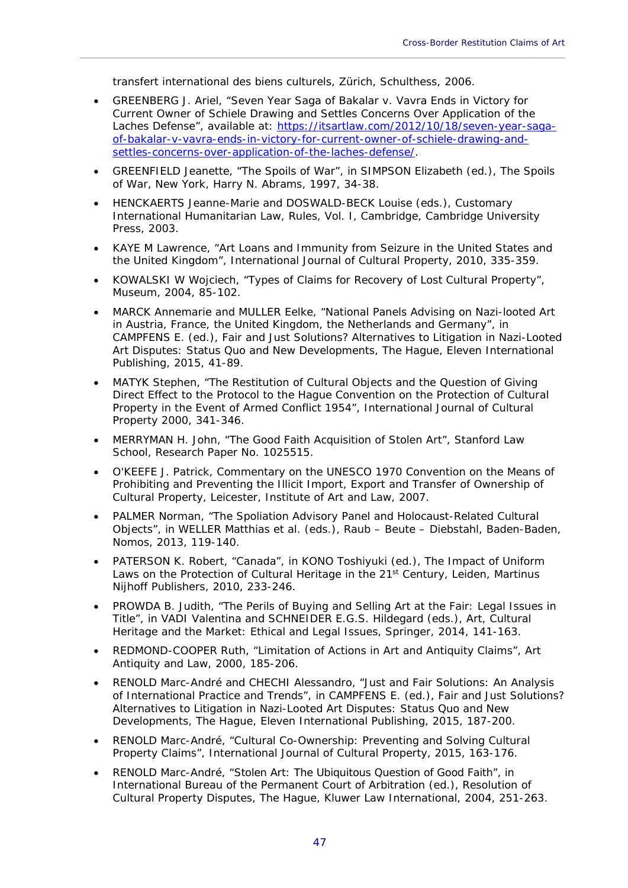transfert international des biens culturels, Zürich, Schulthess, 2006.

- GREENBERG J. Ariel, “Seven Year Saga of Bakalar v. Vavra Ends in Victory for Current Owner of Schiele Drawing and Settles Concerns Over Application of the Laches Defense”, available at: [https://itsartlaw.com/2012/10/18/seven-year-saga-of-bakalar-v-vavra-ends-in-victory-for-current-owner-of-schiele-drawing-and-settles-concerns-over-application-of-the-laches-defense/](https://itsartlaw.com/2012/10/18/seven-year-saga-of-bakalar-v-vavra-ends-in-victory-for-current-owner-of-schiele-drawing-and-settles-concerns-over-application-of-the-laches-defense/).
- GREENFIELD Jeanette, “The Spoils of War”, in SIMPSON Elizabeth (ed.), The Spoils of War, New York, Harry N. Abrams, 1997, 34-38.
- HENCKAERTS Jeanne-Marie and DOSWALD-BECK Louise (eds.), Customary International Humanitarian Law, Rules, Vol. I, Cambridge, Cambridge University Press, 2003.
- KAYE M Lawrence, “Art Loans and Immunity from Seizure in the United States and the United Kingdom”, International Journal of Cultural Property, 2010, 335-359.
- KOWALSKI W Wojciech, “Types of Claims for Recovery of Lost Cultural Property”, Museum, 2004, 85-102.
- MARCK Annemarie and MULLER Eelke, “National Panels Advising on Nazi-looted Art in Austria, France, the United Kingdom, the Netherlands and Germany”, in CAMPFENS E. (ed.), Fair and Just Solutions? Alternatives to Litigation in Nazi-Looted Art Disputes: Status Quo and New Developments, The Hague, Eleven International Publishing, 2015, 41-89.
- MATYK Stephen, “The Restitution of Cultural Objects and the Question of Giving Direct Effect to the Protocol to the Hague Convention on the Protection of Cultural Property in the Event of Armed Conflict 1954”, International Journal of Cultural Property 2000, 341-346.
- MERRYMAN H. John, “The Good Faith Acquisition of Stolen Art”, Stanford Law School, Research Paper No. 1025515.
- O'KEEFE J. Patrick, Commentary on the UNESCO 1970 Convention on the Means of Prohibiting and Preventing the Illicit Import, Export and Transfer of Ownership of Cultural Property, Leicester, Institute of Art and Law, 2007.
- PALMER Norman, “The Spoliation Advisory Panel and Holocaust-Related Cultural Objects”, in WELLER Matthias et al. (eds.), Raub – Beute – Diebstahl, Baden-Baden, Nomos, 2013, 119-140.
- PATERSON K. Robert, “Canada”, in KONO Toshiyuki (ed.), The Impact of Uniform Laws on the Protection of Cultural Heritage in the 21st Century, Leiden, Martinus Nijhoff Publishers, 2010, 233-246.
- PROWDA B. Judith, “The Perils of Buying and Selling Art at the Fair: Legal Issues in Title”, in VADI Valentina and SCHNEIDER E.G.S. Hildegard (eds.), Art, Cultural Heritage and the Market: Ethical and Legal Issues, Springer, 2014, 141-163.
- REDMOND-COOPER Ruth, “Limitation of Actions in Art and Antiquity Claims”, Art Antiquity and Law, 2000, 185-206.
- RENOLD Marc-André and CHECHI Alessandro, “Just and Fair Solutions: An Analysis of International Practice and Trends”, in CAMPFENS E. (ed.), Fair and Just Solutions? Alternatives to Litigation in Nazi-Looted Art Disputes: Status Quo and New Developments, The Hague, Eleven International Publishing, 2015, 187-200.
- RENOLD Marc-André, “Cultural Co-Ownership: Preventing and Solving Cultural Property Claims”, International Journal of Cultural Property, 2015, 163-176.
- RENOLD Marc-André, “Stolen Art: The Ubiquitous Question of Good Faith”, in International Bureau of the Permanent Court of Arbitration (ed.), Resolution of Cultural Property Disputes, The Hague, Kluwer Law International, 2004, 251-263.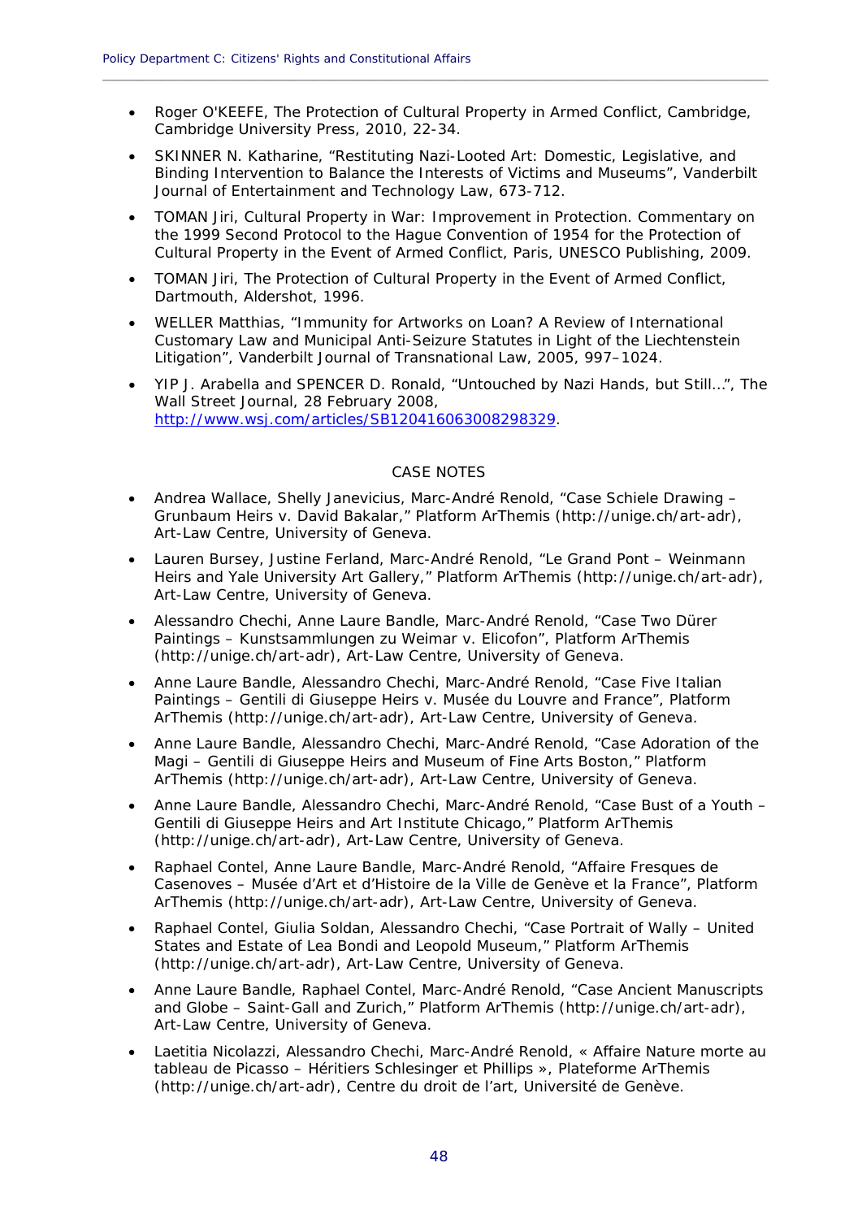- Roger O'KEEFE, The Protection of Cultural Property in Armed Conflict, Cambridge, Cambridge University Press, 2010, 22-34.
- SKINNER N. Katharine, "Restituting Nazi-Looted Art: Domestic, Legislative, and Binding Intervention to Balance the Interests of Victims and Museums", Vanderbilt Journal of Entertainment and Technology Law, 673-712.
- TOMAN Jiri, Cultural Property in War: Improvement in Protection. Commentary on the 1999 Second Protocol to the Hague Convention of 1954 for the Protection of Cultural Property in the Event of Armed Conflict, Paris, UNESCO Publishing, 2009.
- TOMAN Jiri, The Protection of Cultural Property in the Event of Armed Conflict, Dartmouth, Aldershot, 1996.
- WELLER Matthias, "Immunity for Artworks on Loan? A Review of International Customary Law and Municipal Anti-Seizure Statutes in Light of the Liechtenstein Litigation", Vanderbilt Journal of Transnational Law, 2005, 997–1024.
- YIP J. Arabella and SPENCER D. Ronald, "Untouched by Nazi Hands, but Still…", The Wall Street Journal, 28 February 2008, http://www.wsj.com/articles/SB120416063008298329.

CASE NOTES

- Andrea Wallace, Shelly Janevicius, Marc-André Renold, "Case Schiele Drawing – Grunbaum Heirs v. David Bakalar," Platform ArThemis (http://unige.ch/art-adr), Art-Law Centre, University of Geneva.
- Lauren Bursey, Justine Ferland, Marc-André Renold, "Le Grand Pont – Weinmann Heirs and Yale University Art Gallery," Platform ArThemis (http://unige.ch/art-adr), Art-Law Centre, University of Geneva.
- Alessandro Chechi, Anne Laure Bandle, Marc-André Renold, "Case Two Dürer Paintings – Kunstsammlungen zu Weimar v. Elicofon", Platform ArThemis (http://unige.ch/art-adr), Art-Law Centre, University of Geneva.
- Anne Laure Bandle, Alessandro Chechi, Marc-André Renold, "Case Five Italian Paintings – Gentili di Giuseppe Heirs v. Musée du Louvre and France", Platform ArThemis (http://unige.ch/art-adr), Art-Law Centre, University of Geneva.
- Anne Laure Bandle, Alessandro Chechi, Marc-André Renold, "Case Adoration of the Magi – Gentili di Giuseppe Heirs and Museum of Fine Arts Boston," Platform ArThemis (http://unige.ch/art-adr), Art-Law Centre, University of Geneva.
- Anne Laure Bandle, Alessandro Chechi, Marc-André Renold, "Case Bust of a Youth – Gentili di Giuseppe Heirs and Art Institute Chicago," Platform ArThemis (http://unige.ch/art-adr), Art-Law Centre, University of Geneva.
- Raphael Contel, Anne Laure Bandle, Marc-André Renold, "Affaire Fresques de Casenoves – Musée d'Art et d'Histoire de la Ville de Genève et la France", Platform ArThemis (http://unige.ch/art-adr), Art-Law Centre, University of Geneva.
- Raphael Contel, Giulia Soldan, Alessandro Chechi, "Case Portrait of Wally – United States and Estate of Lea Bondi and Leopold Museum," Platform ArThemis (http://unige.ch/art-adr), Art-Law Centre, University of Geneva.
- Anne Laure Bandle, Raphael Contel, Marc-André Renold, "Case Ancient Manuscripts and Globe – Saint-Gall and Zurich," Platform ArThemis (http://unige.ch/art-adr), Art-Law Centre, University of Geneva.
- Laetitia Nicolazzi, Alessandro Chechi, Marc-André Renold, « Affaire Nature morte au tableau de Picasso – Héritiers Schlesinger et Phillips », Plateforme ArThemis (http://unige.ch/art-adr), Centre du droit de l'art, Université de Genève.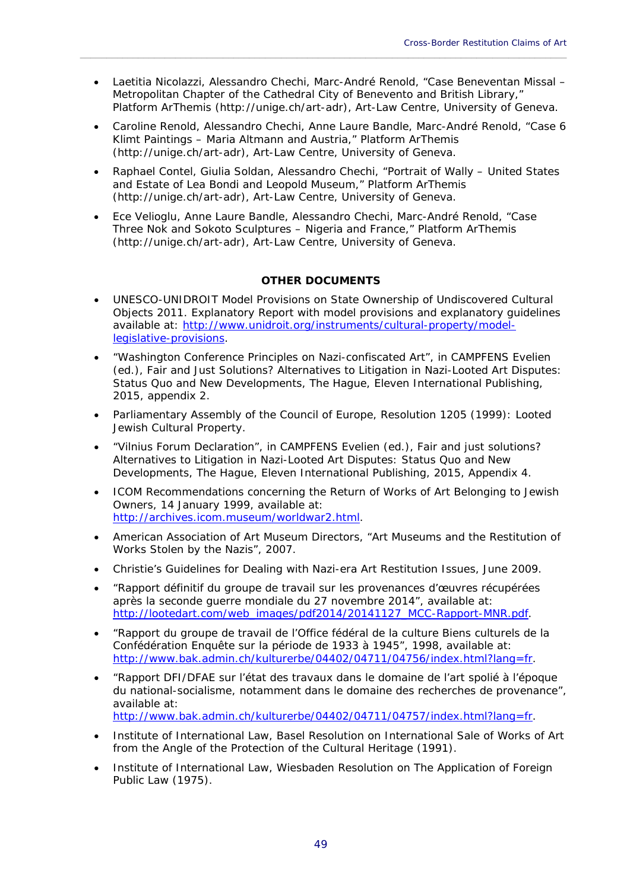- Laetitia Nicolazzi, Alessandro Chechi, Marc-André Renold, "Case Beneventan Missal – Metropolitan Chapter of the Cathedral City of Benevento and British Library," Platform ArThemis (http://unige.ch/art-adr), Art-Law Centre, University of Geneva.
- Caroline Renold, Alessandro Chechi, Anne Laure Bandle, Marc-André Renold, "Case 6 Klimt Paintings – Maria Altmann and Austria," Platform ArThemis (http://unige.ch/art-adr), Art-Law Centre, University of Geneva.
- Raphael Contel, Giulia Soldan, Alessandro Chechi, "Portrait of Wally – United States and Estate of Lea Bondi and Leopold Museum," Platform ArThemis (http://unige.ch/art-adr), Art-Law Centre, University of Geneva.
- Ece Velioglu, Anne Laure Bandle, Alessandro Chechi, Marc-André Renold, "Case Three Nok and Sokoto Sculptures – Nigeria and France," Platform ArThemis (http://unige.ch/art-adr), Art-Law Centre, University of Geneva.

**OTHER DOCUMENTS**

- UNESCO-UNIDROIT Model Provisions on State Ownership of Undiscovered Cultural Objects 2011. Explanatory Report with model provisions and explanatory guidelines available at: http://www.unidroit.org/instruments/cultural-property/model-legislative-provisions.
- "Washington Conference Principles on Nazi-confiscated Art", in CAMPFENS Evelien (ed.), Fair and Just Solutions? Alternatives to Litigation in Nazi-Looted Art Disputes: Status Quo and New Developments, The Hague, Eleven International Publishing, 2015, appendix 2.
- Parliamentary Assembly of the Council of Europe, Resolution 1205 (1999): Looted Jewish Cultural Property.
- "Vilnius Forum Declaration", in CAMPFENS Evelien (ed.), Fair and just solutions? Alternatives to Litigation in Nazi-Looted Art Disputes: Status Quo and New Developments, The Hague, Eleven International Publishing, 2015, Appendix 4.
- ICOM Recommendations concerning the Return of Works of Art Belonging to Jewish Owners, 14 January 1999, available at: http://archives.icom.museum/worldwar2.html.
- American Association of Art Museum Directors, "Art Museums and the Restitution of Works Stolen by the Nazis", 2007.
- Christie's Guidelines for Dealing with Nazi-era Art Restitution Issues, June 2009.
- "Rapport définitif du groupe de travail sur les provenances d'œuvres récupérées après la seconde guerre mondiale du 27 novembre 2014", available at: http://lootedart.com/web_images/pdf2014/20141127_MCC-Rapport-MNR.pdf.
- "Rapport du groupe de travail de l'Office fédéral de la culture Biens culturels de la Confédération Enquête sur la période de 1933 à 1945", 1998, available at: http://www.bak.admin.ch/kulturerbe/04402/04711/04756/index.html?lang=fr.
- "Rapport DFI/DFAE sur l'état des travaux dans le domaine de l'art spolié à l'époque du national-socialisme, notamment dans le domaine des recherches de provenance", available at: http://www.bak.admin.ch/kulturerbe/04402/04711/04757/index.html?lang=fr.
- Institute of International Law, Basel Resolution on International Sale of Works of Art from the Angle of the Protection of the Cultural Heritage (1991).
- Institute of International Law, Wiesbaden Resolution on The Application of Foreign Public Law (1975).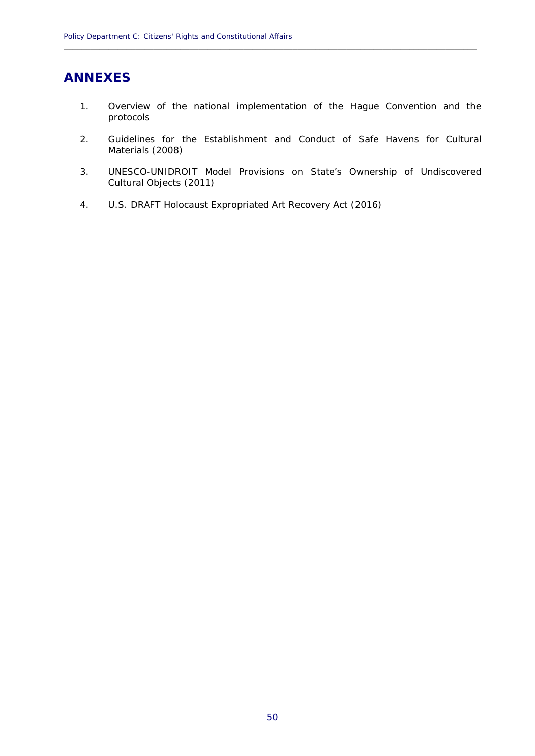# ANNEXES

1. Overview of the national implementation of the Hague Convention and the protocols
2. Guidelines for the Establishment and Conduct of Safe Havens for Cultural Materials (2008)
3. UNESCO-UNIDROIT Model Provisions on State's Ownership of Undiscovered Cultural Objects (2011)
4. U.S. DRAFT Holocaust Expropriated Art Recovery Act (2016)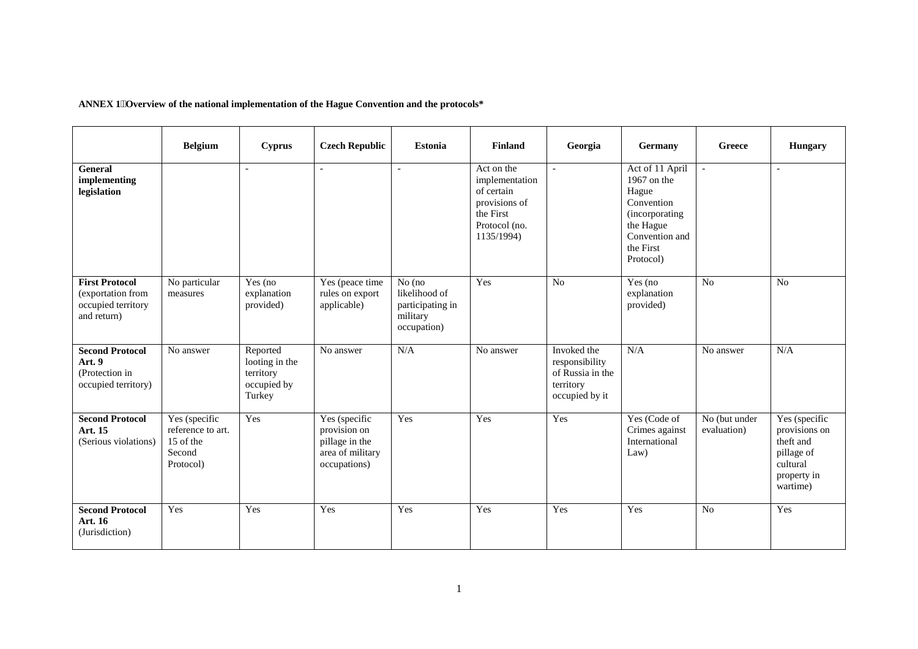**ANNEX 1 Overview of the national implementation of the Hague Convention and the protocols***

| | Belgium | Cyprus | Czech Republic | Estonia | Finland | Georgia | Germany | Greece | Hungary |
|---|---|---|---|---|---|---|---|---|---|
| **General implementing legislation** | | - | - | - | Act on the implementation of certain provisions of the First Protocol (no. 1135/1994) | - | Act of 11 April 1967 on the Hague Convention (incorporating the Hague Convention and the First Protocol) | - | - |
| **First Protocol** (exportation from occupied territory and return) | No particular measures | Yes (no explanation provided) | Yes (peace time rules on export applicable) | No (no likelihood of participating in military occupation) | Yes | No | Yes (no explanation provided) | No | No |
| **Second Protocol Art. 9** (Protection in occupied territory) | No answer | Reported looting in the territory occupied by Turkey | No answer | N/A | No answer | Invoked the responsibility of Russia in the territory occupied by it | N/A | No answer | N/A |
| **Second Protocol Art. 15** (Serious violations) | Yes (specific reference to art. 15 of the Second Protocol) | Yes | Yes (specific provision on pillage in the area of military occupations) | Yes | Yes | Yes | Yes (Code of Crimes against International Law) | No (but under evaluation) | Yes (specific provisions on theft and pillage of cultural property in wartime) |
| **Second Protocol Art. 16** (Jurisdiction) | Yes | Yes | Yes | Yes | Yes | Yes | Yes | No | Yes |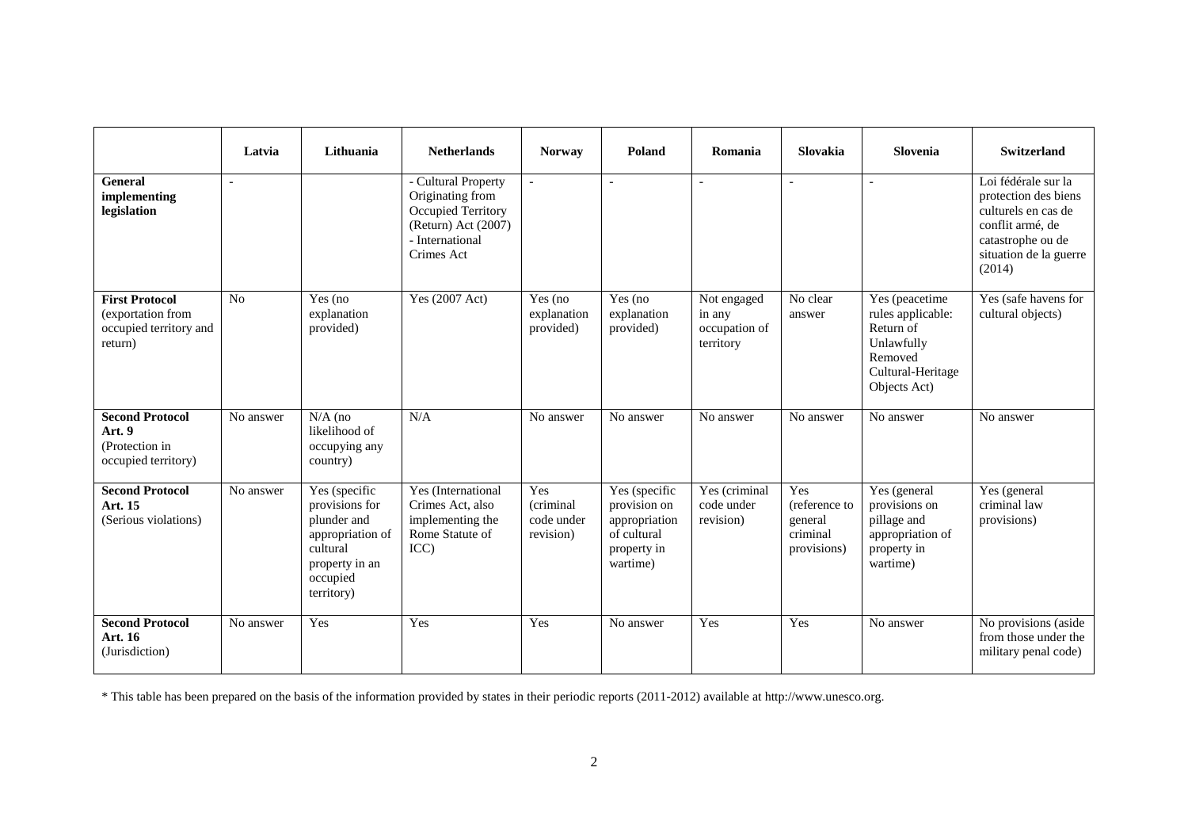| | Latvia | Lithuania | Netherlands | Norway | Poland | Romania | Slovakia | Slovenia | Switzerland |
|---|---|---|---|---|---|---|---|---|---|
| **General implementing legislation** | - | | - Cultural Property Originating from Occupied Territory (Return) Act (2007) - International Crimes Act | - | - | - | - | - | Loi fédérale sur la protection des biens culturels en cas de conflit armé, de catastrophe ou de situation de la guerre (2014) |
| **First Protocol** (exportation from occupied territory and return) | No | Yes (no explanation provided) | Yes (2007 Act) | Yes (no explanation provided) | Yes (no explanation provided) | Not engaged in any occupation of territory | No clear answer | Yes (peacetime rules applicable: Return of Unlawfully Removed Cultural-Heritage Objects Act) | Yes (safe havens for cultural objects) |
| **Second Protocol Art. 9** (Protection in occupied territory) | No answer | N/A (no likelihood of occupying any country) | N/A | No answer | No answer | No answer | No answer | No answer | No answer |
| **Second Protocol Art. 15** (Serious violations) | No answer | Yes (specific provisions for plunder and appropriation of cultural property in an occupied territory) | Yes (International Crimes Act, also implementing the Rome Statute of ICC) | Yes (criminal code under revision) | Yes (specific provision on appropriation of cultural property in wartime) | Yes (criminal code under revision) | Yes (reference to general criminal provisions) | Yes (general provisions on pillage and appropriation of property in wartime) | Yes (general criminal law provisions) |
| **Second Protocol Art. 16** (Jurisdiction) | No answer | Yes | Yes | Yes | No answer | Yes | Yes | No answer | No provisions (aside from those under the military penal code) |

* This table has been prepared on the basis of the information provided by states in their periodic reports (2011-2012) available at http://www.unesco.org.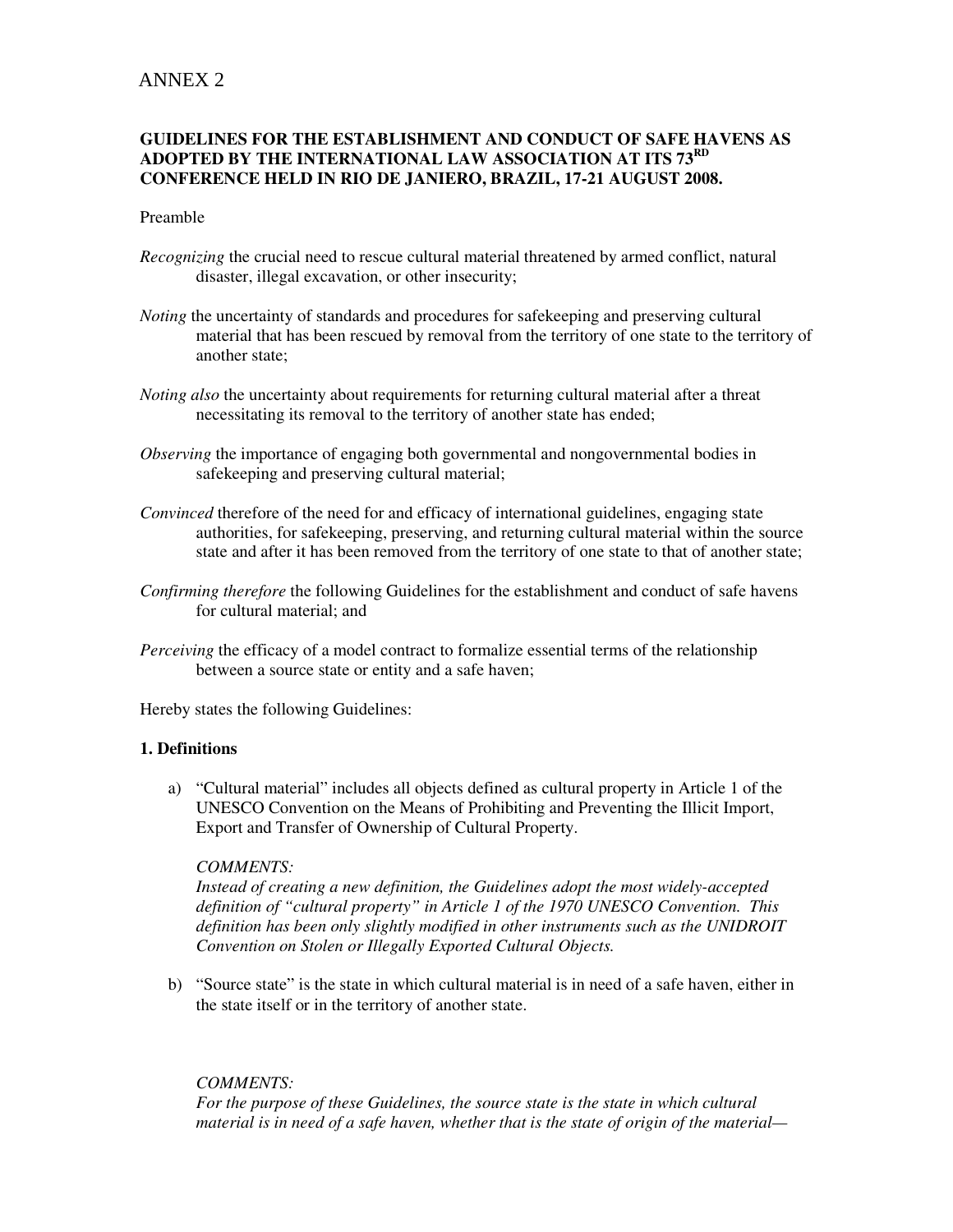# ANNEX 2

**GUIDELINES FOR THE ESTABLISHMENT AND CONDUCT OF SAFE HAVENS AS ADOPTED BY THE INTERNATIONAL LAW ASSOCIATION AT ITS 73RD CONFERENCE HELD IN RIO DE JANIERO, BRAZIL, 17-21 AUGUST 2008.**

Preamble

*Recognizing* the crucial need to rescue cultural material threatened by armed conflict, natural disaster, illegal excavation, or other insecurity;

*Noting* the uncertainty of standards and procedures for safekeeping and preserving cultural material that has been rescued by removal from the territory of one state to the territory of another state;

*Noting also* the uncertainty about requirements for returning cultural material after a threat necessitating its removal to the territory of another state has ended;

*Observing* the importance of engaging both governmental and nongovernmental bodies in safekeeping and preserving cultural material;

*Convinced* therefore of the need for and efficacy of international guidelines, engaging state authorities, for safekeeping, preserving, and returning cultural material within the source state and after it has been removed from the territory of one state to that of another state;

*Confirming therefore* the following Guidelines for the establishment and conduct of safe havens for cultural material; and

*Perceiving* the efficacy of a model contract to formalize essential terms of the relationship between a source state or entity and a safe haven;

Hereby states the following Guidelines:

**1. Definitions**

a) "Cultural material" includes all objects defined as cultural property in Article 1 of the UNESCO Convention on the Means of Prohibiting and Preventing the Illicit Import, Export and Transfer of Ownership of Cultural Property.

   *COMMENTS:*
   *Instead of creating a new definition, the Guidelines adopt the most widely-accepted definition of "cultural property" in Article 1 of the 1970 UNESCO Convention. This definition has been only slightly modified in other instruments such as the UNIDROIT Convention on Stolen or Illegally Exported Cultural Objects.*

b) "Source state" is the state in which cultural material is in need of a safe haven, either in the state itself or in the territory of another state.

   *COMMENTS:*
   *For the purpose of these Guidelines, the source state is the state in which cultural material is in need of a safe haven, whether that is the state of origin of the material—*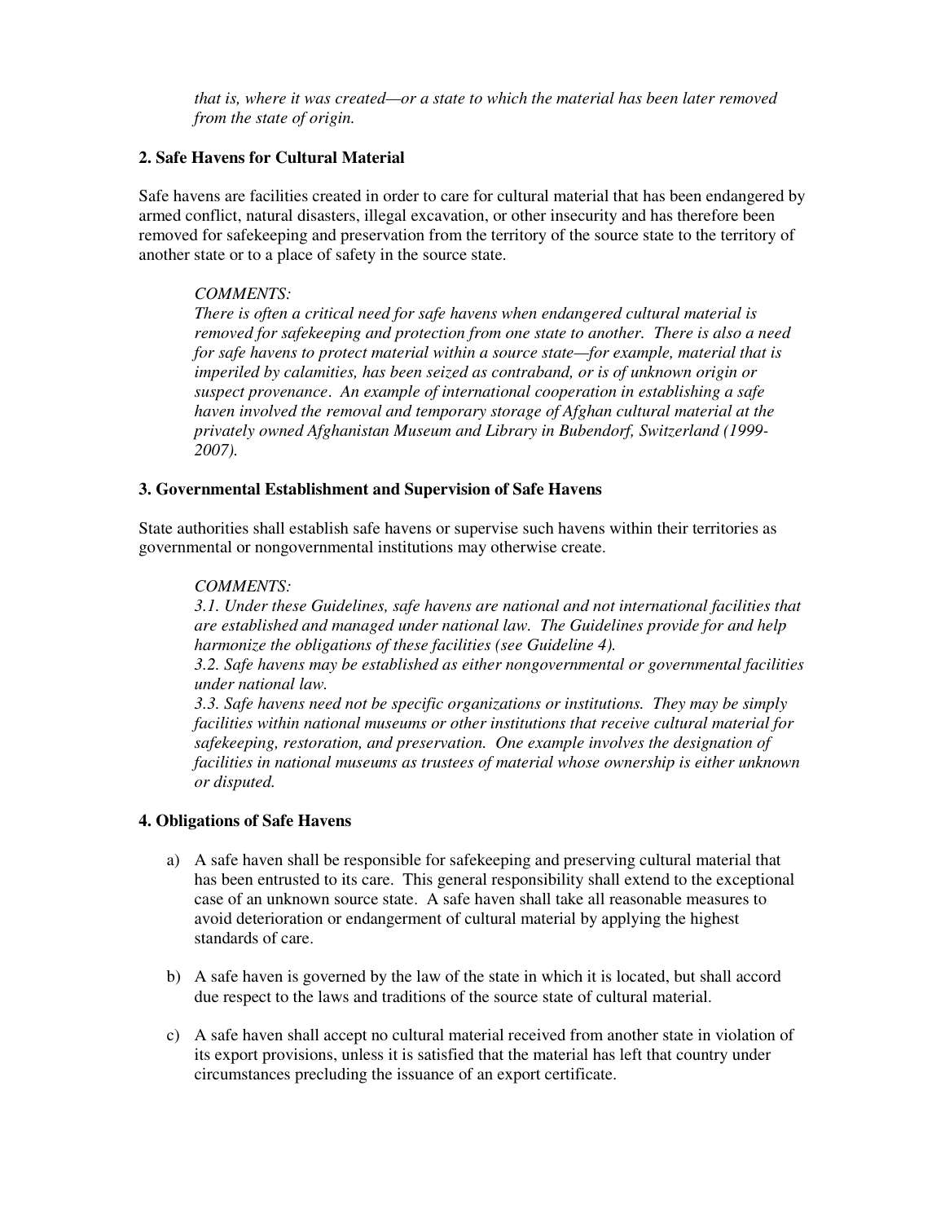*that is, where it was created—or a state to which the material has been later removed from the state of origin.*

**2. Safe Havens for Cultural Material**

Safe havens are facilities created in order to care for cultural material that has been endangered by armed conflict, natural disasters, illegal excavation, or other insecurity and has therefore been removed for safekeeping and preservation from the territory of the source state to the territory of another state or to a place of safety in the source state.

*COMMENTS:*
*There is often a critical need for safe havens when endangered cultural material is removed for safekeeping and protection from one state to another. There is also a need for safe havens to protect material within a source state—for example, material that is imperiled by calamities, has been seized as contraband, or is of unknown origin or suspect provenance. An example of international cooperation in establishing a safe haven involved the removal and temporary storage of Afghan cultural material at the privately owned Afghanistan Museum and Library in Bubendorf, Switzerland (1999-2007).*

**3. Governmental Establishment and Supervision of Safe Havens**

State authorities shall establish safe havens or supervise such havens within their territories as governmental or nongovernmental institutions may otherwise create.

*COMMENTS:*
*3.1. Under these Guidelines, safe havens are national and not international facilities that are established and managed under national law. The Guidelines provide for and help harmonize the obligations of these facilities (see Guideline 4).*
*3.2. Safe havens may be established as either nongovernmental or governmental facilities under national law.*
*3.3. Safe havens need not be specific organizations or institutions. They may be simply facilities within national museums or other institutions that receive cultural material for safekeeping, restoration, and preservation. One example involves the designation of facilities in national museums as trustees of material whose ownership is either unknown or disputed.*

**4. Obligations of Safe Havens**

a) A safe haven shall be responsible for safekeeping and preserving cultural material that has been entrusted to its care. This general responsibility shall extend to the exceptional case of an unknown source state. A safe haven shall take all reasonable measures to avoid deterioration or endangerment of cultural material by applying the highest standards of care.

b) A safe haven is governed by the law of the state in which it is located, but shall accord due respect to the laws and traditions of the source state of cultural material.

c) A safe haven shall accept no cultural material received from another state in violation of its export provisions, unless it is satisfied that the material has left that country under circumstances precluding the issuance of an export certificate.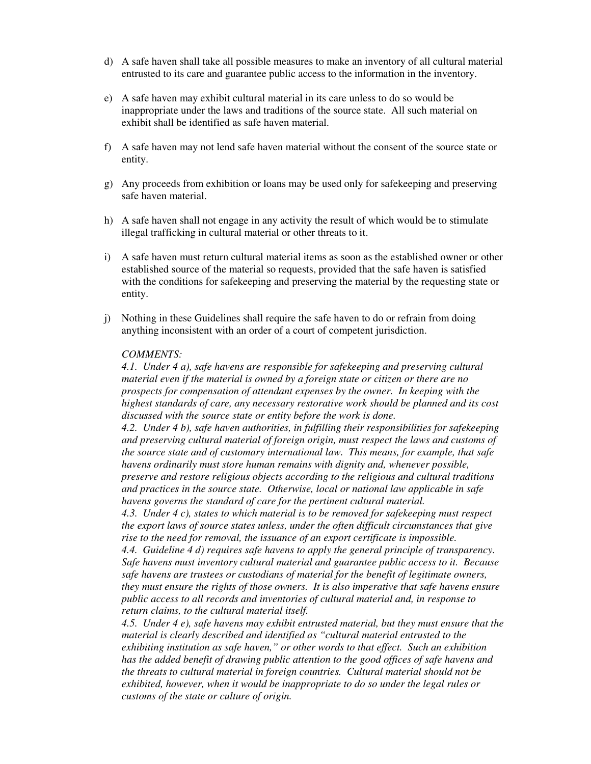d) A safe haven shall take all possible measures to make an inventory of all cultural material entrusted to its care and guarantee public access to the information in the inventory.

e) A safe haven may exhibit cultural material in its care unless to do so would be inappropriate under the laws and traditions of the source state. All such material on exhibit shall be identified as safe haven material.

f) A safe haven may not lend safe haven material without the consent of the source state or entity.

g) Any proceeds from exhibition or loans may be used only for safekeeping and preserving safe haven material.

h) A safe haven shall not engage in any activity the result of which would be to stimulate illegal trafficking in cultural material or other threats to it.

i) A safe haven must return cultural material items as soon as the established owner or other established source of the material so requests, provided that the safe haven is satisfied with the conditions for safekeeping and preserving the material by the requesting state or entity.

j) Nothing in these Guidelines shall require the safe haven to do or refrain from doing anything inconsistent with an order of a court of competent jurisdiction.

*COMMENTS:*

*4.1. Under 4 a), safe havens are responsible for safekeeping and preserving cultural material even if the material is owned by a foreign state or citizen or there are no prospects for compensation of attendant expenses by the owner. In keeping with the highest standards of care, any necessary restorative work should be planned and its cost discussed with the source state or entity before the work is done.*

*4.2. Under 4 b), safe haven authorities, in fulfilling their responsibilities for safekeeping and preserving cultural material of foreign origin, must respect the laws and customs of the source state and of customary international law. This means, for example, that safe havens ordinarily must store human remains with dignity and, whenever possible, preserve and restore religious objects according to the religious and cultural traditions and practices in the source state. Otherwise, local or national law applicable in safe havens governs the standard of care for the pertinent cultural material.*

*4.3. Under 4 c), states to which material is to be removed for safekeeping must respect the export laws of source states unless, under the often difficult circumstances that give rise to the need for removal, the issuance of an export certificate is impossible.*

*4.4. Guideline 4 d) requires safe havens to apply the general principle of transparency. Safe havens must inventory cultural material and guarantee public access to it. Because safe havens are trustees or custodians of material for the benefit of legitimate owners, they must ensure the rights of those owners. It is also imperative that safe havens ensure public access to all records and inventories of cultural material and, in response to return claims, to the cultural material itself.*

*4.5. Under 4 e), safe havens may exhibit entrusted material, but they must ensure that the material is clearly described and identified as "cultural material entrusted to the exhibiting institution as safe haven," or other words to that effect. Such an exhibition has the added benefit of drawing public attention to the good offices of safe havens and the threats to cultural material in foreign countries. Cultural material should not be exhibited, however, when it would be inappropriate to do so under the legal rules or customs of the state or culture of origin.*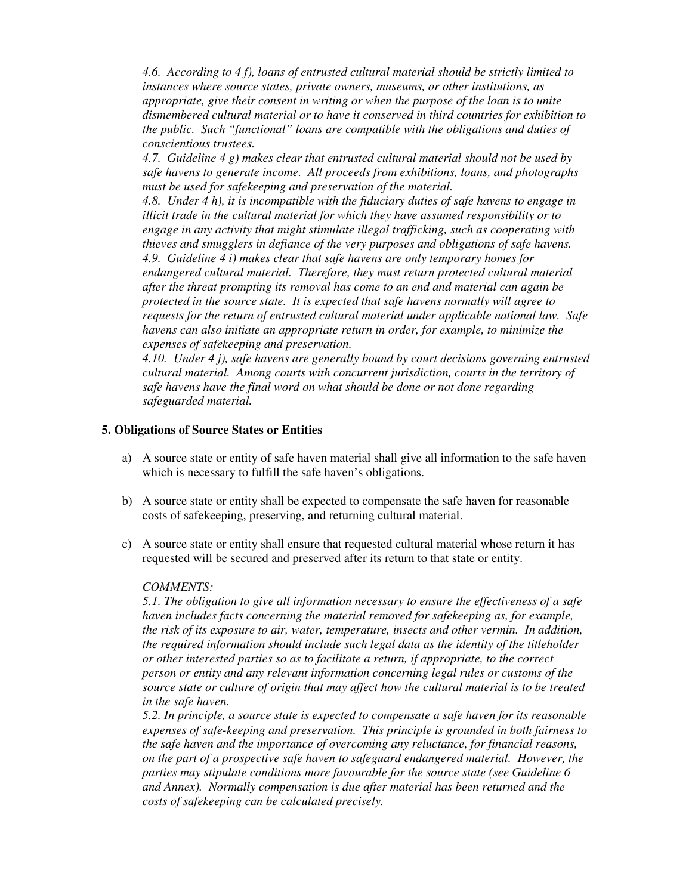*4.6. According to 4 f), loans of entrusted cultural material should be strictly limited to instances where source states, private owners, museums, or other institutions, as appropriate, give their consent in writing or when the purpose of the loan is to unite dismembered cultural material or to have it conserved in third countries for exhibition to the public. Such "functional" loans are compatible with the obligations and duties of conscientious trustees.*

*4.7. Guideline 4 g) makes clear that entrusted cultural material should not be used by safe havens to generate income. All proceeds from exhibitions, loans, and photographs must be used for safekeeping and preservation of the material.*

*4.8. Under 4 h), it is incompatible with the fiduciary duties of safe havens to engage in illicit trade in the cultural material for which they have assumed responsibility or to engage in any activity that might stimulate illegal trafficking, such as cooperating with thieves and smugglers in defiance of the very purposes and obligations of safe havens.*

*4.9. Guideline 4 i) makes clear that safe havens are only temporary homes for endangered cultural material. Therefore, they must return protected cultural material after the threat prompting its removal has come to an end and material can again be protected in the source state. It is expected that safe havens normally will agree to requests for the return of entrusted cultural material under applicable national law. Safe havens can also initiate an appropriate return in order, for example, to minimize the expenses of safekeeping and preservation.*

*4.10. Under 4 j), safe havens are generally bound by court decisions governing entrusted cultural material. Among courts with concurrent jurisdiction, courts in the territory of safe havens have the final word on what should be done or not done regarding safeguarded material.*

**5. Obligations of Source States or Entities**

a) A source state or entity of safe haven material shall give all information to the safe haven which is necessary to fulfill the safe haven's obligations.

b) A source state or entity shall be expected to compensate the safe haven for reasonable costs of safekeeping, preserving, and returning cultural material.

c) A source state or entity shall ensure that requested cultural material whose return it has requested will be secured and preserved after its return to that state or entity.

*COMMENTS:*

*5.1. The obligation to give all information necessary to ensure the effectiveness of a safe haven includes facts concerning the material removed for safekeeping as, for example, the risk of its exposure to air, water, temperature, insects and other vermin. In addition, the required information should include such legal data as the identity of the titleholder or other interested parties so as to facilitate a return, if appropriate, to the correct person or entity and any relevant information concerning legal rules or customs of the source state or culture of origin that may affect how the cultural material is to be treated in the safe haven.*

*5.2. In principle, a source state is expected to compensate a safe haven for its reasonable expenses of safe-keeping and preservation. This principle is grounded in both fairness to the safe haven and the importance of overcoming any reluctance, for financial reasons, on the part of a prospective safe haven to safeguard endangered material. However, the parties may stipulate conditions more favourable for the source state (see Guideline 6 and Annex). Normally compensation is due after material has been returned and the costs of safekeeping can be calculated precisely.*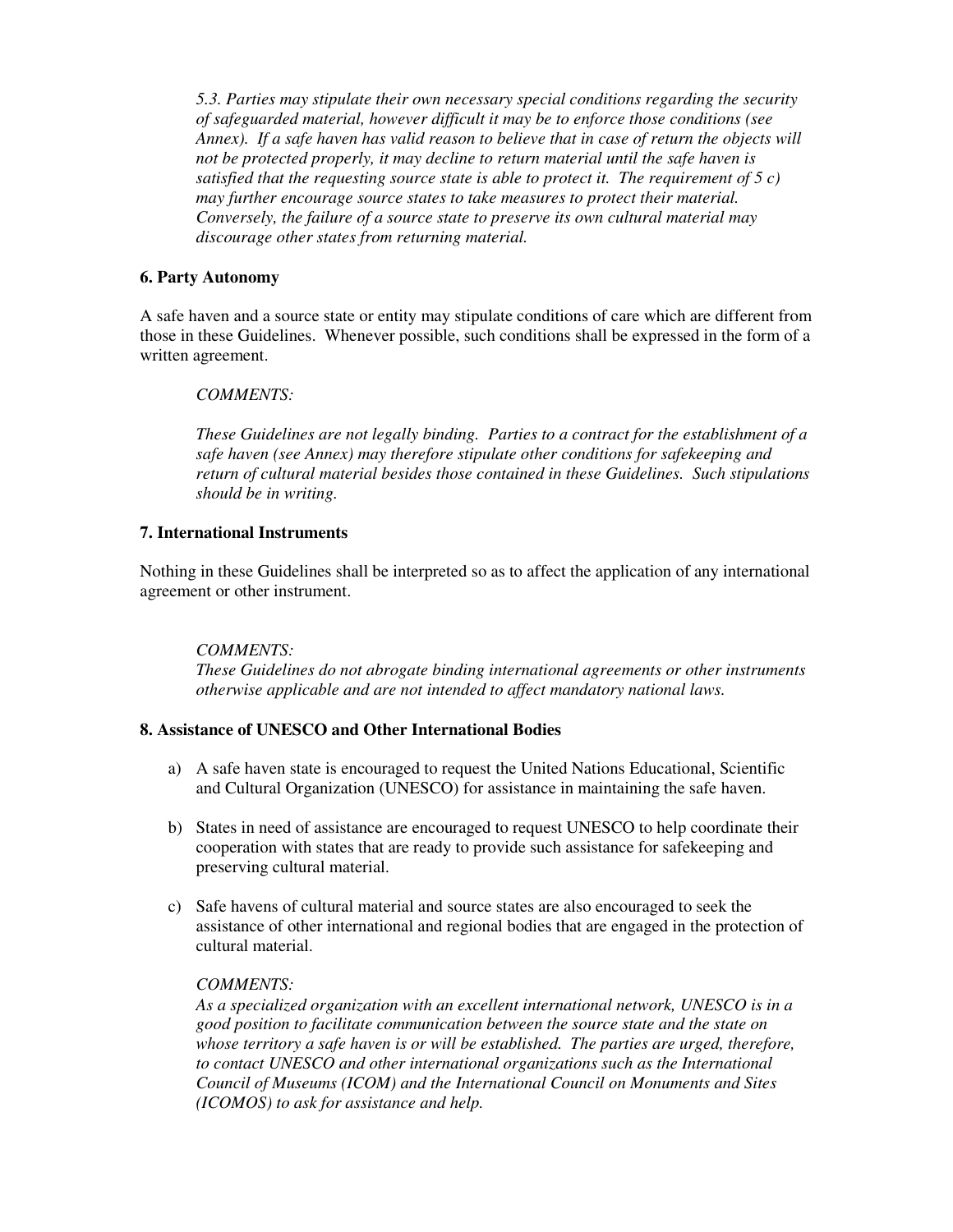*5.3. Parties may stipulate their own necessary special conditions regarding the security of safeguarded material, however difficult it may be to enforce those conditions (see Annex). If a safe haven has valid reason to believe that in case of return the objects will not be protected properly, it may decline to return material until the safe haven is satisfied that the requesting source state is able to protect it. The requirement of 5 c) may further encourage source states to take measures to protect their material. Conversely, the failure of a source state to preserve its own cultural material may discourage other states from returning material.*

**6. Party Autonomy**

A safe haven and a source state or entity may stipulate conditions of care which are different from those in these Guidelines. Whenever possible, such conditions shall be expressed in the form of a written agreement.

*COMMENTS:*

*These Guidelines are not legally binding. Parties to a contract for the establishment of a safe haven (see Annex) may therefore stipulate other conditions for safekeeping and return of cultural material besides those contained in these Guidelines. Such stipulations should be in writing.*

**7. International Instruments**

Nothing in these Guidelines shall be interpreted so as to affect the application of any international agreement or other instrument.

*COMMENTS:*
*These Guidelines do not abrogate binding international agreements or other instruments otherwise applicable and are not intended to affect mandatory national laws.*

**8. Assistance of UNESCO and Other International Bodies**

a) A safe haven state is encouraged to request the United Nations Educational, Scientific and Cultural Organization (UNESCO) for assistance in maintaining the safe haven.

b) States in need of assistance are encouraged to request UNESCO to help coordinate their cooperation with states that are ready to provide such assistance for safekeeping and preserving cultural material.

c) Safe havens of cultural material and source states are also encouraged to seek the assistance of other international and regional bodies that are engaged in the protection of cultural material.

*COMMENTS:*
*As a specialized organization with an excellent international network, UNESCO is in a good position to facilitate communication between the source state and the state on whose territory a safe haven is or will be established. The parties are urged, therefore, to contact UNESCO and other international organizations such as the International Council of Museums (ICOM) and the International Council on Monuments and Sites (ICOMOS) to ask for assistance and help.*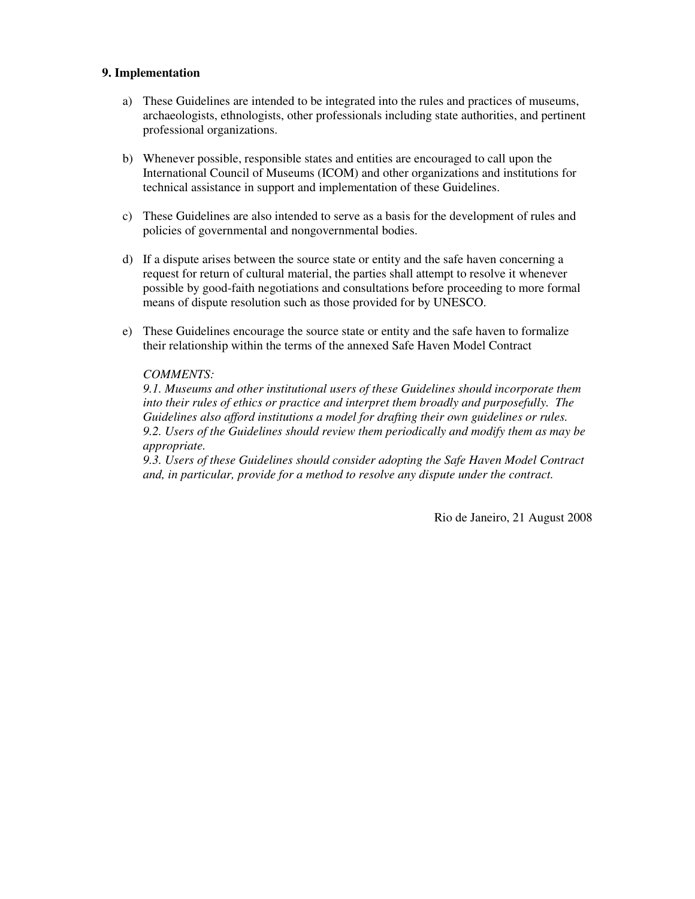**9. Implementation**

a) These Guidelines are intended to be integrated into the rules and practices of museums, archaeologists, ethnologists, other professionals including state authorities, and pertinent professional organizations.

b) Whenever possible, responsible states and entities are encouraged to call upon the International Council of Museums (ICOM) and other organizations and institutions for technical assistance in support and implementation of these Guidelines.

c) These Guidelines are also intended to serve as a basis for the development of rules and policies of governmental and nongovernmental bodies.

d) If a dispute arises between the source state or entity and the safe haven concerning a request for return of cultural material, the parties shall attempt to resolve it whenever possible by good-faith negotiations and consultations before proceeding to more formal means of dispute resolution such as those provided for by UNESCO.

e) These Guidelines encourage the source state or entity and the safe haven to formalize their relationship within the terms of the annexed Safe Haven Model Contract

*COMMENTS:*
*9.1. Museums and other institutional users of these Guidelines should incorporate them into their rules of ethics or practice and interpret them broadly and purposefully. The Guidelines also afford institutions a model for drafting their own guidelines or rules.*
*9.2. Users of the Guidelines should review them periodically and modify them as may be appropriate.*
*9.3. Users of these Guidelines should consider adopting the Safe Haven Model Contract and, in particular, provide for a method to resolve any dispute under the contract.*

Rio de Janeiro, 21 August 2008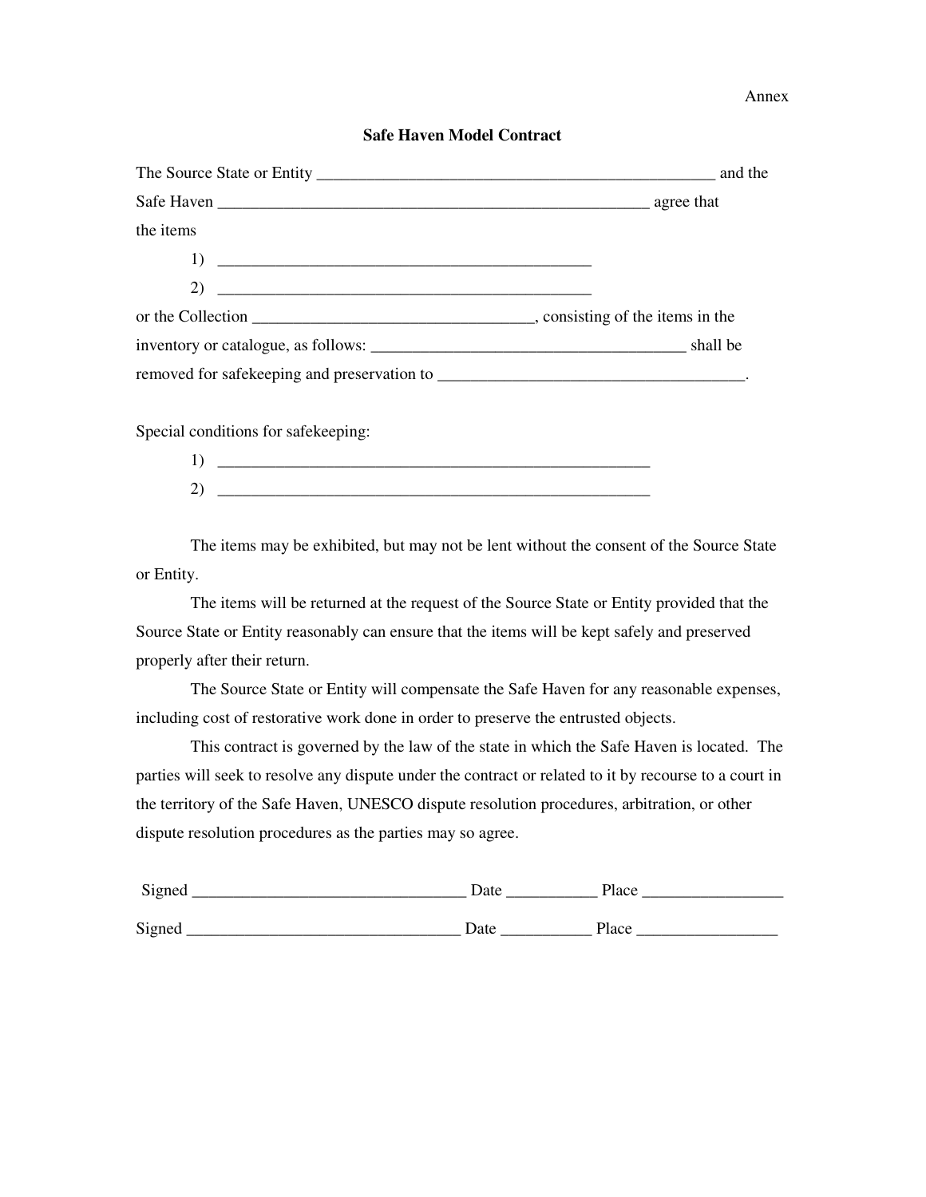Annex

## Safe Haven Model Contract

The Source State or Entity ________________________________________________ and the Safe Haven ____________________________________________________ agree that the items

1) ______________________________________________
2) ______________________________________________

or the Collection __________________________________, consisting of the items in the inventory or catalogue, as follows: ______________________________________ shall be removed for safekeeping and preservation to ____________________________________.

Special conditions for safekeeping:

1) ______________________________________________________
2) ______________________________________________________

The items may be exhibited, but may not be lent without the consent of the Source State or Entity.

The items will be returned at the request of the Source State or Entity provided that the Source State or Entity reasonably can ensure that the items will be kept safely and preserved properly after their return.

The Source State or Entity will compensate the Safe Haven for any reasonable expenses, including cost of restorative work done in order to preserve the entrusted objects.

This contract is governed by the law of the state in which the Safe Haven is located. The parties will seek to resolve any dispute under the contract or related to it by recourse to a court in the territory of the Safe Haven, UNESCO dispute resolution procedures, arbitration, or other dispute resolution procedures as the parties may so agree.

Signed _________________________________ Date ___________ Place _________________

Signed _________________________________ Date ___________ Place _________________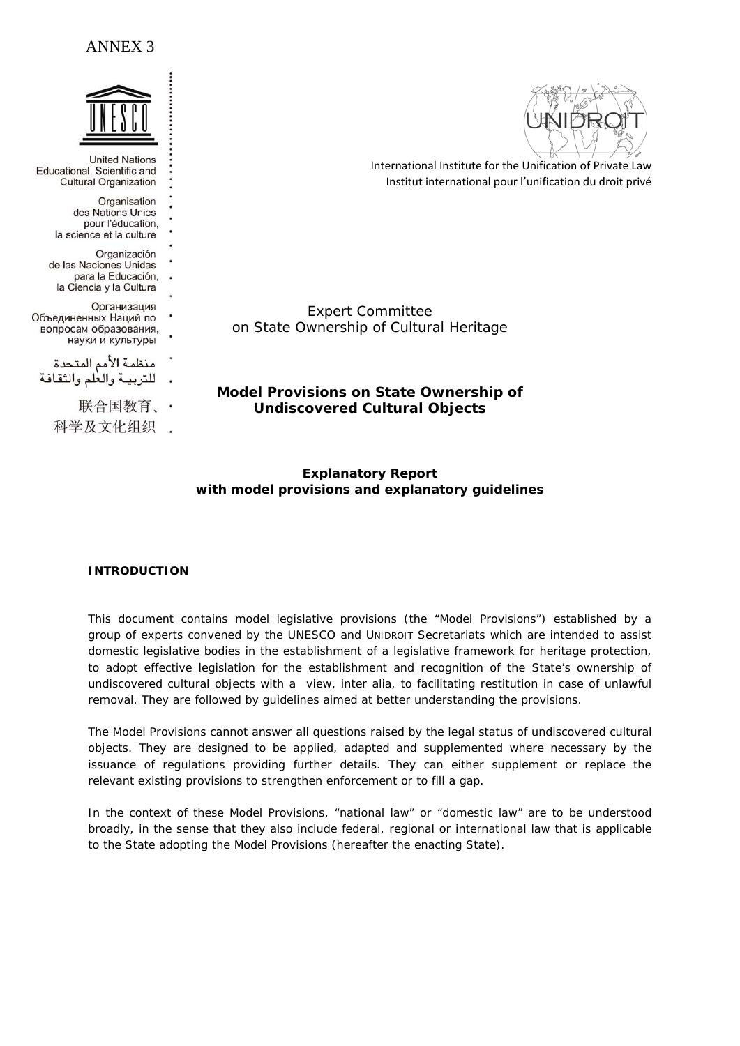ANNEX 3

United Nations
Educational, Scientific and
Cultural Organization

Organisation
des Nations Unies
pour l'éducation,
la science et la culture

Organización
de las Naciones Unidas
para la Educación,
la Ciencia y la Cultura

Организация
Объединенных Наций по
вопросам образования,
науки и культуры

منظمة الأمم المتحدة
للتربية والعلم والثقافة

联合国教育、
科学及文化组织

International Institute for the Unification of Private Law
Institut international pour l'unification du droit privé

Expert Committee
on State Ownership of Cultural Heritage

**Model Provisions on State Ownership of Undiscovered Cultural Objects**

**Explanatory Report with model provisions and explanatory guidelines**

## INTRODUCTION

This document contains model legislative provisions (the "Model Provisions") established by a group of experts convened by the UNESCO and UNIDROIT Secretariats which are intended to assist domestic legislative bodies in the establishment of a legislative framework for heritage protection, to adopt effective legislation for the establishment and recognition of the State's ownership of undiscovered cultural objects with a view, inter alia, to facilitating restitution in case of unlawful removal. They are followed by guidelines aimed at better understanding the provisions.

The Model Provisions cannot answer all questions raised by the legal status of undiscovered cultural objects. They are designed to be applied, adapted and supplemented where necessary by the issuance of regulations providing further details. They can either supplement or replace the relevant existing provisions to strengthen enforcement or to fill a gap.

In the context of these Model Provisions, "national law" or "domestic law" are to be understood broadly, in the sense that they also include federal, regional or international law that is applicable to the State adopting the Model Provisions (hereafter the enacting State).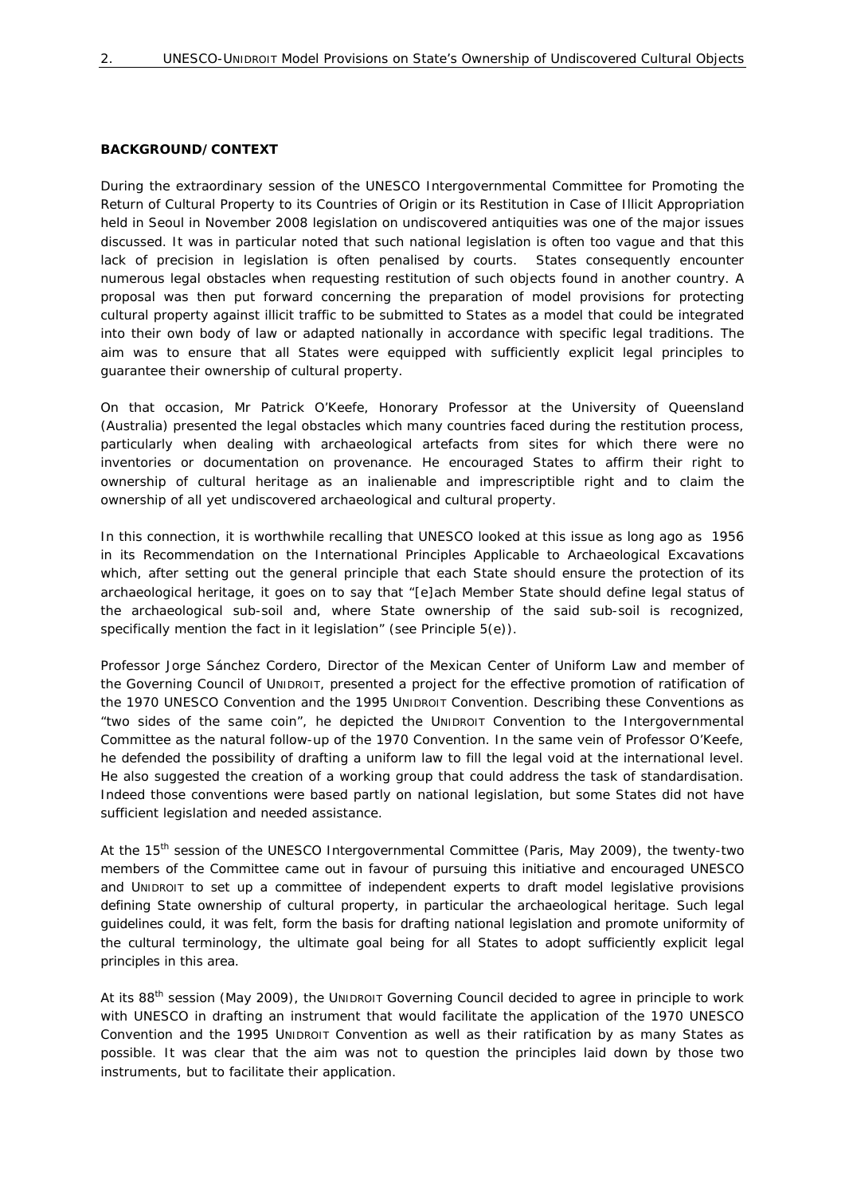**BACKGROUND/CONTEXT**

During the extraordinary session of the UNESCO Intergovernmental Committee for Promoting the Return of Cultural Property to its Countries of Origin or its Restitution in Case of Illicit Appropriation held in Seoul in November 2008 legislation on undiscovered antiquities was one of the major issues discussed. It was in particular noted that such national legislation is often too vague and that this lack of precision in legislation is often penalised by courts. States consequently encounter numerous legal obstacles when requesting restitution of such objects found in another country. A proposal was then put forward concerning the preparation of model provisions for protecting cultural property against illicit traffic to be submitted to States as a model that could be integrated into their own body of law or adapted nationally in accordance with specific legal traditions. The aim was to ensure that all States were equipped with sufficiently explicit legal principles to guarantee their ownership of cultural property.

On that occasion, Mr Patrick O'Keefe, Honorary Professor at the University of Queensland (Australia) presented the legal obstacles which many countries faced during the restitution process, particularly when dealing with archaeological artefacts from sites for which there were no inventories or documentation on provenance. He encouraged States to affirm their right to ownership of cultural heritage as an inalienable and imprescriptible right and to claim the ownership of all yet undiscovered archaeological and cultural property.

In this connection, it is worthwhile recalling that UNESCO looked at this issue as long ago as 1956 in its Recommendation on the International Principles Applicable to Archaeological Excavations which, after setting out the general principle that each State should ensure the protection of its archaeological heritage, it goes on to say that "[e]ach Member State should define legal status of the archaeological sub-soil and, where State ownership of the said sub-soil is recognized, specifically mention the fact in it legislation" (see Principle 5(e)).

Professor Jorge Sánchez Cordero, Director of the Mexican Center of Uniform Law and member of the Governing Council of UNIDROIT, presented a project for the effective promotion of ratification of the 1970 UNESCO Convention and the 1995 UNIDROIT Convention. Describing these Conventions as "two sides of the same coin", he depicted the UNIDROIT Convention to the Intergovernmental Committee as the natural follow-up of the 1970 Convention. In the same vein of Professor O'Keefe, he defended the possibility of drafting a uniform law to fill the legal void at the international level. He also suggested the creation of a working group that could address the task of standardisation. Indeed those conventions were based partly on national legislation, but some States did not have sufficient legislation and needed assistance.

At the 15th session of the UNESCO Intergovernmental Committee (Paris, May 2009), the twenty-two members of the Committee came out in favour of pursuing this initiative and encouraged UNESCO and UNIDROIT to set up a committee of independent experts to draft model legislative provisions defining State ownership of cultural property, in particular the archaeological heritage. Such legal guidelines could, it was felt, form the basis for drafting national legislation and promote uniformity of the cultural terminology, the ultimate goal being for all States to adopt sufficiently explicit legal principles in this area.

At its 88th session (May 2009), the UNIDROIT Governing Council decided to agree in principle to work with UNESCO in drafting an instrument that would facilitate the application of the 1970 UNESCO Convention and the 1995 UNIDROIT Convention as well as their ratification by as many States as possible. It was clear that the aim was not to question the principles laid down by those two instruments, but to facilitate their application.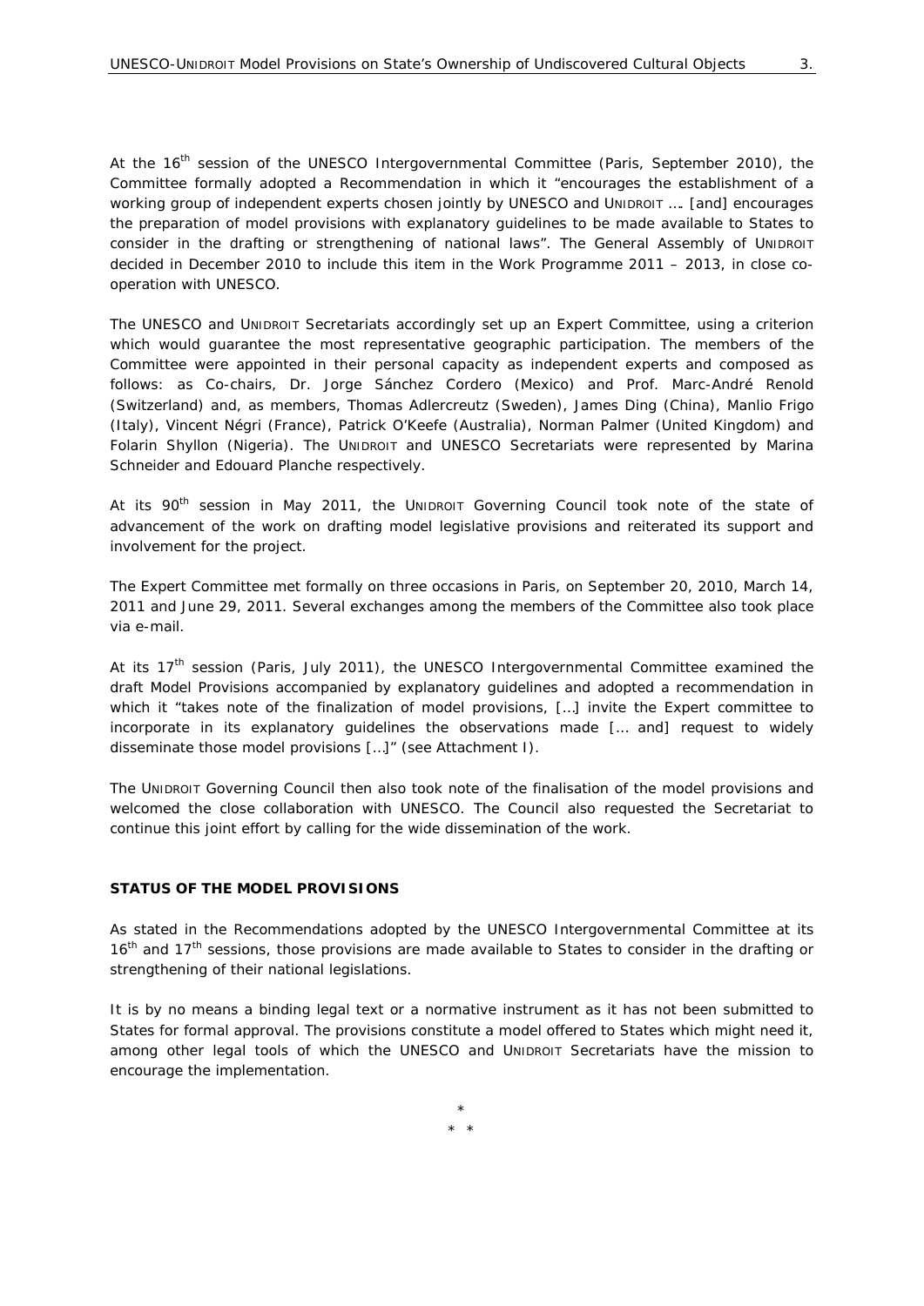At the 16th session of the UNESCO Intergovernmental Committee (Paris, September 2010), the Committee formally adopted a Recommendation in which it "encourages the establishment of a working group of independent experts chosen jointly by UNESCO and UNIDROIT …. [and] encourages the preparation of model provisions with explanatory guidelines to be made available to States to consider in the drafting or strengthening of national laws". The General Assembly of UNIDROIT decided in December 2010 to include this item in the Work Programme 2011 – 2013, in close co-operation with UNESCO.

The UNESCO and UNIDROIT Secretariats accordingly set up an Expert Committee, using a criterion which would guarantee the most representative geographic participation. The members of the Committee were appointed in their personal capacity as independent experts and composed as follows: as Co-chairs, Dr. Jorge Sánchez Cordero (Mexico) and Prof. Marc-André Renold (Switzerland) and, as members, Thomas Adlercreutz (Sweden), James Ding (China), Manlio Frigo (Italy), Vincent Négri (France), Patrick O'Keefe (Australia), Norman Palmer (United Kingdom) and Folarin Shyllon (Nigeria). The UNIDROIT and UNESCO Secretariats were represented by Marina Schneider and Edouard Planche respectively.

At its 90th session in May 2011, the UNIDROIT Governing Council took note of the state of advancement of the work on drafting model legislative provisions and reiterated its support and involvement for the project.

The Expert Committee met formally on three occasions in Paris, on September 20, 2010, March 14, 2011 and June 29, 2011. Several exchanges among the members of the Committee also took place via e-mail.

At its 17th session (Paris, July 2011), the UNESCO Intergovernmental Committee examined the draft Model Provisions accompanied by explanatory guidelines and adopted a recommendation in which it "takes note of the finalization of model provisions, […] invite the Expert committee to incorporate in its explanatory guidelines the observations made [… and] request to widely disseminate those model provisions […]" (see Attachment I).

The UNIDROIT Governing Council then also took note of the finalisation of the model provisions and welcomed the close collaboration with UNESCO. The Council also requested the Secretariat to continue this joint effort by calling for the wide dissemination of the work.

**STATUS OF THE MODEL PROVISIONS**

As stated in the Recommendations adopted by the UNESCO Intergovernmental Committee at its 16th and 17th sessions, those provisions are made available to States to consider in the drafting or strengthening of their national legislations.

It is by no means a binding legal text or a normative instrument as it has not been submitted to States for formal approval. The provisions constitute a model offered to States which might need it, among other legal tools of which the UNESCO and UNIDROIT Secretariats have the mission to encourage the implementation.

\*
\* \*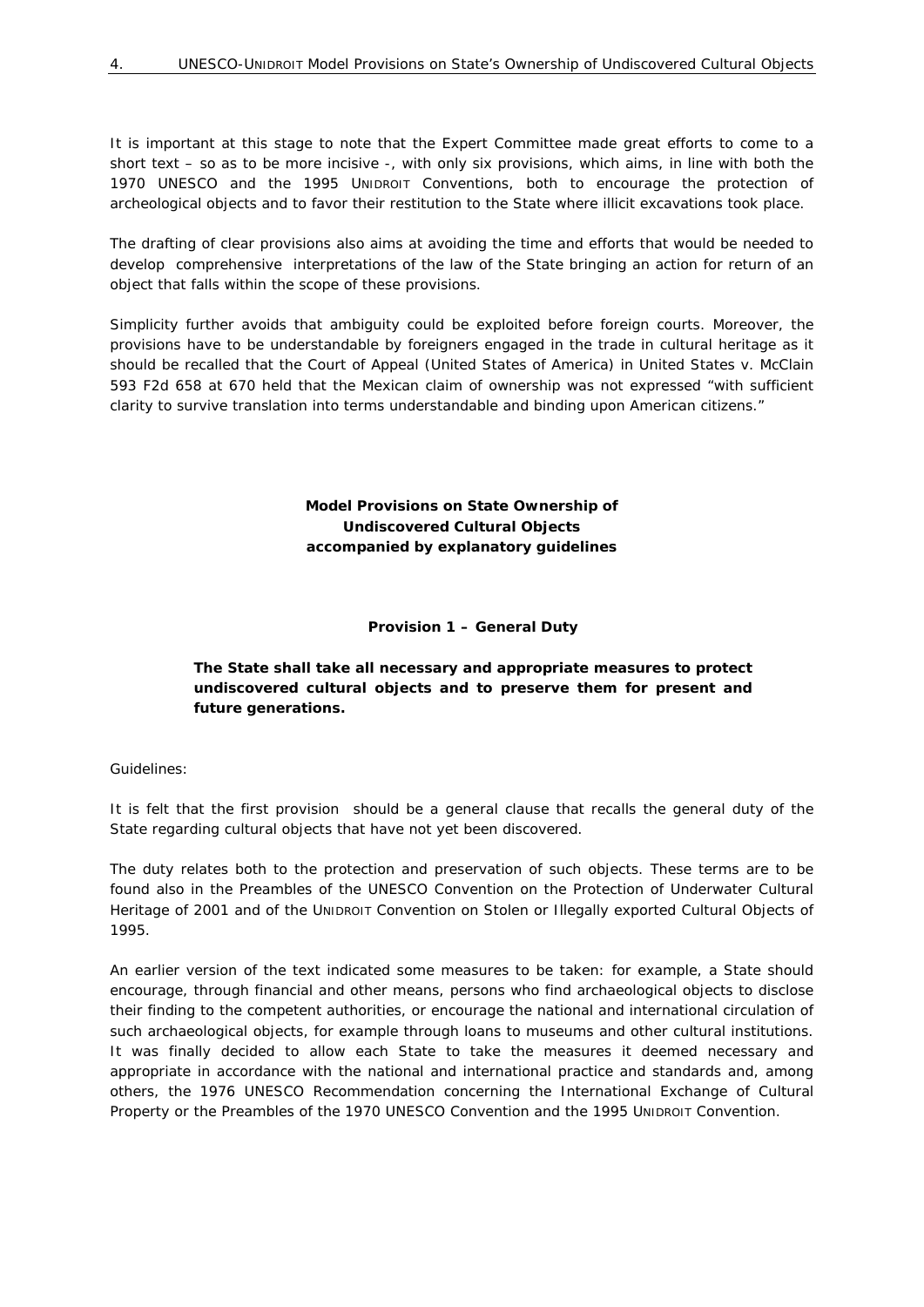It is important at this stage to note that the Expert Committee made great efforts to come to a short text – so as to be more incisive -, with only six provisions, which aims, in line with both the 1970 UNESCO and the 1995 UNIDROIT Conventions, both to encourage the protection of archeological objects and to favor their restitution to the State where illicit excavations took place.

The drafting of clear provisions also aims at avoiding the time and efforts that would be needed to develop comprehensive interpretations of the law of the State bringing an action for return of an object that falls within the scope of these provisions.

Simplicity further avoids that ambiguity could be exploited before foreign courts. Moreover, the provisions have to be understandable by foreigners engaged in the trade in cultural heritage as it should be recalled that the Court of Appeal (United States of America) in United States v. McClain 593 F2d 658 at 670 held that the Mexican claim of ownership was not expressed "with sufficient clarity to survive translation into terms understandable and binding upon American citizens."

## Model Provisions on State Ownership of Undiscovered Cultural Objects accompanied by explanatory guidelines

### Provision 1 – General Duty

**The State shall take all necessary and appropriate measures to protect undiscovered cultural objects and to preserve them for present and future generations.**

Guidelines:

It is felt that the first provision should be a general clause that recalls the general duty of the State regarding cultural objects that have not yet been discovered.

The duty relates both to the protection and preservation of such objects. These terms are to be found also in the Preambles of the UNESCO Convention on the Protection of Underwater Cultural Heritage of 2001 and of the UNIDROIT Convention on Stolen or Illegally exported Cultural Objects of 1995.

An earlier version of the text indicated some measures to be taken: for example, a State should encourage, through financial and other means, persons who find archaeological objects to disclose their finding to the competent authorities, or encourage the national and international circulation of such archaeological objects, for example through loans to museums and other cultural institutions. It was finally decided to allow each State to take the measures it deemed necessary and appropriate in accordance with the national and international practice and standards and, among others, the 1976 UNESCO Recommendation concerning the International Exchange of Cultural Property or the Preambles of the 1970 UNESCO Convention and the 1995 UNIDROIT Convention.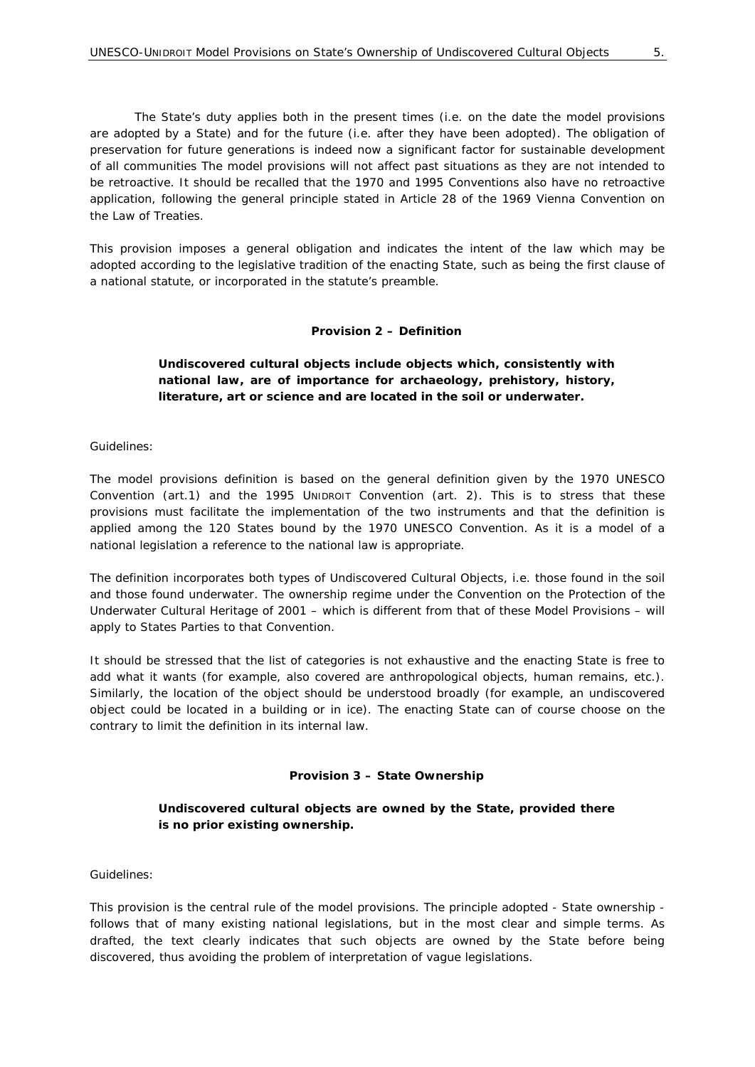The State's duty applies both in the present times (i.e. on the date the model provisions are adopted by a State) and for the future (i.e. after they have been adopted). The obligation of preservation for future generations is indeed now a significant factor for sustainable development of all communities The model provisions will not affect past situations as they are not intended to be retroactive. It should be recalled that the 1970 and 1995 Conventions also have no retroactive application, following the general principle stated in Article 28 of the 1969 Vienna Convention on the Law of Treaties.

This provision imposes a general obligation and indicates the intent of the law which may be adopted according to the legislative tradition of the enacting State, such as being the first clause of a national statute, or incorporated in the statute's preamble.

### Provision 2 – Definition

**Undiscovered cultural objects include objects which, consistently with national law, are of importance for archaeology, prehistory, history, literature, art or science and are located in the soil or underwater.**

*Guidelines:*

The model provisions definition is based on the general definition given by the 1970 UNESCO Convention (art.1) and the 1995 UNIDROIT Convention (art. 2). This is to stress that these provisions must facilitate the implementation of the two instruments and that the definition is applied among the 120 States bound by the 1970 UNESCO Convention. As it is a model of a national legislation a reference to the national law is appropriate.

The definition incorporates both types of Undiscovered Cultural Objects, i.e. those found in the soil and those found underwater. The ownership regime under the Convention on the Protection of the Underwater Cultural Heritage of 2001 – which is different from that of these Model Provisions – will apply to States Parties to that Convention.

It should be stressed that the list of categories is not exhaustive and the enacting State is free to add what it wants (for example, also covered are anthropological objects, human remains, etc.). Similarly, the location of the object should be understood broadly (for example, an undiscovered object could be located in a building or in ice). The enacting State can of course choose on the contrary to limit the definition in its internal law.

### Provision 3 – State Ownership

**Undiscovered cultural objects are owned by the State, provided there is no prior existing ownership.**

*Guidelines:*

This provision is the central rule of the model provisions. The principle adopted - State ownership - follows that of many existing national legislations, but in the most clear and simple terms. As drafted, the text clearly indicates that such objects are owned by the State before being discovered, thus avoiding the problem of interpretation of vague legislations.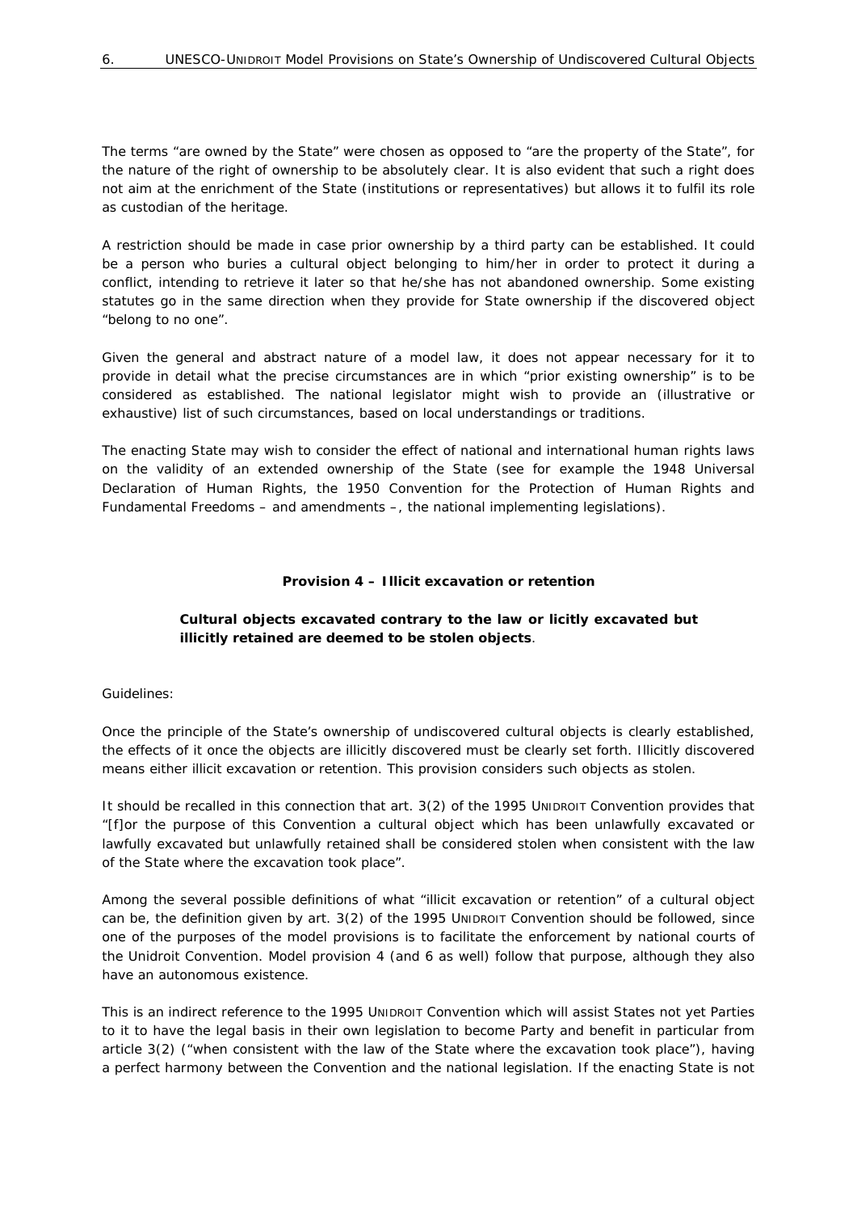The terms "are owned by the State" were chosen as opposed to "are the property of the State", for the nature of the right of ownership to be absolutely clear. It is also evident that such a right does not aim at the enrichment of the State (institutions or representatives) but allows it to fulfil its role as custodian of the heritage.

A restriction should be made in case prior ownership by a third party can be established. It could be a person who buries a cultural object belonging to him/her in order to protect it during a conflict, intending to retrieve it later so that he/she has not abandoned ownership. Some existing statutes go in the same direction when they provide for State ownership if the discovered object "belong to no one".

Given the general and abstract nature of a model law, it does not appear necessary for it to provide in detail what the precise circumstances are in which "prior existing ownership" is to be considered as established. The national legislator might wish to provide an (illustrative or exhaustive) list of such circumstances, based on local understandings or traditions.

The enacting State may wish to consider the effect of national and international human rights laws on the validity of an extended ownership of the State (see for example the 1948 Universal Declaration of Human Rights, the 1950 Convention for the Protection of Human Rights and Fundamental Freedoms – and amendments –, the national implementing legislations).

### Provision 4 – Illicit excavation or retention

**Cultural objects excavated contrary to the law or licitly excavated but illicitly retained are deemed to be stolen objects**.

Guidelines:

Once the principle of the State's ownership of undiscovered cultural objects is clearly established, the effects of it once the objects are illicitly discovered must be clearly set forth. Illicitly discovered means either illicit excavation or retention. This provision considers such objects as stolen.

It should be recalled in this connection that art. 3(2) of the 1995 UNIDROIT Convention provides that "[f]or the purpose of this Convention a cultural object which has been unlawfully excavated or lawfully excavated but unlawfully retained shall be considered stolen when consistent with the law of the State where the excavation took place".

Among the several possible definitions of what "illicit excavation or retention" of a cultural object can be, the definition given by art. 3(2) of the 1995 UNIDROIT Convention should be followed, since one of the purposes of the model provisions is to facilitate the enforcement by national courts of the Unidroit Convention. Model provision 4 (and 6 as well) follow that purpose, although they also have an autonomous existence.

This is an indirect reference to the 1995 UNIDROIT Convention which will assist States not yet Parties to it to have the legal basis in their own legislation to become Party and benefit in particular from article 3(2) ("when consistent with the law of the State where the excavation took place"), having a perfect harmony between the Convention and the national legislation. If the enacting State is not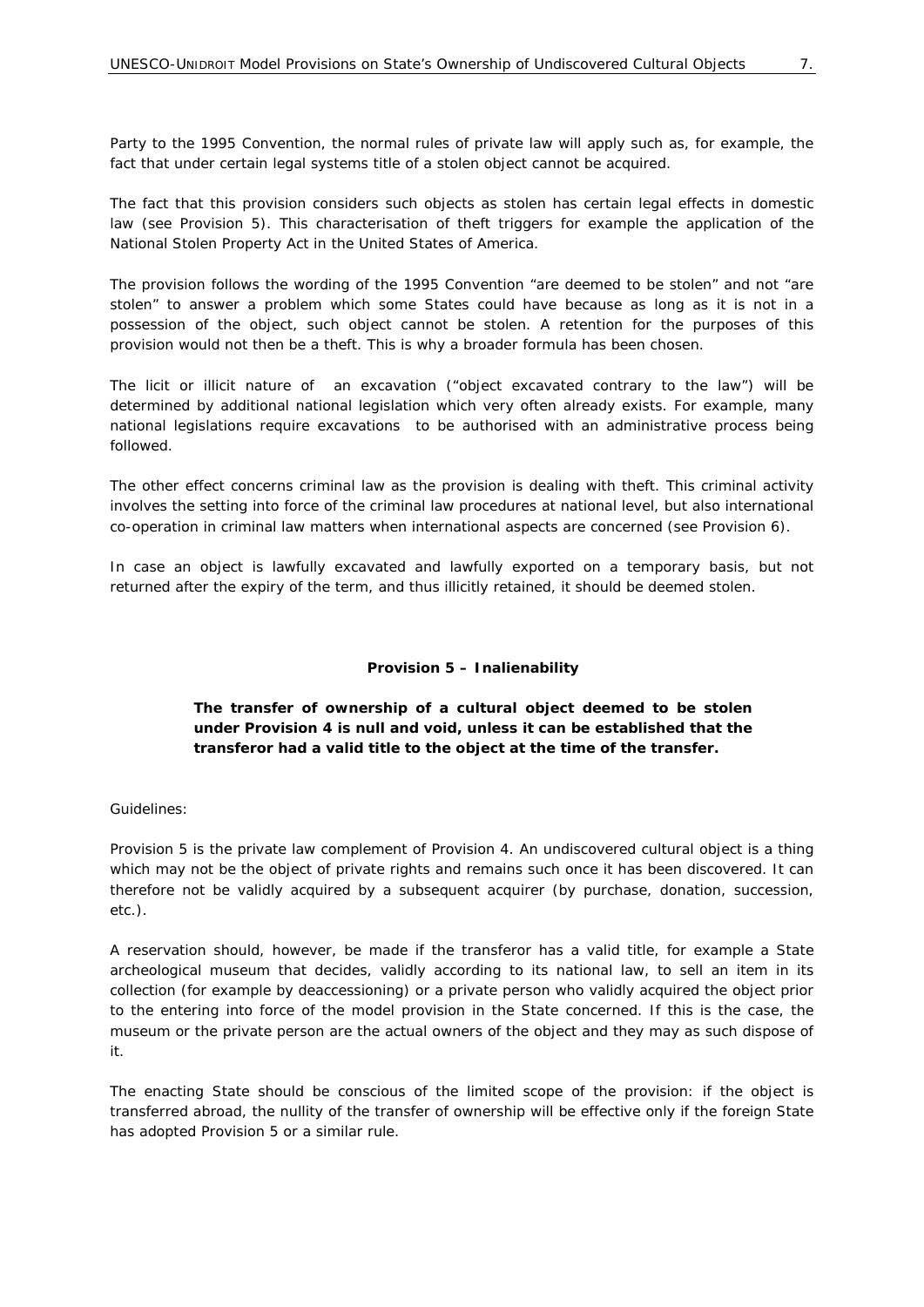Party to the 1995 Convention, the normal rules of private law will apply such as, for example, the fact that under certain legal systems title of a stolen object cannot be acquired.

The fact that this provision considers such objects as stolen has certain legal effects in domestic law (see Provision 5). This characterisation of theft triggers for example the application of the National Stolen Property Act in the United States of America.

The provision follows the wording of the 1995 Convention "are deemed to be stolen" and not "are stolen" to answer a problem which some States could have because as long as it is not in a possession of the object, such object cannot be stolen. A retention for the purposes of this provision would not then be a theft. This is why a broader formula has been chosen.

The licit or illicit nature of an excavation ("object excavated contrary to the law") will be determined by additional national legislation which very often already exists. For example, many national legislations require excavations to be authorised with an administrative process being followed.

The other effect concerns criminal law as the provision is dealing with theft. This criminal activity involves the setting into force of the criminal law procedures at national level, but also international co-operation in criminal law matters when international aspects are concerned (see Provision 6).

In case an object is lawfully excavated and lawfully exported on a temporary basis, but not returned after the expiry of the term, and thus illicitly retained, it should be deemed stolen.

### Provision 5 – Inalienability

**The transfer of ownership of a cultural object deemed to be stolen under Provision 4 is null and void, unless it can be established that the transferor had a valid title to the object at the time of the transfer.**

Guidelines:

Provision 5 is the private law complement of Provision 4. An undiscovered cultural object is a thing which may not be the object of private rights and remains such once it has been discovered. It can therefore not be validly acquired by a subsequent acquirer (by purchase, donation, succession, etc.).

A reservation should, however, be made if the transferor has a valid title, for example a State archeological museum that decides, validly according to its national law, to sell an item in its collection (for example by deaccessioning) or a private person who validly acquired the object prior to the entering into force of the model provision in the State concerned. If this is the case, the museum or the private person are the actual owners of the object and they may as such dispose of it.

The enacting State should be conscious of the limited scope of the provision: if the object is transferred abroad, the nullity of the transfer of ownership will be effective only if the foreign State has adopted Provision 5 or a similar rule.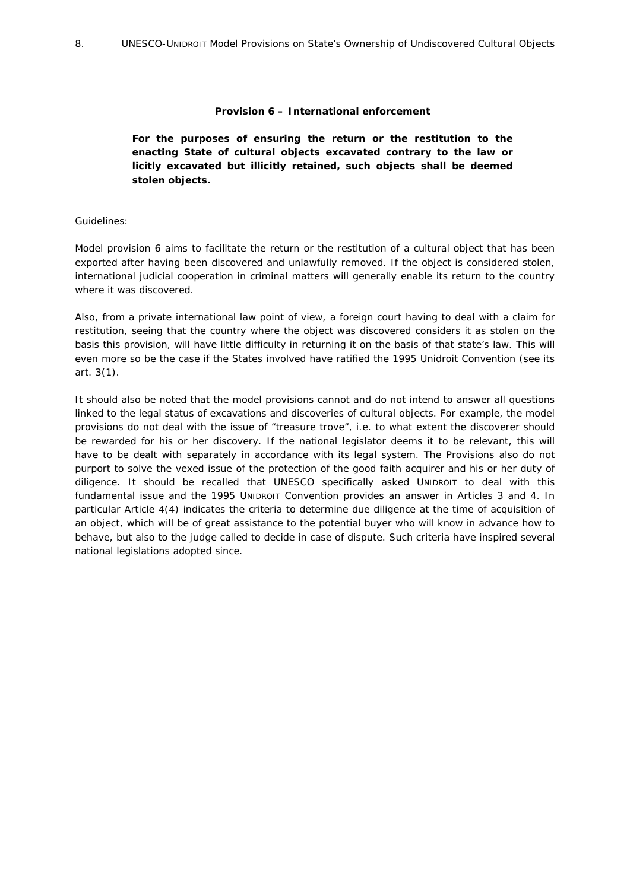**Provision 6 – International enforcement**

**For the purposes of ensuring the return or the restitution to the enacting State of cultural objects excavated contrary to the law or licitly excavated but illicitly retained, such objects shall be deemed stolen objects.**

Guidelines:

Model provision 6 aims to facilitate the return or the restitution of a cultural object that has been exported after having been discovered and unlawfully removed. If the object is considered stolen, international judicial cooperation in criminal matters will generally enable its return to the country where it was discovered.

Also, from a private international law point of view, a foreign court having to deal with a claim for restitution, seeing that the country where the object was discovered considers it as stolen on the basis this provision, will have little difficulty in returning it on the basis of that state's law. This will even more so be the case if the States involved have ratified the 1995 Unidroit Convention (see its art. 3(1).

It should also be noted that the model provisions cannot and do not intend to answer all questions linked to the legal status of excavations and discoveries of cultural objects. For example, the model provisions do not deal with the issue of "treasure trove", i.e. to what extent the discoverer should be rewarded for his or her discovery. If the national legislator deems it to be relevant, this will have to be dealt with separately in accordance with its legal system. The Provisions also do not purport to solve the vexed issue of the protection of the good faith acquirer and his or her duty of diligence. It should be recalled that UNESCO specifically asked UNIDROIT to deal with this fundamental issue and the 1995 UNIDROIT Convention provides an answer in Articles 3 and 4. In particular Article 4(4) indicates the criteria to determine due diligence at the time of acquisition of an object, which will be of great assistance to the potential buyer who will know in advance how to behave, but also to the judge called to decide in case of dispute. Such criteria have inspired several national legislations adopted since.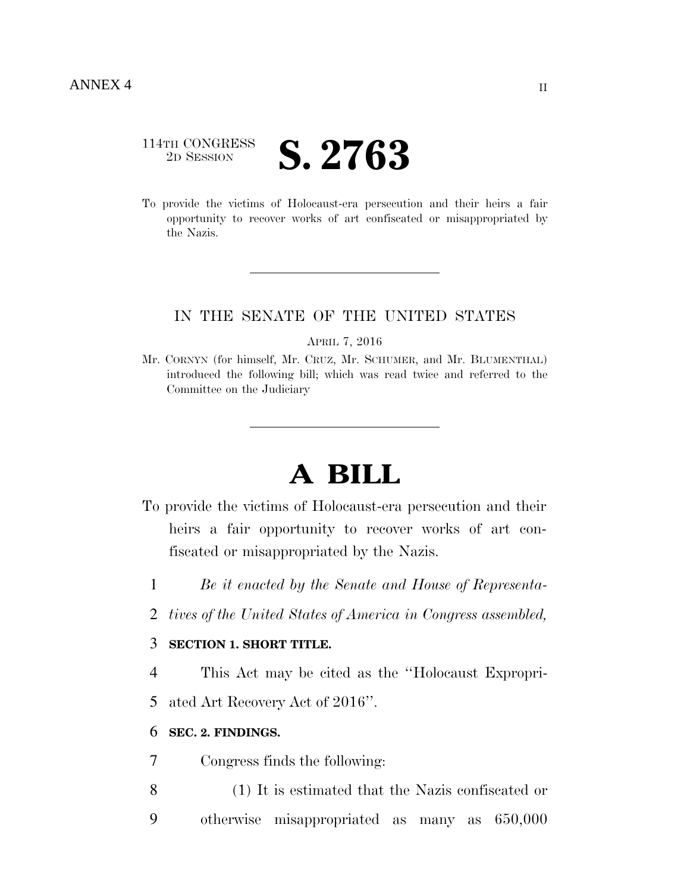ANNEX 4

114TH CONGRESS
2D SESSION

# S. 2763

To provide the victims of Holocaust-era persecution and their heirs a fair opportunity to recover works of art confiscated or misappropriated by the Nazis.

---

IN THE SENATE OF THE UNITED STATES

APRIL 7, 2016

Mr. CORNYN (for himself, Mr. CRUZ, Mr. SCHUMER, and Mr. BLUMENTHAL) introduced the following bill; which was read twice and referred to the Committee on the Judiciary

---

# A BILL

To provide the victims of Holocaust-era persecution and their heirs a fair opportunity to recover works of art confiscated or misappropriated by the Nazis.

1 *Be it enacted by the Senate and House of Representa-*
2 *tives of the United States of America in Congress assembled,*

3 **SECTION 1. SHORT TITLE.**

4 This Act may be cited as the "Holocaust Expropri-
5 ated Art Recovery Act of 2016".

6 **SEC. 2. FINDINGS.**

7 Congress finds the following:

8 (1) It is estimated that the Nazis confiscated or
9 otherwise misappropriated as many as 650,000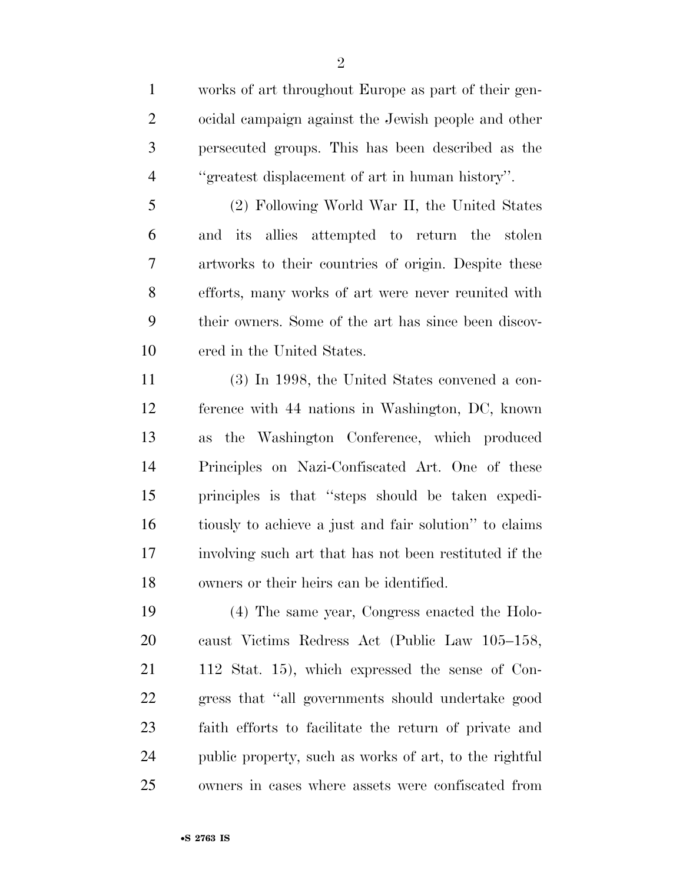works of art throughout Europe as part of their genocidal campaign against the Jewish people and other persecuted groups. This has been described as the "greatest displacement of art in human history".

(2) Following World War II, the United States and its allies attempted to return the stolen artworks to their countries of origin. Despite these efforts, many works of art were never reunited with their owners. Some of the art has since been discovered in the United States.

(3) In 1998, the United States convened a conference with 44 nations in Washington, DC, known as the Washington Conference, which produced Principles on Nazi-Confiscated Art. One of these principles is that "steps should be taken expeditiously to achieve a just and fair solution" to claims involving such art that has not been restituted if the owners or their heirs can be identified.

(4) The same year, Congress enacted the Holocaust Victims Redress Act (Public Law 105–158, 112 Stat. 15), which expressed the sense of Congress that "all governments should undertake good faith efforts to facilitate the return of private and public property, such as works of art, to the rightful owners in cases where assets were confiscated from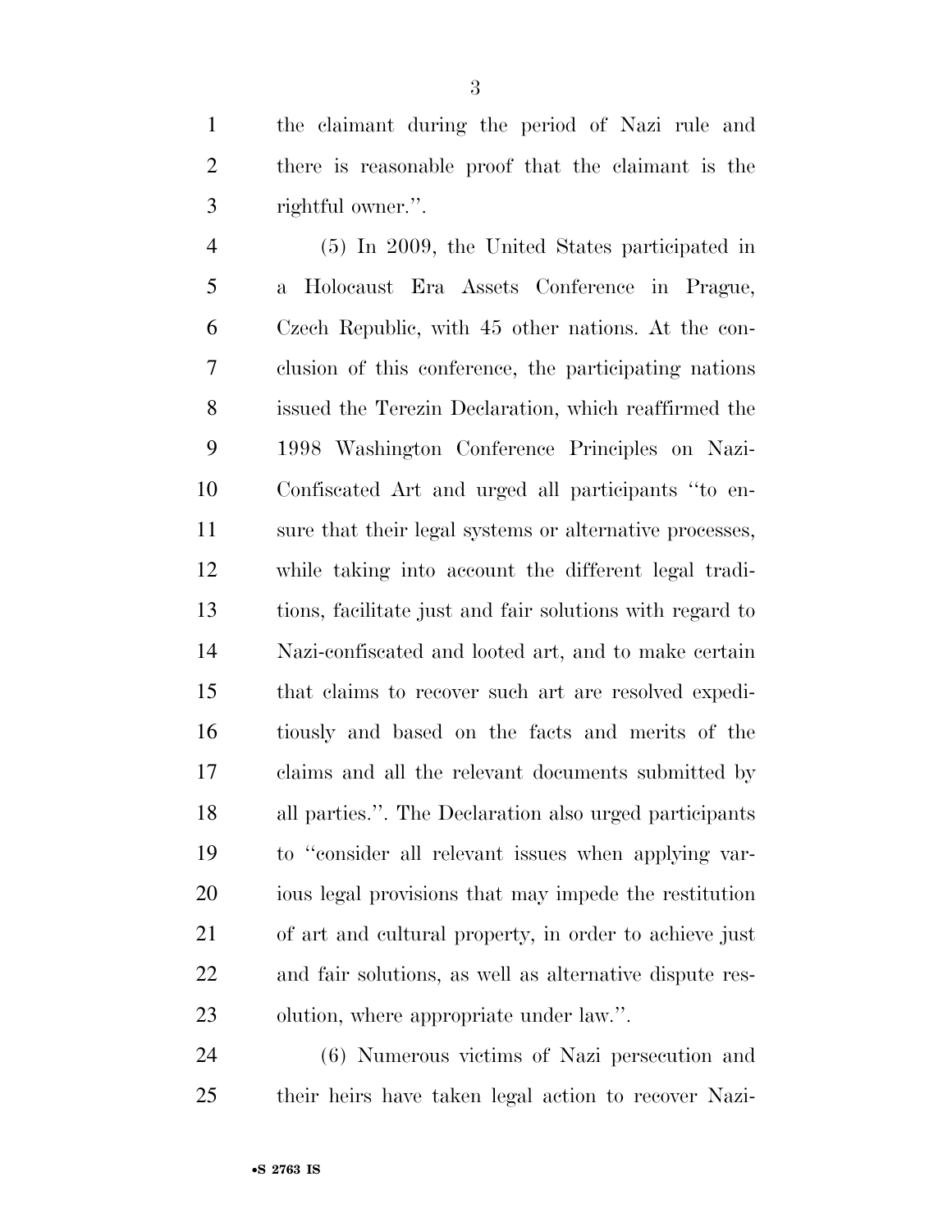the claimant during the period of Nazi rule and there is reasonable proof that the claimant is the rightful owner.''.

(5) In 2009, the United States participated in a Holocaust Era Assets Conference in Prague, Czech Republic, with 45 other nations. At the conclusion of this conference, the participating nations issued the Terezin Declaration, which reaffirmed the 1998 Washington Conference Principles on Nazi-Confiscated Art and urged all participants ''to ensure that their legal systems or alternative processes, while taking into account the different legal traditions, facilitate just and fair solutions with regard to Nazi-confiscated and looted art, and to make certain that claims to recover such art are resolved expeditiously and based on the facts and merits of the claims and all the relevant documents submitted by all parties.''. The Declaration also urged participants to ''consider all relevant issues when applying various legal provisions that may impede the restitution of art and cultural property, in order to achieve just and fair solutions, as well as alternative dispute resolution, where appropriate under law.''.

(6) Numerous victims of Nazi persecution and their heirs have taken legal action to recover Nazi-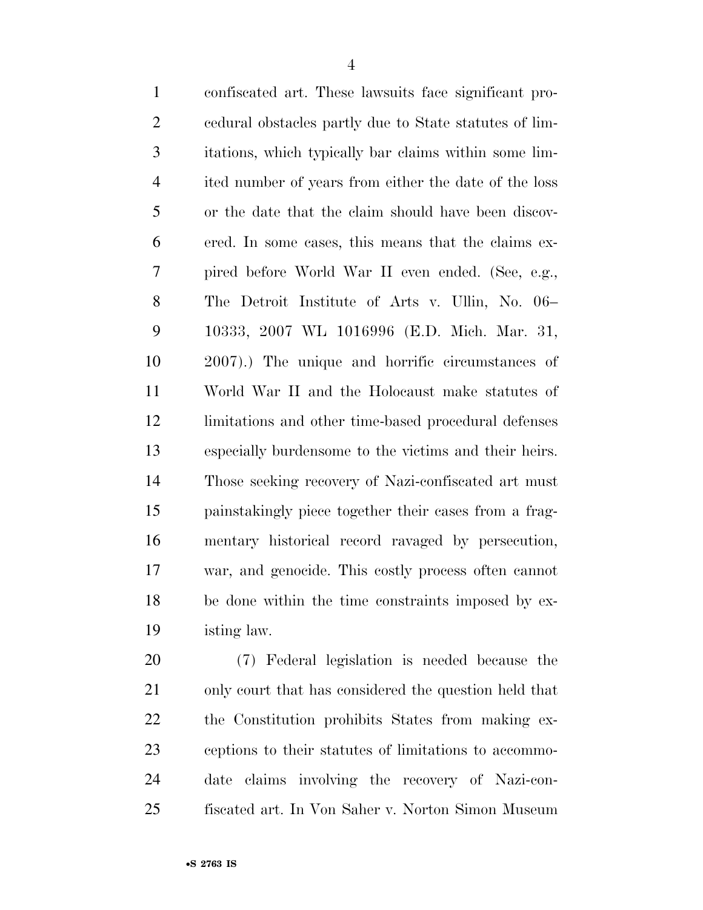confiscated art. These lawsuits face significant procedural obstacles partly due to State statutes of limitations, which typically bar claims within some limited number of years from either the date of the loss or the date that the claim should have been discovered. In some cases, this means that the claims expired before World War II even ended. (See, e.g., The Detroit Institute of Arts v. Ullin, No. 06–10333, 2007 WL 1016996 (E.D. Mich. Mar. 31, 2007).) The unique and horrific circumstances of World War II and the Holocaust make statutes of limitations and other time-based procedural defenses especially burdensome to the victims and their heirs. Those seeking recovery of Nazi-confiscated art must painstakingly piece together their cases from a fragmentary historical record ravaged by persecution, war, and genocide. This costly process often cannot be done within the time constraints imposed by existing law.

(7) Federal legislation is needed because the only court that has considered the question held that the Constitution prohibits States from making exceptions to their statutes of limitations to accommodate claims involving the recovery of Nazi-confiscated art. In Von Saher v. Norton Simon Museum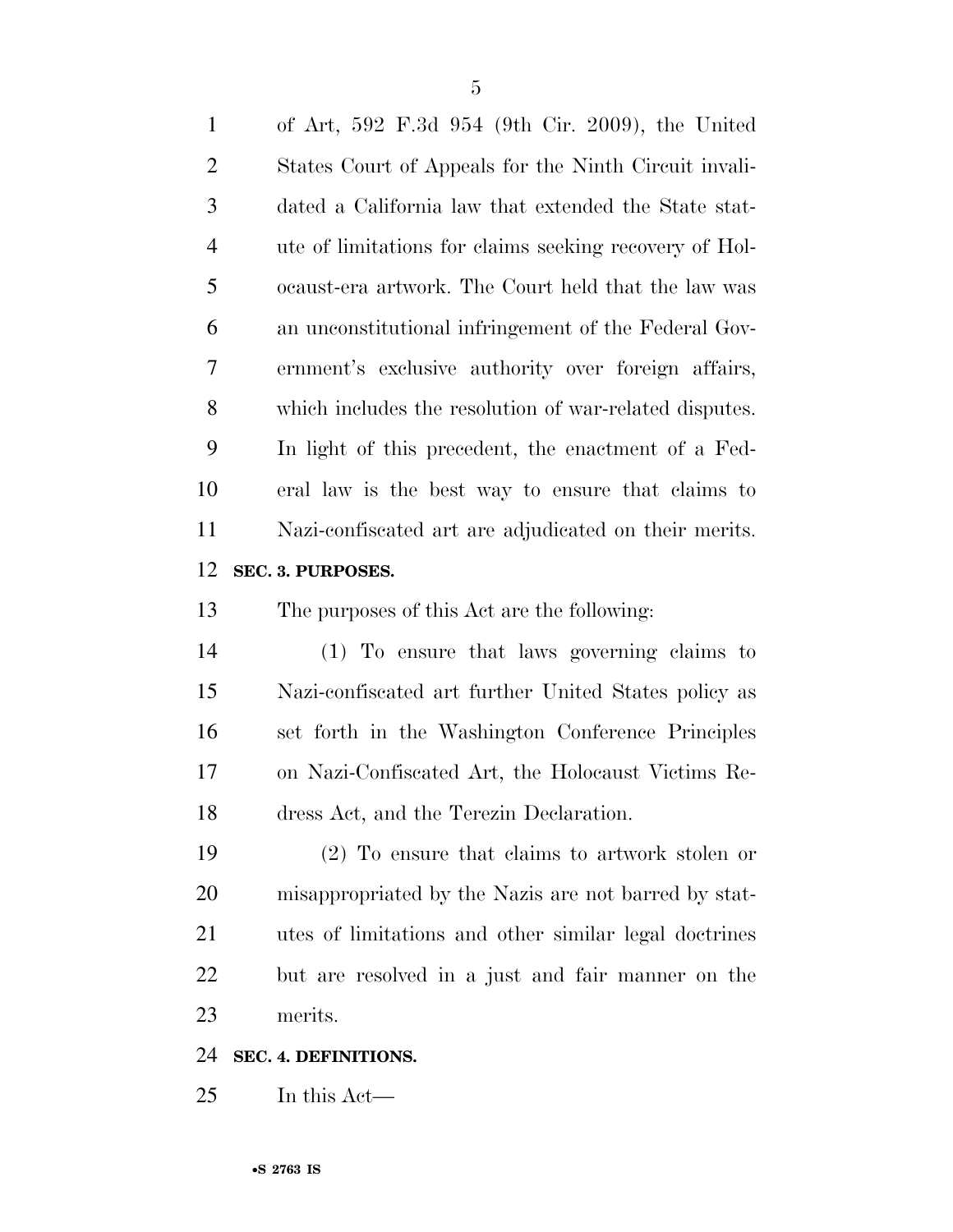of Art, 592 F.3d 954 (9th Cir. 2009), the United States Court of Appeals for the Ninth Circuit invalidated a California law that extended the State statute of limitations for claims seeking recovery of Holocaust-era artwork. The Court held that the law was an unconstitutional infringement of the Federal Government's exclusive authority over foreign affairs, which includes the resolution of war-related disputes. In light of this precedent, the enactment of a Federal law is the best way to ensure that claims to Nazi-confiscated art are adjudicated on their merits.

**SEC. 3. PURPOSES.**

The purposes of this Act are the following:

(1) To ensure that laws governing claims to Nazi-confiscated art further United States policy as set forth in the Washington Conference Principles on Nazi-Confiscated Art, the Holocaust Victims Redress Act, and the Terezin Declaration.

(2) To ensure that claims to artwork stolen or misappropriated by the Nazis are not barred by statutes of limitations and other similar legal doctrines but are resolved in a just and fair manner on the merits.

**SEC. 4. DEFINITIONS.**

In this Act—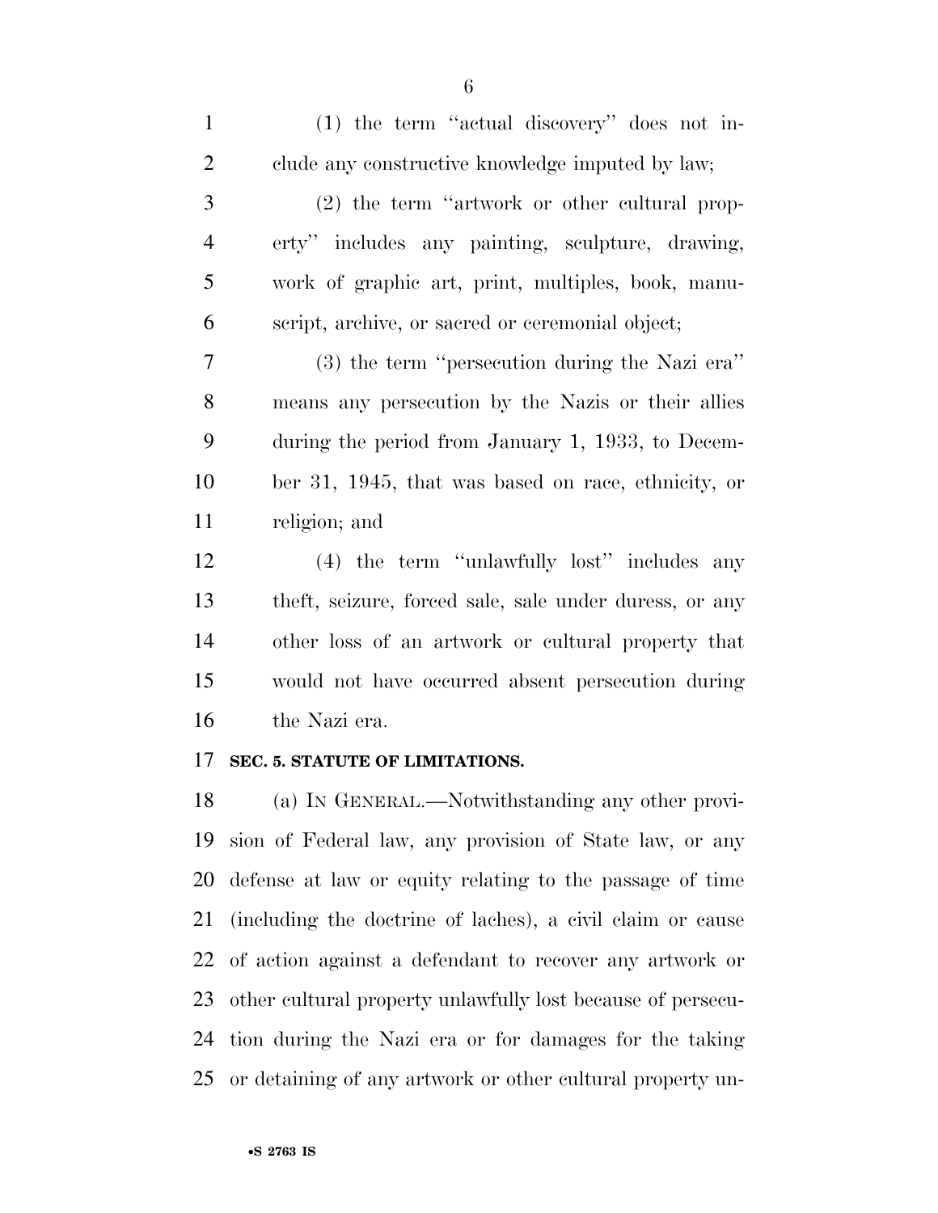(1) the term ''actual discovery'' does not include any constructive knowledge imputed by law;

(2) the term ''artwork or other cultural property'' includes any painting, sculpture, drawing, work of graphic art, print, multiples, book, manuscript, archive, or sacred or ceremonial object;

(3) the term ''persecution during the Nazi era'' means any persecution by the Nazis or their allies during the period from January 1, 1933, to December 31, 1945, that was based on race, ethnicity, or religion; and

(4) the term ''unlawfully lost'' includes any theft, seizure, forced sale, sale under duress, or any other loss of an artwork or cultural property that would not have occurred absent persecution during the Nazi era.

**SEC. 5. STATUTE OF LIMITATIONS.**

(a) IN GENERAL.—Notwithstanding any other provision of Federal law, any provision of State law, or any defense at law or equity relating to the passage of time (including the doctrine of laches), a civil claim or cause of action against a defendant to recover any artwork or other cultural property unlawfully lost because of persecution during the Nazi era or for damages for the taking or detaining of any artwork or other cultural property un-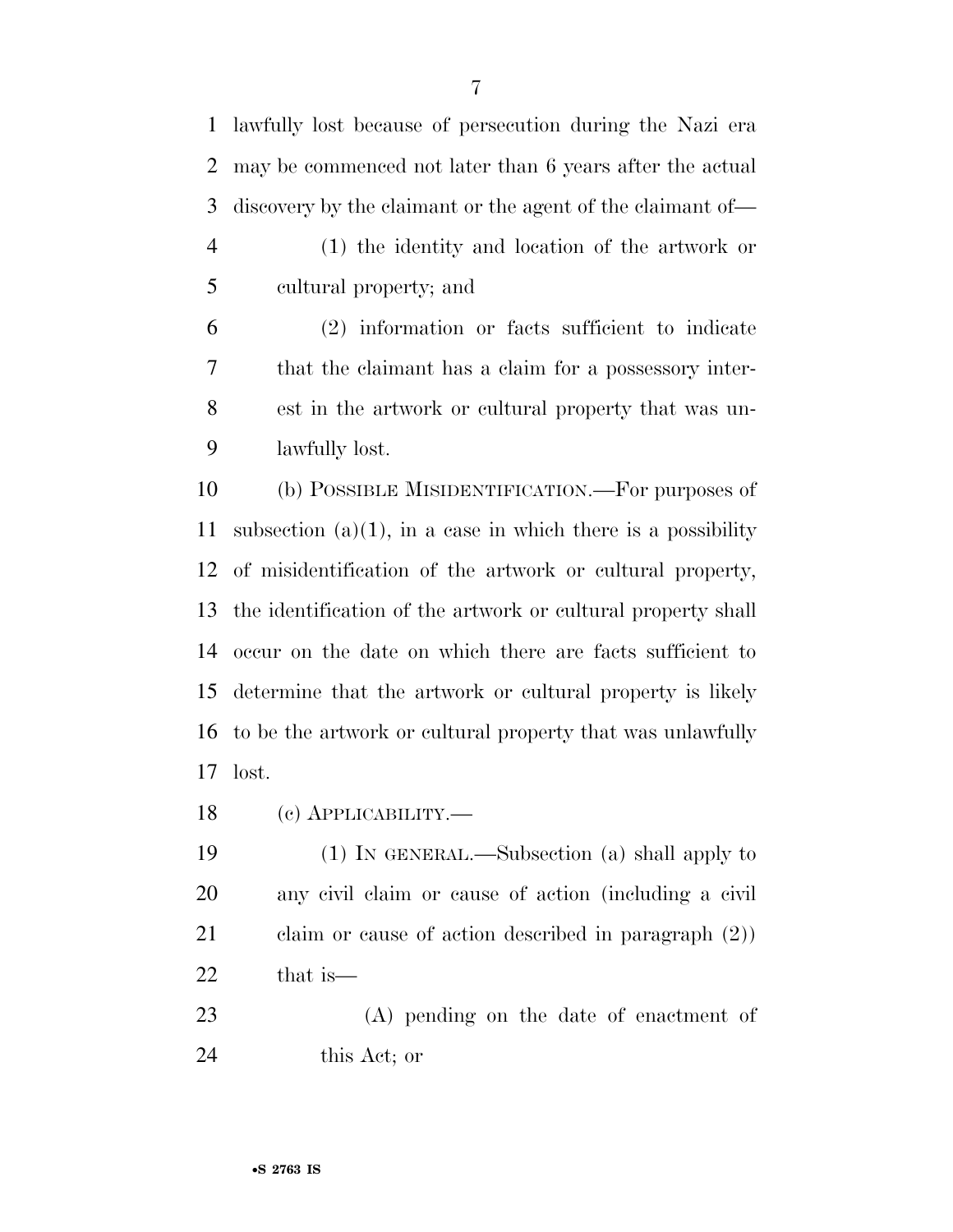lawfully lost because of persecution during the Nazi era may be commenced not later than 6 years after the actual discovery by the claimant or the agent of the claimant of—

(1) the identity and location of the artwork or cultural property; and

(2) information or facts sufficient to indicate that the claimant has a claim for a possessory interest in the artwork or cultural property that was unlawfully lost.

(b) POSSIBLE MISIDENTIFICATION.—For purposes of subsection (a)(1), in a case in which there is a possibility of misidentification of the artwork or cultural property, the identification of the artwork or cultural property shall occur on the date on which there are facts sufficient to determine that the artwork or cultural property is likely to be the artwork or cultural property that was unlawfully lost.

(c) APPLICABILITY.—

(1) IN GENERAL.—Subsection (a) shall apply to any civil claim or cause of action (including a civil claim or cause of action described in paragraph (2)) that is—

(A) pending on the date of enactment of this Act; or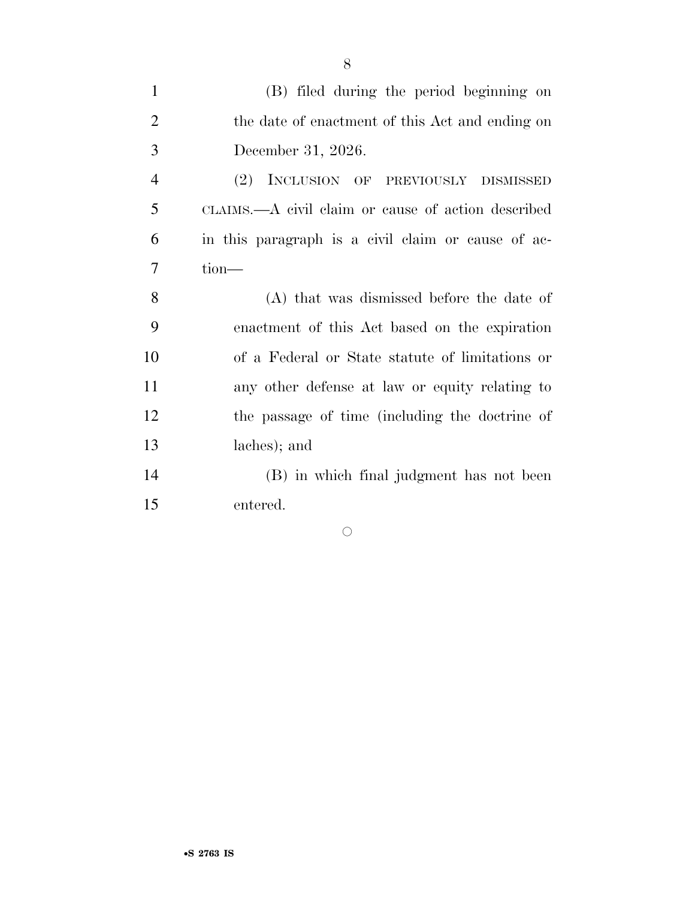(B) filed during the period beginning on the date of enactment of this Act and ending on December 31, 2026.

(2) INCLUSION OF PREVIOUSLY DISMISSED CLAIMS.—A civil claim or cause of action described in this paragraph is a civil claim or cause of action—

(A) that was dismissed before the date of enactment of this Act based on the expiration of a Federal or State statute of limitations or any other defense at law or equity relating to the passage of time (including the doctrine of laches); and

(B) in which final judgment has not been entered.

○